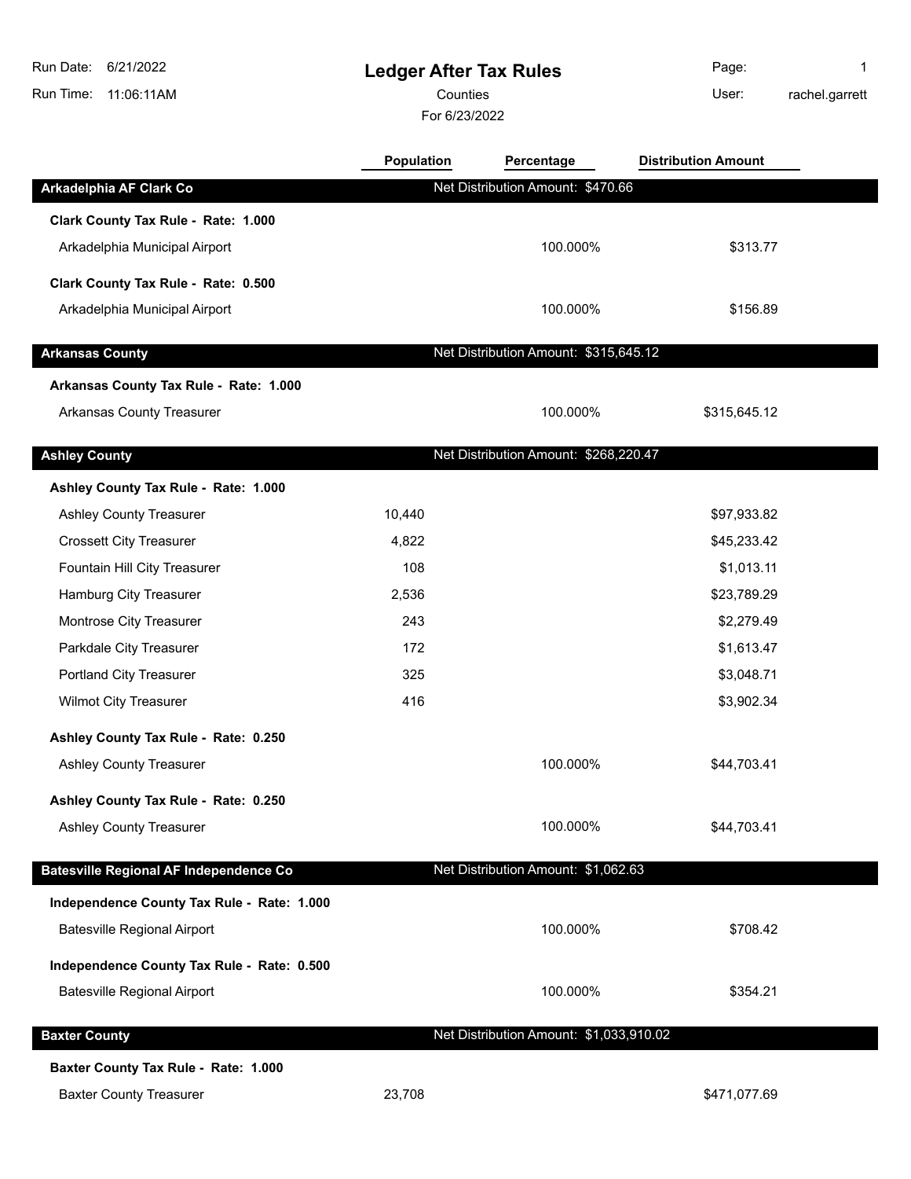# Ledger After Tax Rules

Counties

For 6/23/2022

Run Date: 6/21/2022
Run Time: 11:06:11AM
User: rachel.garrett

| | Population | Percentage | Distribution Amount |
|---|---|---|---|
| **Arkadelphia AF Clark Co** | | Net Distribution Amount: $470.66 | |
| **Clark County Tax Rule - Rate: 1.000** | | | |
| Arkadelphia Municipal Airport | | 100.000% | $313.77 |
| **Clark County Tax Rule - Rate: 0.500** | | | |
| Arkadelphia Municipal Airport | | 100.000% | $156.89 |
| **Arkansas County** | | Net Distribution Amount: $315,645.12 | |
| **Arkansas County Tax Rule - Rate: 1.000** | | | |
| Arkansas County Treasurer | | 100.000% | $315,645.12 |
| **Ashley County** | | Net Distribution Amount: $268,220.47 | |
| **Ashley County Tax Rule - Rate: 1.000** | | | |
| Ashley County Treasurer | 10,440 | | $97,933.82 |
| Crossett City Treasurer | 4,822 | | $45,233.42 |
| Fountain Hill City Treasurer | 108 | | $1,013.11 |
| Hamburg City Treasurer | 2,536 | | $23,789.29 |
| Montrose City Treasurer | 243 | | $2,279.49 |
| Parkdale City Treasurer | 172 | | $1,613.47 |
| Portland City Treasurer | 325 | | $3,048.71 |
| Wilmot City Treasurer | 416 | | $3,902.34 |
| **Ashley County Tax Rule - Rate: 0.250** | | | |
| Ashley County Treasurer | | 100.000% | $44,703.41 |
| **Ashley County Tax Rule - Rate: 0.250** | | | |
| Ashley County Treasurer | | 100.000% | $44,703.41 |
| **Batesville Regional AF Independence Co** | | Net Distribution Amount: $1,062.63 | |
| **Independence County Tax Rule - Rate: 1.000** | | | |
| Batesville Regional Airport | | 100.000% | $708.42 |
| **Independence County Tax Rule - Rate: 0.500** | | | |
| Batesville Regional Airport | | 100.000% | $354.21 |
| **Baxter County** | | Net Distribution Amount: $1,033,910.02 | |
| **Baxter County Tax Rule - Rate: 1.000** | | | |
| Baxter County Treasurer | 23,708 | | $471,077.69 |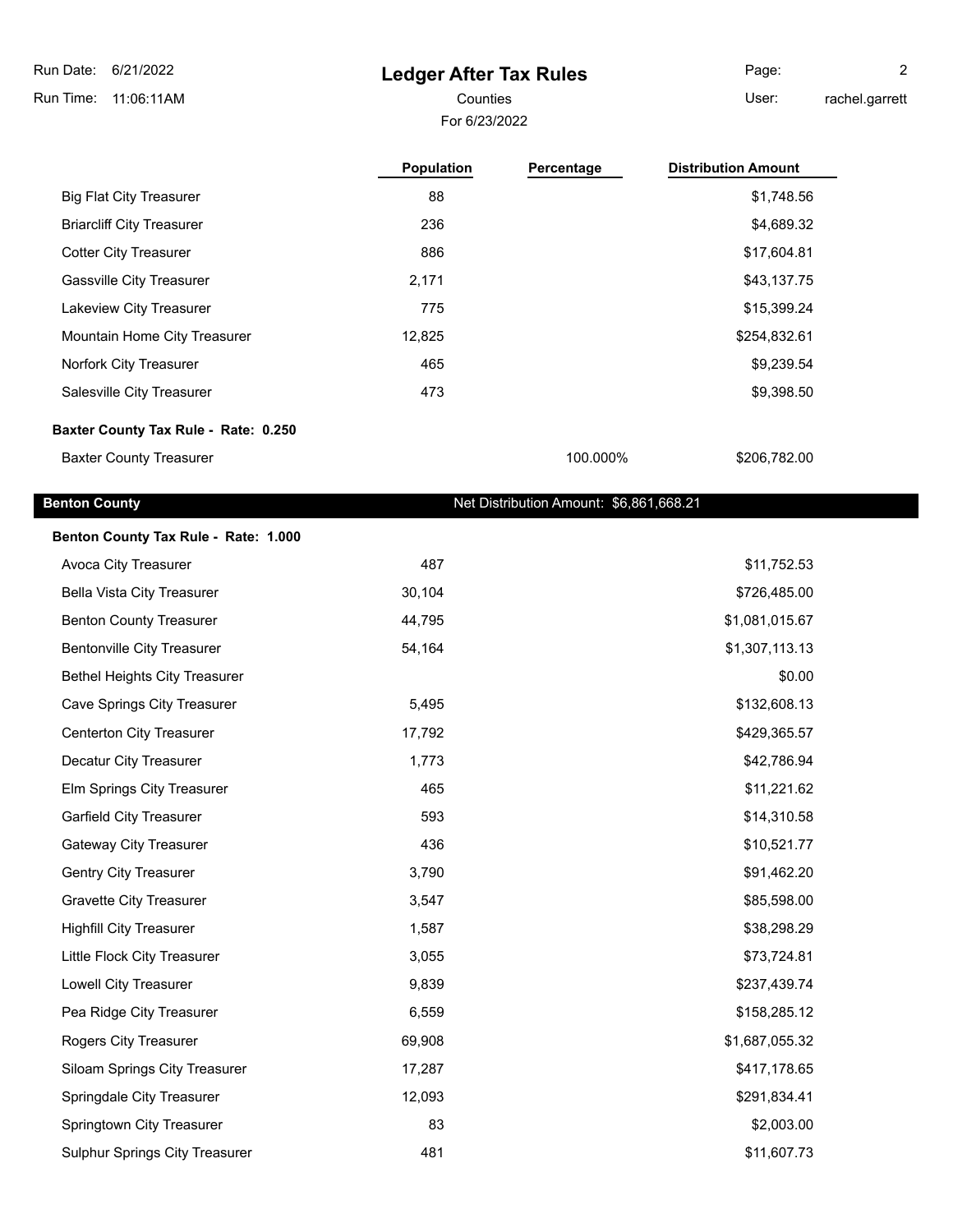# Ledger After Tax Rules

Counties

For 6/23/2022

| | Population | Percentage | Distribution Amount |
|---|---|---|---|
| Big Flat City Treasurer | 88 | | $1,748.56 |
| Briarcliff City Treasurer | 236 | | $4,689.32 |
| Cotter City Treasurer | 886 | | $17,604.81 |
| Gassville City Treasurer | 2,171 | | $43,137.75 |
| Lakeview City Treasurer | 775 | | $15,399.24 |
| Mountain Home City Treasurer | 12,825 | | $254,832.61 |
| Norfork City Treasurer | 465 | | $9,239.54 |
| Salesville City Treasurer | 473 | | $9,398.50 |
| **Baxter County Tax Rule - Rate: 0.250** | | | |
| Baxter County Treasurer | | 100.000% | $206,782.00 |

## Benton County

Net Distribution Amount: $6,861,668.21

| | Population | Percentage | Distribution Amount |
|---|---|---|---|
| **Benton County Tax Rule - Rate: 1.000** | | | |
| Avoca City Treasurer | 487 | | $11,752.53 |
| Bella Vista City Treasurer | 30,104 | | $726,485.00 |
| Benton County Treasurer | 44,795 | | $1,081,015.67 |
| Bentonville City Treasurer | 54,164 | | $1,307,113.13 |
| Bethel Heights City Treasurer | | | $0.00 |
| Cave Springs City Treasurer | 5,495 | | $132,608.13 |
| Centerton City Treasurer | 17,792 | | $429,365.57 |
| Decatur City Treasurer | 1,773 | | $42,786.94 |
| Elm Springs City Treasurer | 465 | | $11,221.62 |
| Garfield City Treasurer | 593 | | $14,310.58 |
| Gateway City Treasurer | 436 | | $10,521.77 |
| Gentry City Treasurer | 3,790 | | $91,462.20 |
| Gravette City Treasurer | 3,547 | | $85,598.00 |
| Highfill City Treasurer | 1,587 | | $38,298.29 |
| Little Flock City Treasurer | 3,055 | | $73,724.81 |
| Lowell City Treasurer | 9,839 | | $237,439.74 |
| Pea Ridge City Treasurer | 6,559 | | $158,285.12 |
| Rogers City Treasurer | 69,908 | | $1,687,055.32 |
| Siloam Springs City Treasurer | 17,287 | | $417,178.65 |
| Springdale City Treasurer | 12,093 | | $291,834.41 |
| Springtown City Treasurer | 83 | | $2,003.00 |
| Sulphur Springs City Treasurer | 481 | | $11,607.73 |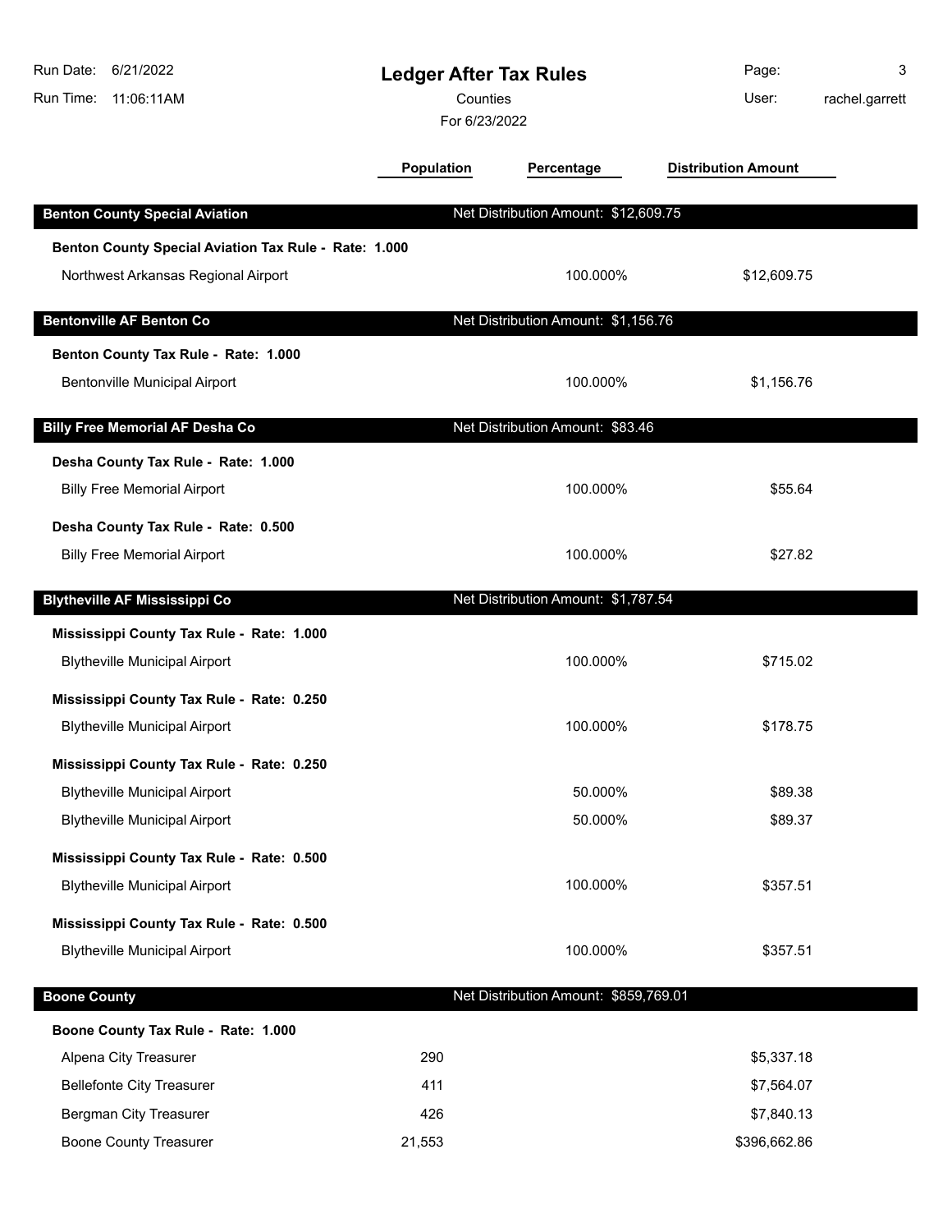# Ledger After Tax Rules

Counties

For 6/23/2022

Run Date: 6/21/2022
Run Time: 11:06:11AM
User: rachel.garrett

| | Population | Percentage | Distribution Amount |
|---|---|---|---|
| **Benton County Special Aviation** | Net Distribution Amount: $12,609.75 | | |
| **Benton County Special Aviation Tax Rule - Rate: 1.000** | | | |
| Northwest Arkansas Regional Airport | | 100.000% | $12,609.75 |
| **Bentonville AF Benton Co** | Net Distribution Amount: $1,156.76 | | |
| **Benton County Tax Rule - Rate: 1.000** | | | |
| Bentonville Municipal Airport | | 100.000% | $1,156.76 |
| **Billy Free Memorial AF Desha Co** | Net Distribution Amount: $83.46 | | |
| **Desha County Tax Rule - Rate: 1.000** | | | |
| Billy Free Memorial Airport | | 100.000% | $55.64 |
| **Desha County Tax Rule - Rate: 0.500** | | | |
| Billy Free Memorial Airport | | 100.000% | $27.82 |
| **Blytheville AF Mississippi Co** | Net Distribution Amount: $1,787.54 | | |
| **Mississippi County Tax Rule - Rate: 1.000** | | | |
| Blytheville Municipal Airport | | 100.000% | $715.02 |
| **Mississippi County Tax Rule - Rate: 0.250** | | | |
| Blytheville Municipal Airport | | 100.000% | $178.75 |
| **Mississippi County Tax Rule - Rate: 0.250** | | | |
| Blytheville Municipal Airport | | 50.000% | $89.38 |
| Blytheville Municipal Airport | | 50.000% | $89.37 |
| **Mississippi County Tax Rule - Rate: 0.500** | | | |
| Blytheville Municipal Airport | | 100.000% | $357.51 |
| **Mississippi County Tax Rule - Rate: 0.500** | | | |
| Blytheville Municipal Airport | | 100.000% | $357.51 |
| **Boone County** | Net Distribution Amount: $859,769.01 | | |
| **Boone County Tax Rule - Rate: 1.000** | | | |
| Alpena City Treasurer | 290 | | $5,337.18 |
| Bellefonte City Treasurer | 411 | | $7,564.07 |
| Bergman City Treasurer | 426 | | $7,840.13 |
| Boone County Treasurer | 21,553 | | $396,662.86 |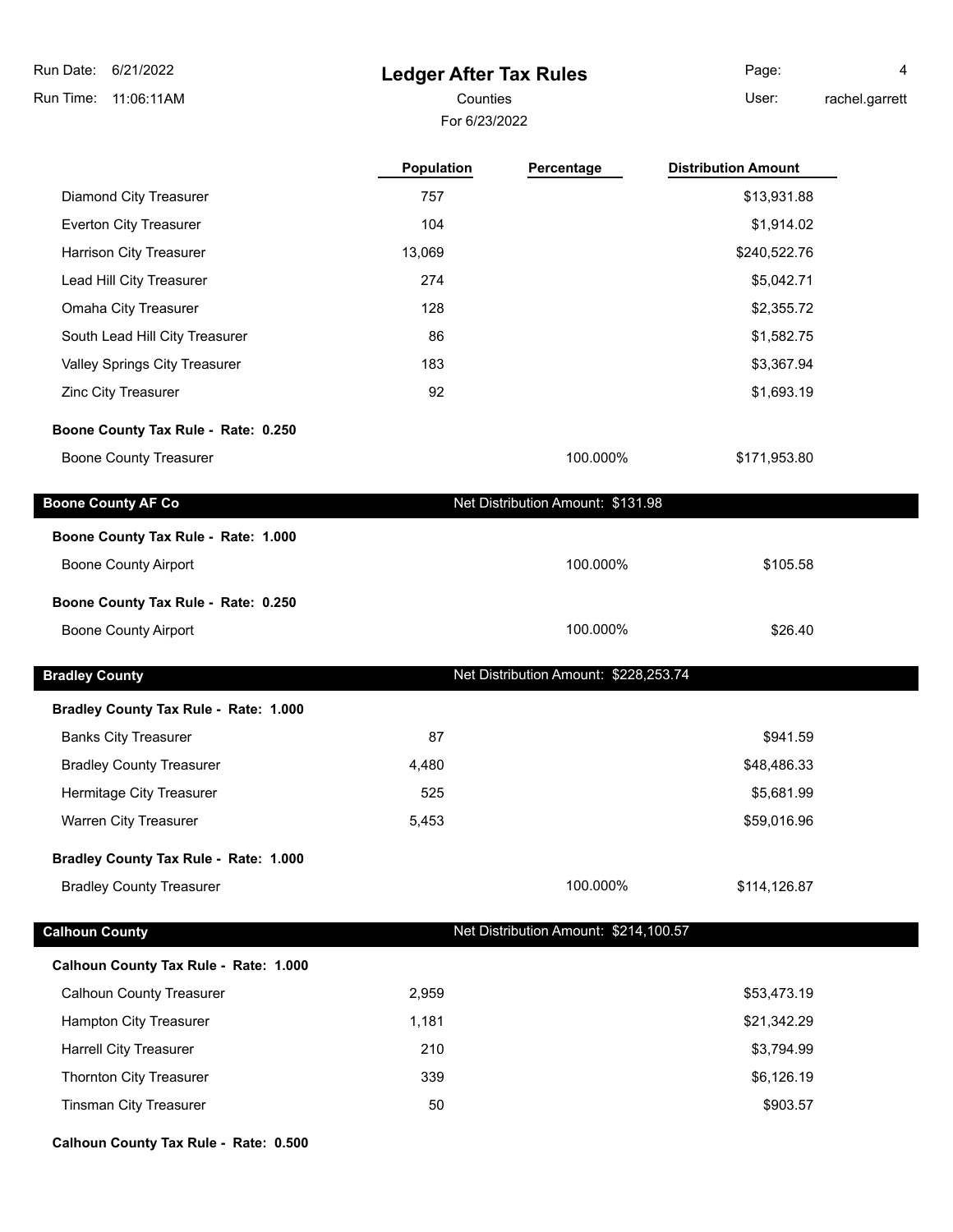# Ledger After Tax Rules

Counties

For 6/23/2022

Run Date: 6/21/2022
Run Time: 11:06:11AM
User: rachel.garrett

| | Population | Percentage | Distribution Amount |
|---|---|---|---|
| Diamond City Treasurer | 757 | | $13,931.88 |
| Everton City Treasurer | 104 | | $1,914.02 |
| Harrison City Treasurer | 13,069 | | $240,522.76 |
| Lead Hill City Treasurer | 274 | | $5,042.71 |
| Omaha City Treasurer | 128 | | $2,355.72 |
| South Lead Hill City Treasurer | 86 | | $1,582.75 |
| Valley Springs City Treasurer | 183 | | $3,367.94 |
| Zinc City Treasurer | 92 | | $1,693.19 |
| **Boone County Tax Rule - Rate: 0.250** | | | |
| Boone County Treasurer | | 100.000% | $171,953.80 |

## Boone County AF Co

Net Distribution Amount: $131.98

| | Population | Percentage | Distribution Amount |
|---|---|---|---|
| **Boone County Tax Rule - Rate: 1.000** | | | |
| Boone County Airport | | 100.000% | $105.58 |
| **Boone County Tax Rule - Rate: 0.250** | | | |
| Boone County Airport | | 100.000% | $26.40 |

## Bradley County

Net Distribution Amount: $228,253.74

| | Population | Percentage | Distribution Amount |
|---|---|---|---|
| **Bradley County Tax Rule - Rate: 1.000** | | | |
| Banks City Treasurer | 87 | | $941.59 |
| Bradley County Treasurer | 4,480 | | $48,486.33 |
| Hermitage City Treasurer | 525 | | $5,681.99 |
| Warren City Treasurer | 5,453 | | $59,016.96 |
| **Bradley County Tax Rule - Rate: 1.000** | | | |
| Bradley County Treasurer | | 100.000% | $114,126.87 |

## Calhoun County

Net Distribution Amount: $214,100.57

| | Population | Percentage | Distribution Amount |
|---|---|---|---|
| **Calhoun County Tax Rule - Rate: 1.000** | | | |
| Calhoun County Treasurer | 2,959 | | $53,473.19 |
| Hampton City Treasurer | 1,181 | | $21,342.29 |
| Harrell City Treasurer | 210 | | $3,794.99 |
| Thornton City Treasurer | 339 | | $6,126.19 |
| Tinsman City Treasurer | 50 | | $903.57 |

**Calhoun County Tax Rule - Rate: 0.500**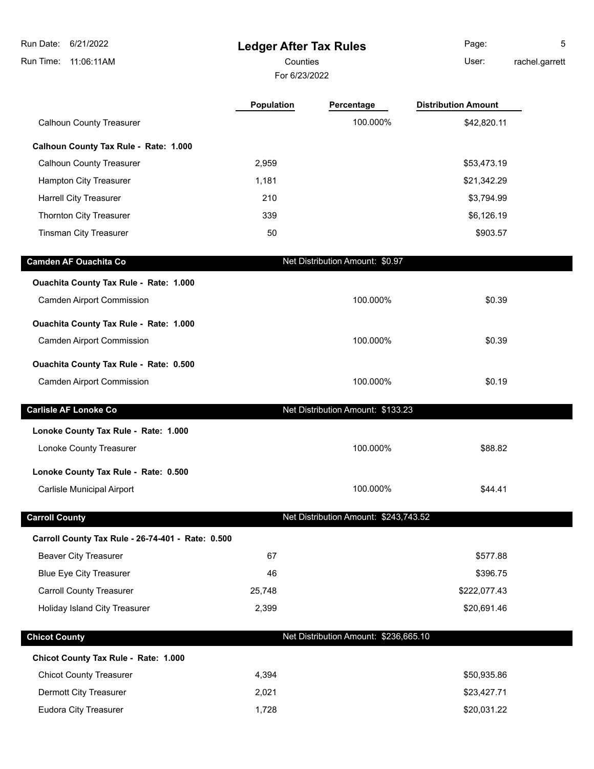# Ledger After Tax Rules

Counties

For 6/23/2022

| | Population | Percentage | Distribution Amount |
|---|---|---|---|
| Calhoun County Treasurer | | 100.000% | $42,820.11 |
| **Calhoun County Tax Rule - Rate: 1.000** | | | |
| Calhoun County Treasurer | 2,959 | | $53,473.19 |
| Hampton City Treasurer | 1,181 | | $21,342.29 |
| Harrell City Treasurer | 210 | | $3,794.99 |
| Thornton City Treasurer | 339 | | $6,126.19 |
| Tinsman City Treasurer | 50 | | $903.57 |
| **Camden AF Ouachita Co** | | Net Distribution Amount: $0.97 | |
| **Ouachita County Tax Rule - Rate: 1.000** | | | |
| Camden Airport Commission | | 100.000% | $0.39 |
| **Ouachita County Tax Rule - Rate: 1.000** | | | |
| Camden Airport Commission | | 100.000% | $0.39 |
| **Ouachita County Tax Rule - Rate: 0.500** | | | |
| Camden Airport Commission | | 100.000% | $0.19 |
| **Carlisle AF Lonoke Co** | | Net Distribution Amount: $133.23 | |
| **Lonoke County Tax Rule - Rate: 1.000** | | | |
| Lonoke County Treasurer | | 100.000% | $88.82 |
| **Lonoke County Tax Rule - Rate: 0.500** | | | |
| Carlisle Municipal Airport | | 100.000% | $44.41 |
| **Carroll County** | | Net Distribution Amount: $243,743.52 | |
| **Carroll County Tax Rule - 26-74-401 - Rate: 0.500** | | | |
| Beaver City Treasurer | 67 | | $577.88 |
| Blue Eye City Treasurer | 46 | | $396.75 |
| Carroll County Treasurer | 25,748 | | $222,077.43 |
| Holiday Island City Treasurer | 2,399 | | $20,691.46 |
| **Chicot County** | | Net Distribution Amount: $236,665.10 | |
| **Chicot County Tax Rule - Rate: 1.000** | | | |
| Chicot County Treasurer | 4,394 | | $50,935.86 |
| Dermott City Treasurer | 2,021 | | $23,427.71 |
| Eudora City Treasurer | 1,728 | | $20,031.22 |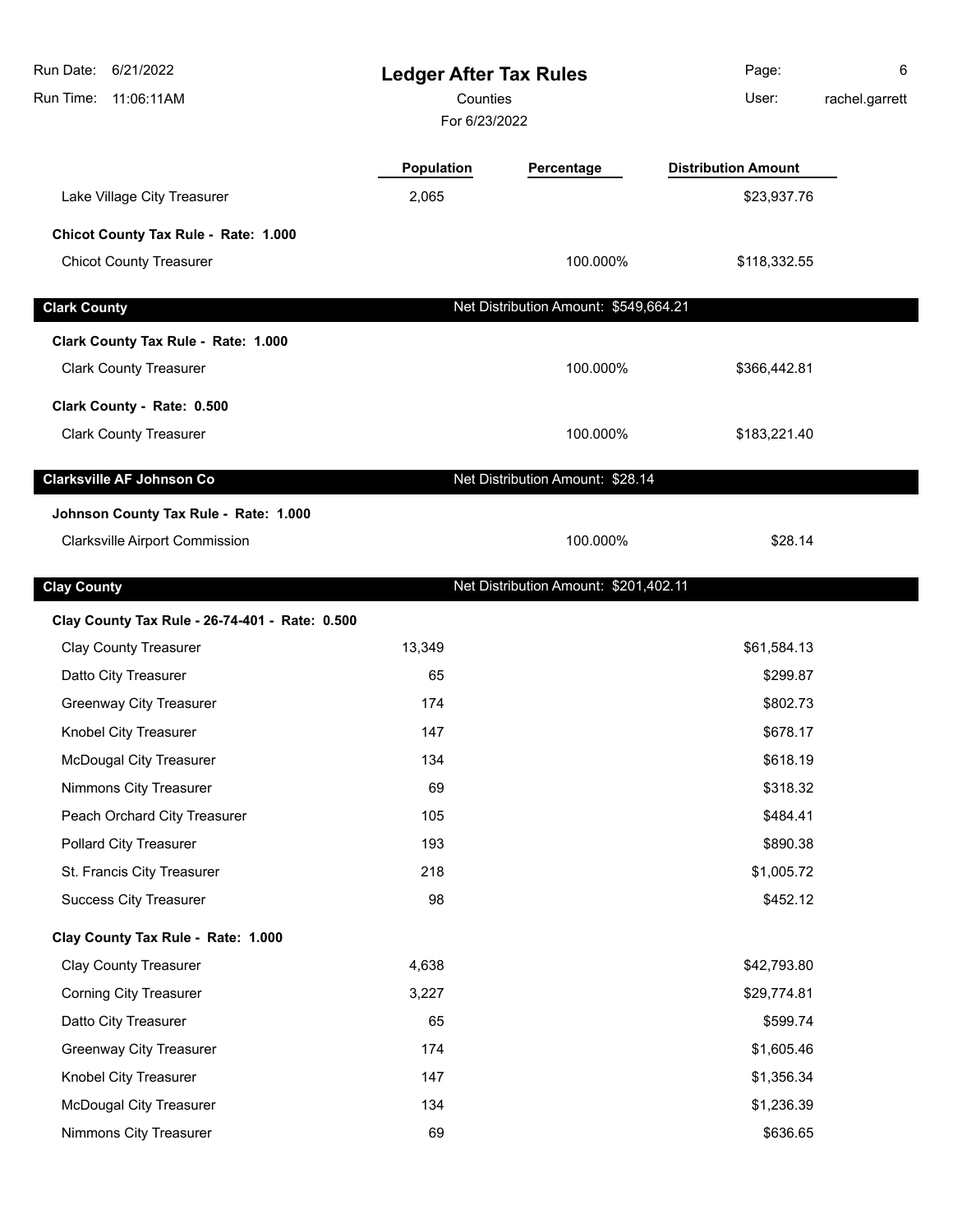# Ledger After Tax Rules

Counties

For 6/23/2022

Run Date: 6/21/2022
Run Time: 11:06:11AM
User: rachel.garrett

| | Population | Percentage | Distribution Amount |
|---|---|---|---|
| Lake Village City Treasurer | 2,065 | | $23,937.76 |
| **Chicot County Tax Rule - Rate: 1.000** | | | |
| Chicot County Treasurer | | 100.000% | $118,332.55 |
| **Clark County** | | Net Distribution Amount: $549,664.21 | |
| **Clark County Tax Rule - Rate: 1.000** | | | |
| Clark County Treasurer | | 100.000% | $366,442.81 |
| **Clark County - Rate: 0.500** | | | |
| Clark County Treasurer | | 100.000% | $183,221.40 |
| **Clarksville AF Johnson Co** | | Net Distribution Amount: $28.14 | |
| **Johnson County Tax Rule - Rate: 1.000** | | | |
| Clarksville Airport Commission | | 100.000% | $28.14 |
| **Clay County** | | Net Distribution Amount: $201,402.11 | |
| **Clay County Tax Rule - 26-74-401 - Rate: 0.500** | | | |
| Clay County Treasurer | 13,349 | | $61,584.13 |
| Datto City Treasurer | 65 | | $299.87 |
| Greenway City Treasurer | 174 | | $802.73 |
| Knobel City Treasurer | 147 | | $678.17 |
| McDougal City Treasurer | 134 | | $618.19 |
| Nimmons City Treasurer | 69 | | $318.32 |
| Peach Orchard City Treasurer | 105 | | $484.41 |
| Pollard City Treasurer | 193 | | $890.38 |
| St. Francis City Treasurer | 218 | | $1,005.72 |
| Success City Treasurer | 98 | | $452.12 |
| **Clay County Tax Rule - Rate: 1.000** | | | |
| Clay County Treasurer | 4,638 | | $42,793.80 |
| Corning City Treasurer | 3,227 | | $29,774.81 |
| Datto City Treasurer | 65 | | $599.74 |
| Greenway City Treasurer | 174 | | $1,605.46 |
| Knobel City Treasurer | 147 | | $1,356.34 |
| McDougal City Treasurer | 134 | | $1,236.39 |
| Nimmons City Treasurer | 69 | | $636.65 |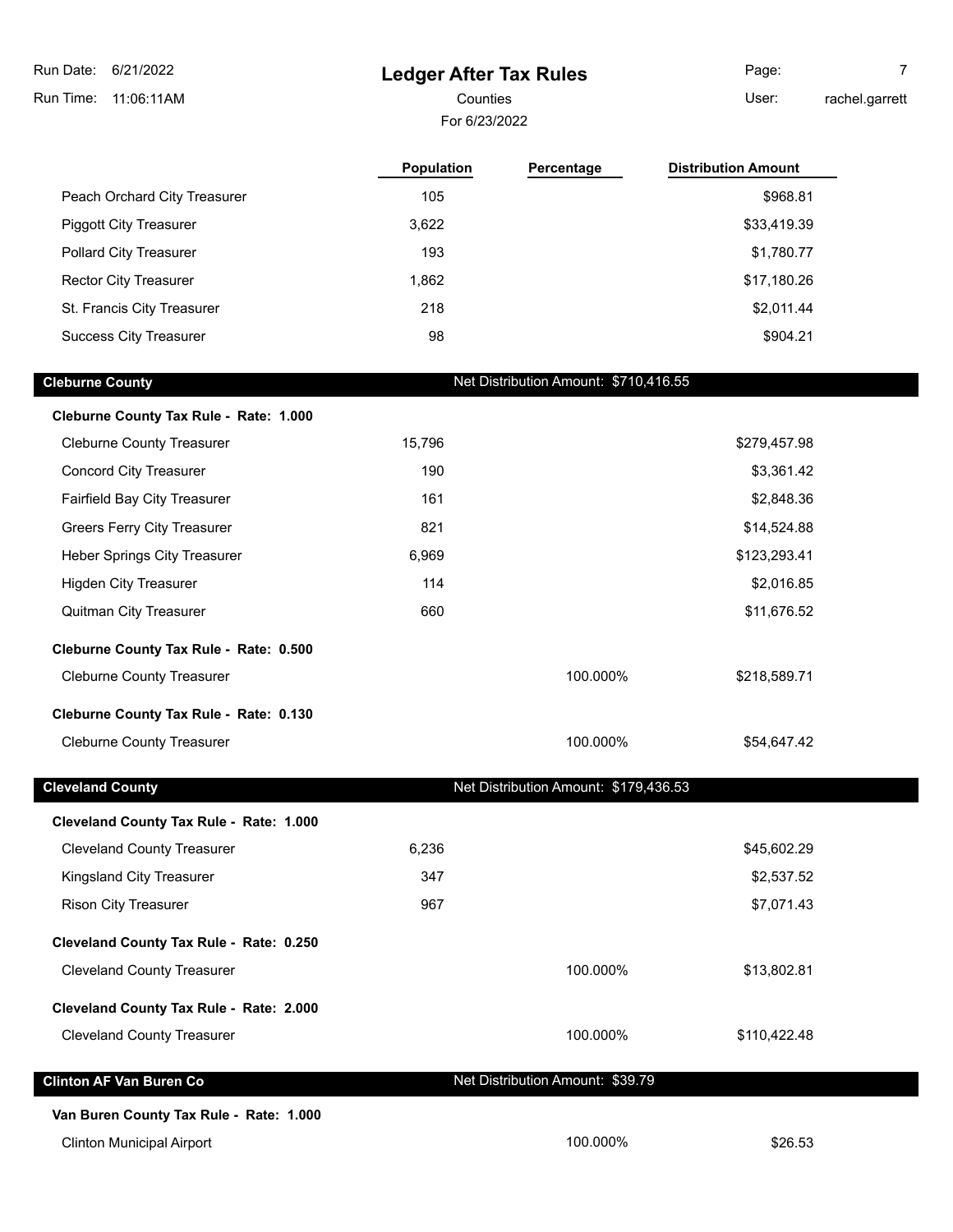# Ledger After Tax Rules

Counties

For 6/23/2022

| | Population | Percentage | Distribution Amount |
|---|---|---|---|
| Peach Orchard City Treasurer | 105 | | $968.81 |
| Piggott City Treasurer | 3,622 | | $33,419.39 |
| Pollard City Treasurer | 193 | | $1,780.77 |
| Rector City Treasurer | 1,862 | | $17,180.26 |
| St. Francis City Treasurer | 218 | | $2,011.44 |
| Success City Treasurer | 98 | | $904.21 |
| **Cleburne County** | | Net Distribution Amount: $710,416.55 | |
| **Cleburne County Tax Rule - Rate: 1.000** | | | |
| Cleburne County Treasurer | 15,796 | | $279,457.98 |
| Concord City Treasurer | 190 | | $3,361.42 |
| Fairfield Bay City Treasurer | 161 | | $2,848.36 |
| Greers Ferry City Treasurer | 821 | | $14,524.88 |
| Heber Springs City Treasurer | 6,969 | | $123,293.41 |
| Higden City Treasurer | 114 | | $2,016.85 |
| Quitman City Treasurer | 660 | | $11,676.52 |
| **Cleburne County Tax Rule - Rate: 0.500** | | | |
| Cleburne County Treasurer | | 100.000% | $218,589.71 |
| **Cleburne County Tax Rule - Rate: 0.130** | | | |
| Cleburne County Treasurer | | 100.000% | $54,647.42 |
| **Cleveland County** | | Net Distribution Amount: $179,436.53 | |
| **Cleveland County Tax Rule - Rate: 1.000** | | | |
| Cleveland County Treasurer | 6,236 | | $45,602.29 |
| Kingsland City Treasurer | 347 | | $2,537.52 |
| Rison City Treasurer | 967 | | $7,071.43 |
| **Cleveland County Tax Rule - Rate: 0.250** | | | |
| Cleveland County Treasurer | | 100.000% | $13,802.81 |
| **Cleveland County Tax Rule - Rate: 2.000** | | | |
| Cleveland County Treasurer | | 100.000% | $110,422.48 |
| **Clinton AF Van Buren Co** | | Net Distribution Amount: $39.79 | |
| **Van Buren County Tax Rule - Rate: 1.000** | | | |
| Clinton Municipal Airport | | 100.000% | $26.53 |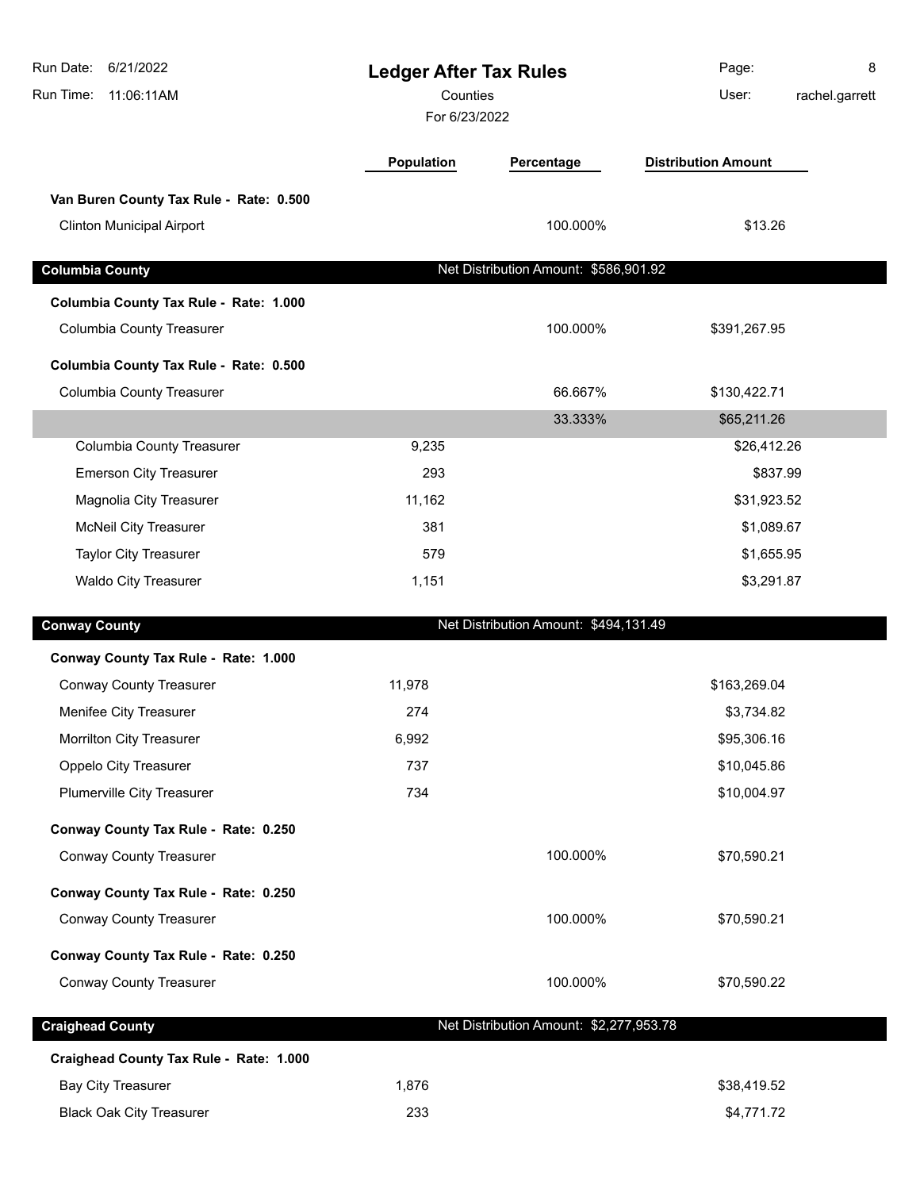# Ledger After Tax Rules

Counties

For 6/23/2022

Run Date: 6/21/2022
Run Time: 11:06:11AM
User: rachel.garrett

| | Population | Percentage | Distribution Amount |
|---|---|---|---|
| **Van Buren County Tax Rule - Rate: 0.500** | | | |
| Clinton Municipal Airport | | 100.000% | $13.26 |
| **Columbia County** | | Net Distribution Amount: $586,901.92 | |
| **Columbia County Tax Rule - Rate: 1.000** | | | |
| Columbia County Treasurer | | 100.000% | $391,267.95 |
| **Columbia County Tax Rule - Rate: 0.500** | | | |
| Columbia County Treasurer | | 66.667% | $130,422.71 |
| | | 33.333% | $65,211.26 |
| Columbia County Treasurer | 9,235 | | $26,412.26 |
| Emerson City Treasurer | 293 | | $837.99 |
| Magnolia City Treasurer | 11,162 | | $31,923.52 |
| McNeil City Treasurer | 381 | | $1,089.67 |
| Taylor City Treasurer | 579 | | $1,655.95 |
| Waldo City Treasurer | 1,151 | | $3,291.87 |
| **Conway County** | | Net Distribution Amount: $494,131.49 | |
| **Conway County Tax Rule - Rate: 1.000** | | | |
| Conway County Treasurer | 11,978 | | $163,269.04 |
| Menifee City Treasurer | 274 | | $3,734.82 |
| Morrilton City Treasurer | 6,992 | | $95,306.16 |
| Oppelo City Treasurer | 737 | | $10,045.86 |
| Plumerville City Treasurer | 734 | | $10,004.97 |
| **Conway County Tax Rule - Rate: 0.250** | | | |
| Conway County Treasurer | | 100.000% | $70,590.21 |
| **Conway County Tax Rule - Rate: 0.250** | | | |
| Conway County Treasurer | | 100.000% | $70,590.21 |
| **Conway County Tax Rule - Rate: 0.250** | | | |
| Conway County Treasurer | | 100.000% | $70,590.22 |
| **Craighead County** | | Net Distribution Amount: $2,277,953.78 | |
| **Craighead County Tax Rule - Rate: 1.000** | | | |
| Bay City Treasurer | 1,876 | | $38,419.52 |
| Black Oak City Treasurer | 233 | | $4,771.72 |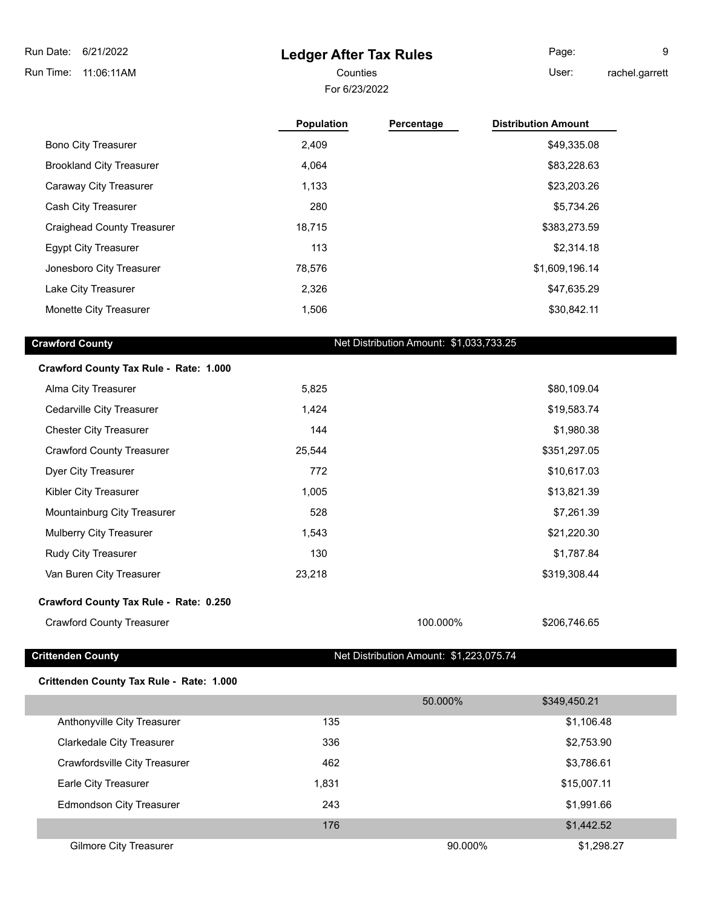# Ledger After Tax Rules

Counties

For 6/23/2022

| | Population | Percentage | Distribution Amount |
|---|---|---|---|
| Bono City Treasurer | 2,409 | | $49,335.08 |
| Brookland City Treasurer | 4,064 | | $83,228.63 |
| Caraway City Treasurer | 1,133 | | $23,203.26 |
| Cash City Treasurer | 280 | | $5,734.26 |
| Craighead County Treasurer | 18,715 | | $383,273.59 |
| Egypt City Treasurer | 113 | | $2,314.18 |
| Jonesboro City Treasurer | 78,576 | | $1,609,196.14 |
| Lake City Treasurer | 2,326 | | $47,635.29 |
| Monette City Treasurer | 1,506 | | $30,842.11 |

## Crawford County

Net Distribution Amount: $1,033,733.25

**Crawford County Tax Rule - Rate: 1.000**

| | Population | Percentage | Distribution Amount |
|---|---|---|---|
| Alma City Treasurer | 5,825 | | $80,109.04 |
| Cedarville City Treasurer | 1,424 | | $19,583.74 |
| Chester City Treasurer | 144 | | $1,980.38 |
| Crawford County Treasurer | 25,544 | | $351,297.05 |
| Dyer City Treasurer | 772 | | $10,617.03 |
| Kibler City Treasurer | 1,005 | | $13,821.39 |
| Mountainburg City Treasurer | 528 | | $7,261.39 |
| Mulberry City Treasurer | 1,543 | | $21,220.30 |
| Rudy City Treasurer | 130 | | $1,787.84 |
| Van Buren City Treasurer | 23,218 | | $319,308.44 |

**Crawford County Tax Rule - Rate: 0.250**

| | Population | Percentage | Distribution Amount |
|---|---|---|---|
| Crawford County Treasurer | | 100.000% | $206,746.65 |

## Crittenden County

Net Distribution Amount: $1,223,075.74

**Crittenden County Tax Rule - Rate: 1.000**

| | Population | Percentage | Distribution Amount |
|---|---|---|---|
| | | 50.000% | $349,450.21 |
| Anthonyville City Treasurer | 135 | | $1,106.48 |
| Clarkedale City Treasurer | 336 | | $2,753.90 |
| Crawfordsville City Treasurer | 462 | | $3,786.61 |
| Earle City Treasurer | 1,831 | | $15,007.11 |
| Edmondson City Treasurer | 243 | | $1,991.66 |
| | 176 | | $1,442.52 |
| Gilmore City Treasurer | | 90.000% | $1,298.27 |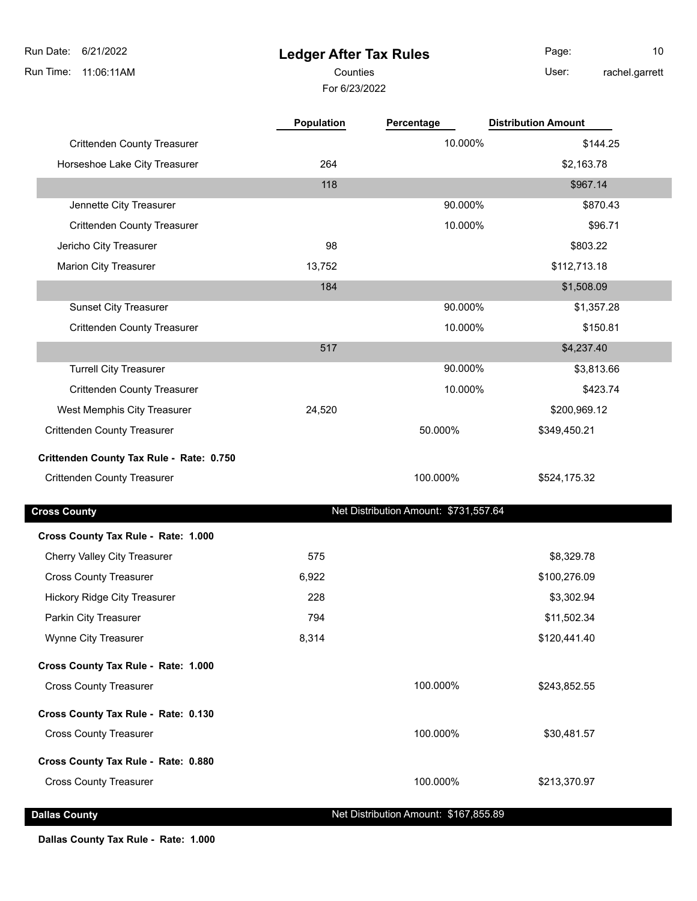# Ledger After Tax Rules

Counties

For 6/23/2022

Run Date: 6/21/2022
Run Time: 11:06:11AM
User: rachel.garrett

| | Population | Percentage | Distribution Amount |
|---|---|---|---|
| Crittenden County Treasurer | | 10.000% | $144.25 |
| Horseshoe Lake City Treasurer | 264 | | $2,163.78 |
| | 118 | | $967.14 |
| Jennette City Treasurer | | 90.000% | $870.43 |
| Crittenden County Treasurer | | 10.000% | $96.71 |
| Jericho City Treasurer | 98 | | $803.22 |
| Marion City Treasurer | 13,752 | | $112,713.18 |
| | 184 | | $1,508.09 |
| Sunset City Treasurer | | 90.000% | $1,357.28 |
| Crittenden County Treasurer | | 10.000% | $150.81 |
| | 517 | | $4,237.40 |
| Turrell City Treasurer | | 90.000% | $3,813.66 |
| Crittenden County Treasurer | | 10.000% | $423.74 |
| West Memphis City Treasurer | 24,520 | | $200,969.12 |
| Crittenden County Treasurer | | 50.000% | $349,450.21 |
| **Crittenden County Tax Rule - Rate: 0.750** | | | |
| Crittenden County Treasurer | | 100.000% | $524,175.32 |

## Cross County

Net Distribution Amount: $731,557.64

| | Population | Percentage | Distribution Amount |
|---|---|---|---|
| **Cross County Tax Rule - Rate: 1.000** | | | |
| Cherry Valley City Treasurer | 575 | | $8,329.78 |
| Cross County Treasurer | 6,922 | | $100,276.09 |
| Hickory Ridge City Treasurer | 228 | | $3,302.94 |
| Parkin City Treasurer | 794 | | $11,502.34 |
| Wynne City Treasurer | 8,314 | | $120,441.40 |
| **Cross County Tax Rule - Rate: 1.000** | | | |
| Cross County Treasurer | | 100.000% | $243,852.55 |
| **Cross County Tax Rule - Rate: 0.130** | | | |
| Cross County Treasurer | | 100.000% | $30,481.57 |
| **Cross County Tax Rule - Rate: 0.880** | | | |
| Cross County Treasurer | | 100.000% | $213,370.97 |

## Dallas County

Net Distribution Amount: $167,855.89

**Dallas County Tax Rule - Rate: 1.000**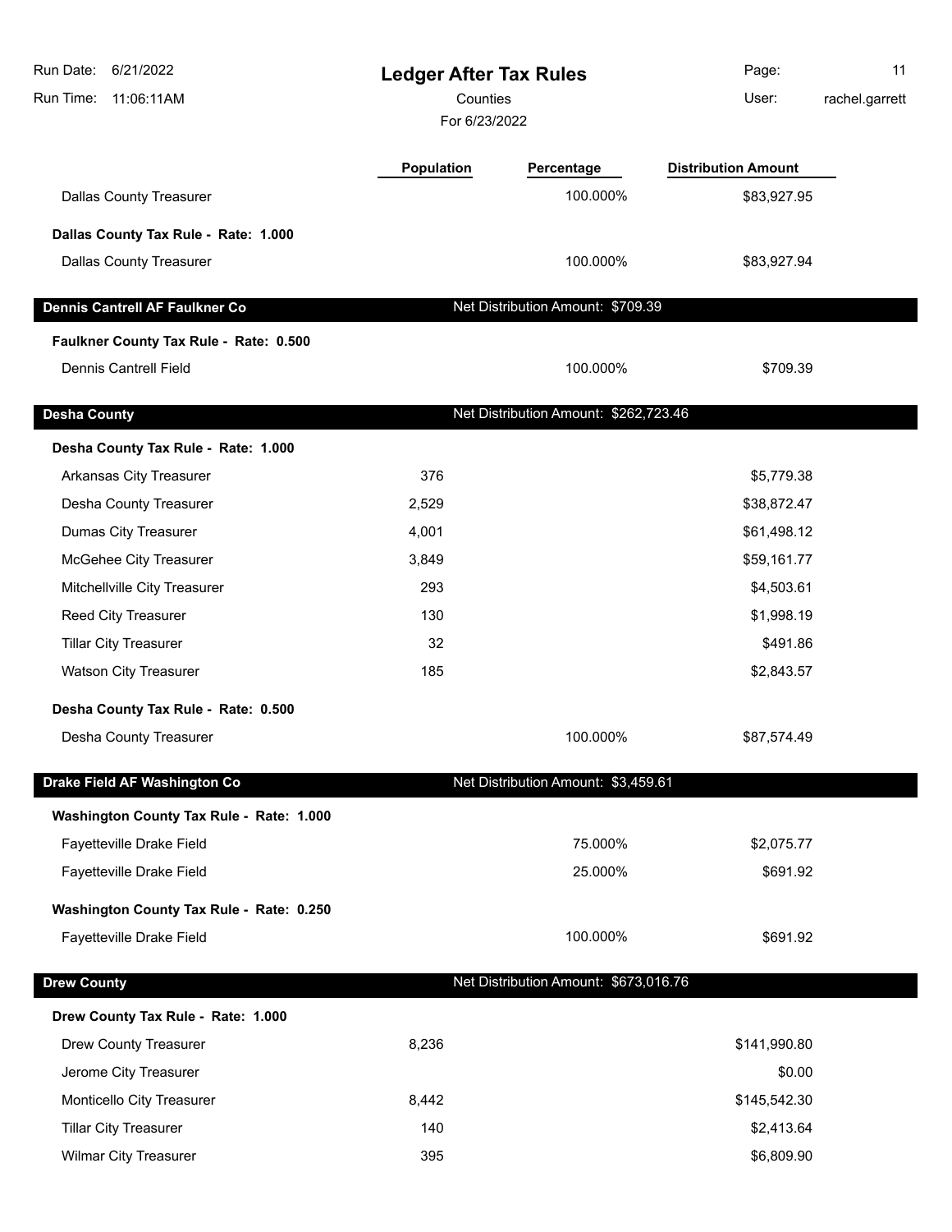# Ledger After Tax Rules

Counties

For 6/23/2022

| | Population | Percentage | Distribution Amount |
|---|---|---|---|
| Dallas County Treasurer | | 100.000% | $83,927.95 |
| **Dallas County Tax Rule - Rate: 1.000** | | | |
| Dallas County Treasurer | | 100.000% | $83,927.94 |

## Dennis Cantrell AF Faulkner Co

Net Distribution Amount: $709.39

| | Population | Percentage | Distribution Amount |
|---|---|---|---|
| **Faulkner County Tax Rule - Rate: 0.500** | | | |
| Dennis Cantrell Field | | 100.000% | $709.39 |

## Desha County

Net Distribution Amount: $262,723.46

| | Population | Percentage | Distribution Amount |
|---|---|---|---|
| **Desha County Tax Rule - Rate: 1.000** | | | |
| Arkansas City Treasurer | 376 | | $5,779.38 |
| Desha County Treasurer | 2,529 | | $38,872.47 |
| Dumas City Treasurer | 4,001 | | $61,498.12 |
| McGehee City Treasurer | 3,849 | | $59,161.77 |
| Mitchellville City Treasurer | 293 | | $4,503.61 |
| Reed City Treasurer | 130 | | $1,998.19 |
| Tillar City Treasurer | 32 | | $491.86 |
| Watson City Treasurer | 185 | | $2,843.57 |
| **Desha County Tax Rule - Rate: 0.500** | | | |
| Desha County Treasurer | | 100.000% | $87,574.49 |

## Drake Field AF Washington Co

Net Distribution Amount: $3,459.61

| | Population | Percentage | Distribution Amount |
|---|---|---|---|
| **Washington County Tax Rule - Rate: 1.000** | | | |
| Fayetteville Drake Field | | 75.000% | $2,075.77 |
| Fayetteville Drake Field | | 25.000% | $691.92 |
| **Washington County Tax Rule - Rate: 0.250** | | | |
| Fayetteville Drake Field | | 100.000% | $691.92 |

## Drew County

Net Distribution Amount: $673,016.76

| | Population | Percentage | Distribution Amount |
|---|---|---|---|
| **Drew County Tax Rule - Rate: 1.000** | | | |
| Drew County Treasurer | 8,236 | | $141,990.80 |
| Jerome City Treasurer | | | $0.00 |
| Monticello City Treasurer | 8,442 | | $145,542.30 |
| Tillar City Treasurer | 140 | | $2,413.64 |
| Wilmar City Treasurer | 395 | | $6,809.90 |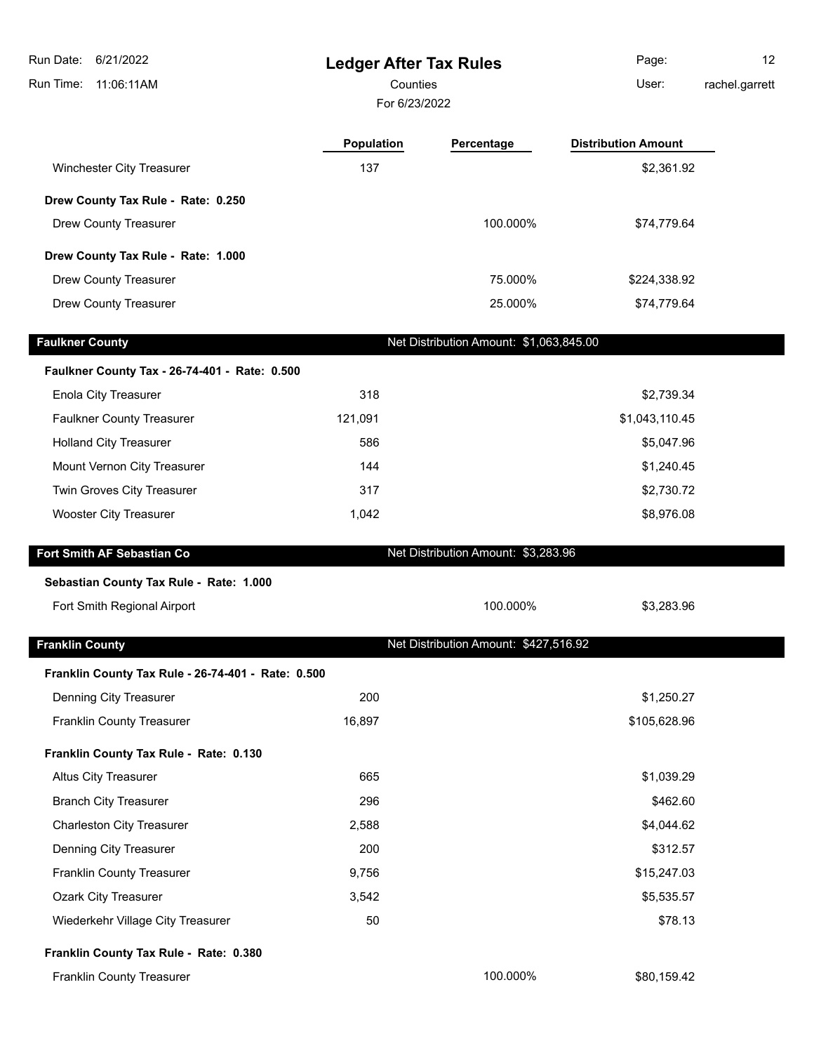| | Population | Percentage | Distribution Amount |
|---|---|---|---|
| Winchester City Treasurer | 137 | | $2,361.92 |
| **Drew County Tax Rule - Rate: 0.250** | | | |
| Drew County Treasurer | | 100.000% | $74,779.64 |
| **Drew County Tax Rule - Rate: 1.000** | | | |
| Drew County Treasurer | | 75.000% | $224,338.92 |
| Drew County Treasurer | | 25.000% | $74,779.64 |

## Faulkner County

Net Distribution Amount: $1,063,845.00

| | Population | Percentage | Distribution Amount |
|---|---|---|---|
| **Faulkner County Tax - 26-74-401 - Rate: 0.500** | | | |
| Enola City Treasurer | 318 | | $2,739.34 |
| Faulkner County Treasurer | 121,091 | | $1,043,110.45 |
| Holland City Treasurer | 586 | | $5,047.96 |
| Mount Vernon City Treasurer | 144 | | $1,240.45 |
| Twin Groves City Treasurer | 317 | | $2,730.72 |
| Wooster City Treasurer | 1,042 | | $8,976.08 |

## Fort Smith AF Sebastian Co

Net Distribution Amount: $3,283.96

| | Population | Percentage | Distribution Amount |
|---|---|---|---|
| **Sebastian County Tax Rule - Rate: 1.000** | | | |
| Fort Smith Regional Airport | | 100.000% | $3,283.96 |

## Franklin County

Net Distribution Amount: $427,516.92

| | Population | Percentage | Distribution Amount |
|---|---|---|---|
| **Franklin County Tax Rule - 26-74-401 - Rate: 0.500** | | | |
| Denning City Treasurer | 200 | | $1,250.27 |
| Franklin County Treasurer | 16,897 | | $105,628.96 |
| **Franklin County Tax Rule - Rate: 0.130** | | | |
| Altus City Treasurer | 665 | | $1,039.29 |
| Branch City Treasurer | 296 | | $462.60 |
| Charleston City Treasurer | 2,588 | | $4,044.62 |
| Denning City Treasurer | 200 | | $312.57 |
| Franklin County Treasurer | 9,756 | | $15,247.03 |
| Ozark City Treasurer | 3,542 | | $5,535.57 |
| Wiederkehr Village City Treasurer | 50 | | $78.13 |
| **Franklin County Tax Rule - Rate: 0.380** | | | |
| Franklin County Treasurer | | 100.000% | $80,159.42 |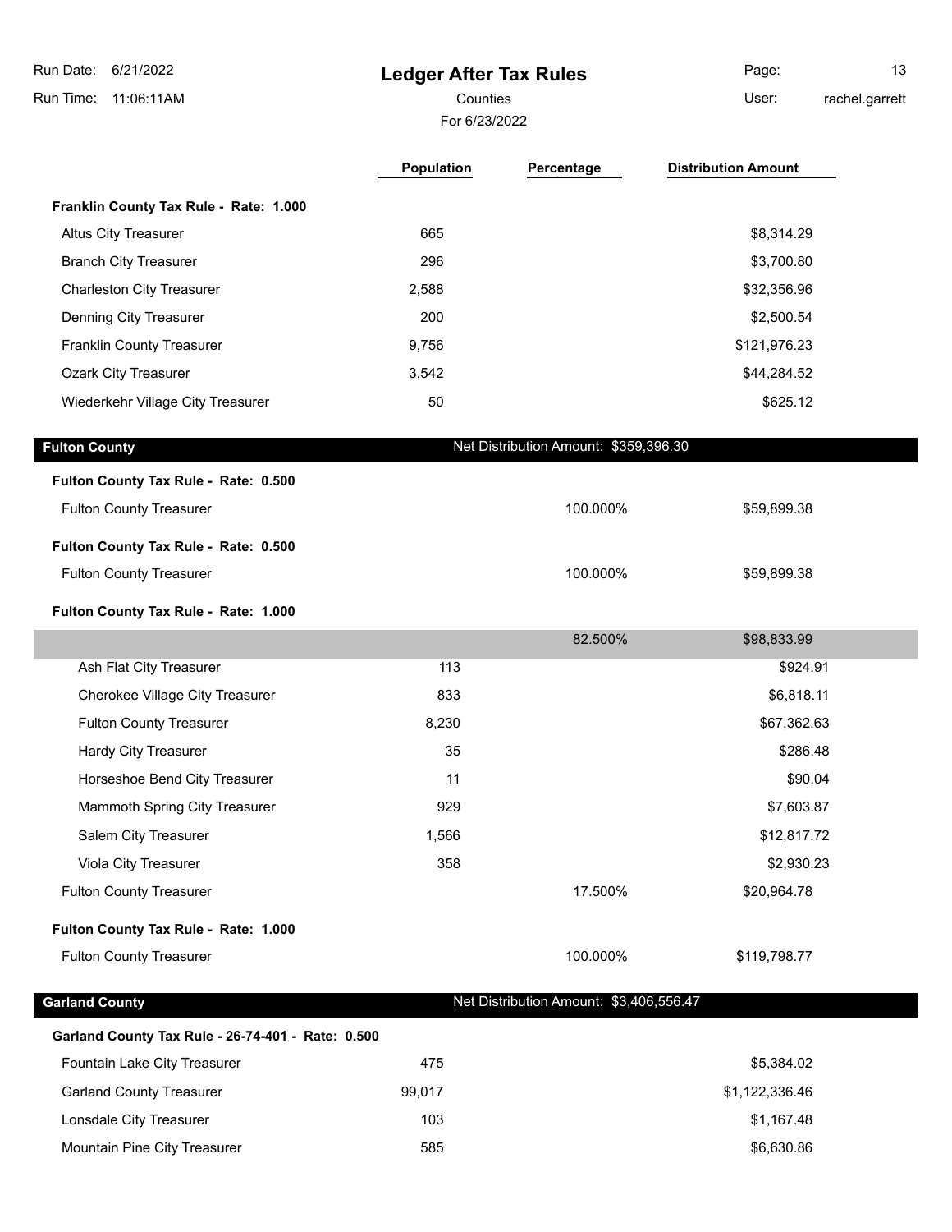# Ledger After Tax Rules

Counties

For 6/23/2022

Run Date: 6/21/2022
Run Time: 11:06:11AM
User: rachel.garrett

| | Population | Percentage | Distribution Amount |
|---|---|---|---|
| **Franklin County Tax Rule - Rate: 1.000** | | | |
| Altus City Treasurer | 665 | | $8,314.29 |
| Branch City Treasurer | 296 | | $3,700.80 |
| Charleston City Treasurer | 2,588 | | $32,356.96 |
| Denning City Treasurer | 200 | | $2,500.54 |
| Franklin County Treasurer | 9,756 | | $121,976.23 |
| Ozark City Treasurer | 3,542 | | $44,284.52 |
| Wiederkehr Village City Treasurer | 50 | | $625.12 |

## Fulton County

Net Distribution Amount: $359,396.30

| | Population | Percentage | Distribution Amount |
|---|---|---|---|
| **Fulton County Tax Rule - Rate: 0.500** | | | |
| Fulton County Treasurer | | 100.000% | $59,899.38 |
| **Fulton County Tax Rule - Rate: 0.500** | | | |
| Fulton County Treasurer | | 100.000% | $59,899.38 |
| **Fulton County Tax Rule - Rate: 1.000** | | | |
| | | 82.500% | $98,833.99 |
| Ash Flat City Treasurer | 113 | | $924.91 |
| Cherokee Village City Treasurer | 833 | | $6,818.11 |
| Fulton County Treasurer | 8,230 | | $67,362.63 |
| Hardy City Treasurer | 35 | | $286.48 |
| Horseshoe Bend City Treasurer | 11 | | $90.04 |
| Mammoth Spring City Treasurer | 929 | | $7,603.87 |
| Salem City Treasurer | 1,566 | | $12,817.72 |
| Viola City Treasurer | 358 | | $2,930.23 |
| Fulton County Treasurer | | 17.500% | $20,964.78 |
| **Fulton County Tax Rule - Rate: 1.000** | | | |
| Fulton County Treasurer | | 100.000% | $119,798.77 |

## Garland County

Net Distribution Amount: $3,406,556.47

| | Population | Percentage | Distribution Amount |
|---|---|---|---|
| **Garland County Tax Rule - 26-74-401 - Rate: 0.500** | | | |
| Fountain Lake City Treasurer | 475 | | $5,384.02 |
| Garland County Treasurer | 99,017 | | $1,122,336.46 |
| Lonsdale City Treasurer | 103 | | $1,167.48 |
| Mountain Pine City Treasurer | 585 | | $6,630.86 |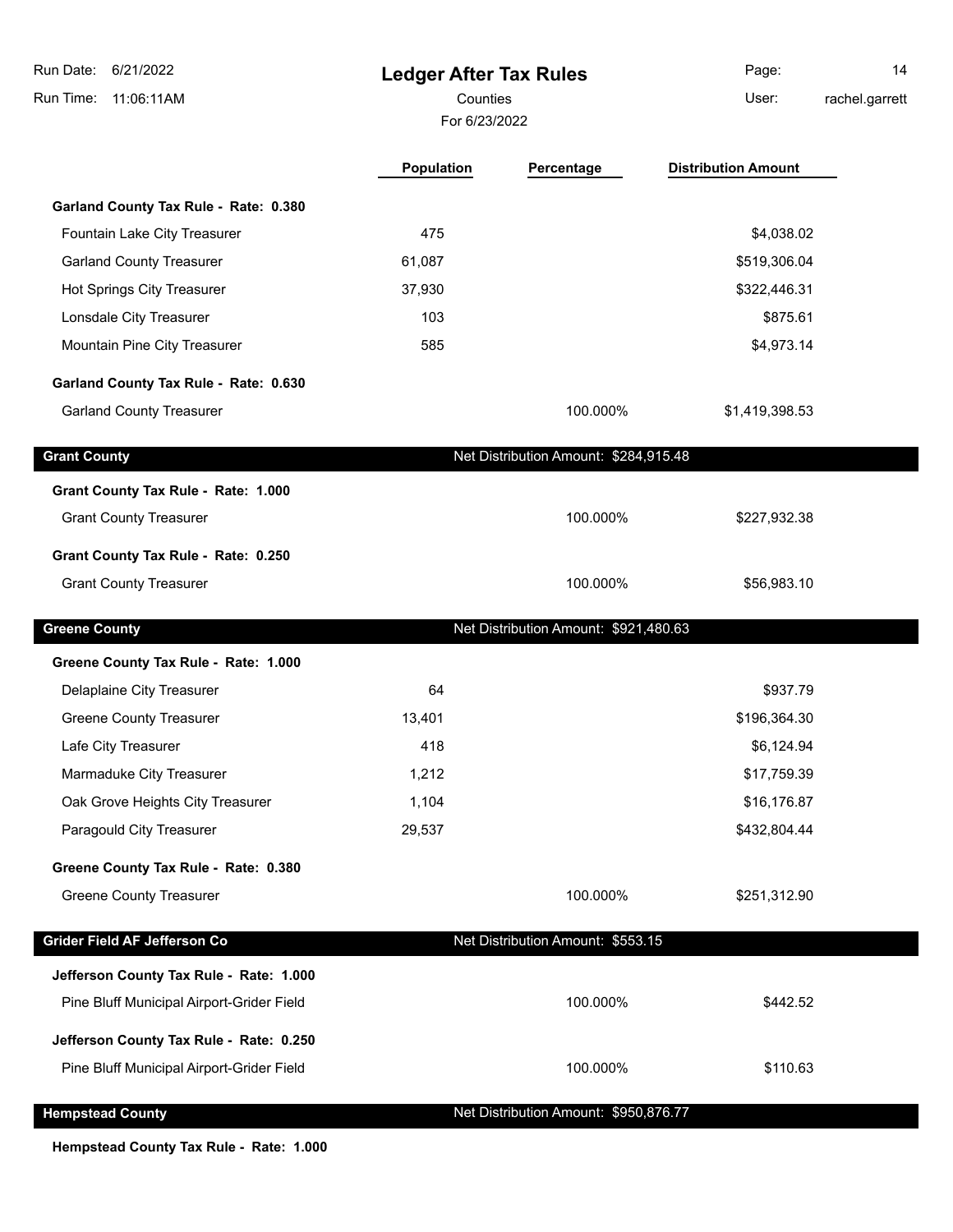# Ledger After Tax Rules

Counties

For 6/23/2022

| | Population | Percentage | Distribution Amount |
|---|---|---|---|
| **Garland County Tax Rule - Rate: 0.380** | | | |
| Fountain Lake City Treasurer | 475 | | $4,038.02 |
| Garland County Treasurer | 61,087 | | $519,306.04 |
| Hot Springs City Treasurer | 37,930 | | $322,446.31 |
| Lonsdale City Treasurer | 103 | | $875.61 |
| Mountain Pine City Treasurer | 585 | | $4,973.14 |
| **Garland County Tax Rule - Rate: 0.630** | | | |
| Garland County Treasurer | | 100.000% | $1,419,398.53 |
| **Grant County** | | Net Distribution Amount: $284,915.48 | |
| **Grant County Tax Rule - Rate: 1.000** | | | |
| Grant County Treasurer | | 100.000% | $227,932.38 |
| **Grant County Tax Rule - Rate: 0.250** | | | |
| Grant County Treasurer | | 100.000% | $56,983.10 |
| **Greene County** | | Net Distribution Amount: $921,480.63 | |
| **Greene County Tax Rule - Rate: 1.000** | | | |
| Delaplaine City Treasurer | 64 | | $937.79 |
| Greene County Treasurer | 13,401 | | $196,364.30 |
| Lafe City Treasurer | 418 | | $6,124.94 |
| Marmaduke City Treasurer | 1,212 | | $17,759.39 |
| Oak Grove Heights City Treasurer | 1,104 | | $16,176.87 |
| Paragould City Treasurer | 29,537 | | $432,804.44 |
| **Greene County Tax Rule - Rate: 0.380** | | | |
| Greene County Treasurer | | 100.000% | $251,312.90 |
| **Grider Field AF Jefferson Co** | | Net Distribution Amount: $553.15 | |
| **Jefferson County Tax Rule - Rate: 1.000** | | | |
| Pine Bluff Municipal Airport-Grider Field | | 100.000% | $442.52 |
| **Jefferson County Tax Rule - Rate: 0.250** | | | |
| Pine Bluff Municipal Airport-Grider Field | | 100.000% | $110.63 |
| **Hempstead County** | | Net Distribution Amount: $950,876.77 | |
| **Hempstead County Tax Rule - Rate: 1.000** | | | |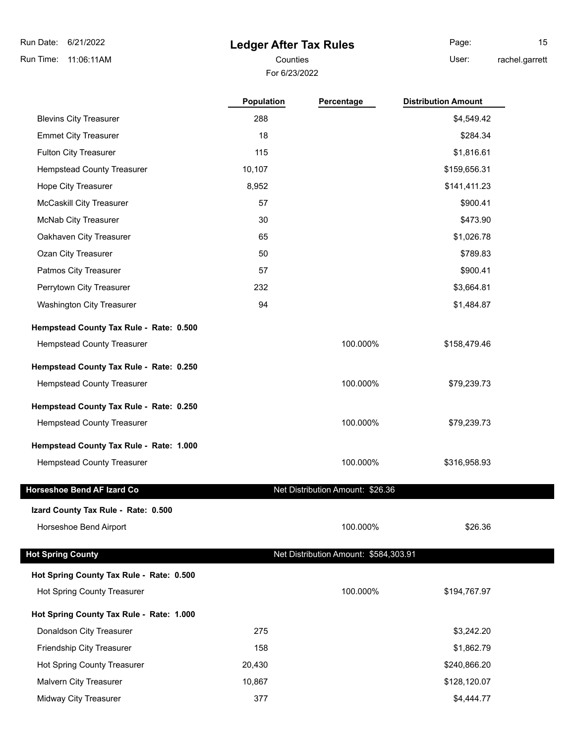# Ledger After Tax Rules

Counties

For 6/23/2022

| | Population | Percentage | Distribution Amount |
|---|---|---|---|
| Blevins City Treasurer | 288 | | $4,549.42 |
| Emmet City Treasurer | 18 | | $284.34 |
| Fulton City Treasurer | 115 | | $1,816.61 |
| Hempstead County Treasurer | 10,107 | | $159,656.31 |
| Hope City Treasurer | 8,952 | | $141,411.23 |
| McCaskill City Treasurer | 57 | | $900.41 |
| McNab City Treasurer | 30 | | $473.90 |
| Oakhaven City Treasurer | 65 | | $1,026.78 |
| Ozan City Treasurer | 50 | | $789.83 |
| Patmos City Treasurer | 57 | | $900.41 |
| Perrytown City Treasurer | 232 | | $3,664.81 |
| Washington City Treasurer | 94 | | $1,484.87 |
| **Hempstead County Tax Rule - Rate: 0.500** | | | |
| Hempstead County Treasurer | | 100.000% | $158,479.46 |
| **Hempstead County Tax Rule - Rate: 0.250** | | | |
| Hempstead County Treasurer | | 100.000% | $79,239.73 |
| **Hempstead County Tax Rule - Rate: 0.250** | | | |
| Hempstead County Treasurer | | 100.000% | $79,239.73 |
| **Hempstead County Tax Rule - Rate: 1.000** | | | |
| Hempstead County Treasurer | | 100.000% | $316,958.93 |

## Horseshoe Bend AF Izard Co — Net Distribution Amount: $26.36

| | Population | Percentage | Distribution Amount |
|---|---|---|---|
| **Izard County Tax Rule - Rate: 0.500** | | | |
| Horseshoe Bend Airport | | 100.000% | $26.36 |

## Hot Spring County — Net Distribution Amount: $584,303.91

| | Population | Percentage | Distribution Amount |
|---|---|---|---|
| **Hot Spring County Tax Rule - Rate: 0.500** | | | |
| Hot Spring County Treasurer | | 100.000% | $194,767.97 |
| **Hot Spring County Tax Rule - Rate: 1.000** | | | |
| Donaldson City Treasurer | 275 | | $3,242.20 |
| Friendship City Treasurer | 158 | | $1,862.79 |
| Hot Spring County Treasurer | 20,430 | | $240,866.20 |
| Malvern City Treasurer | 10,867 | | $128,120.07 |
| Midway City Treasurer | 377 | | $4,444.77 |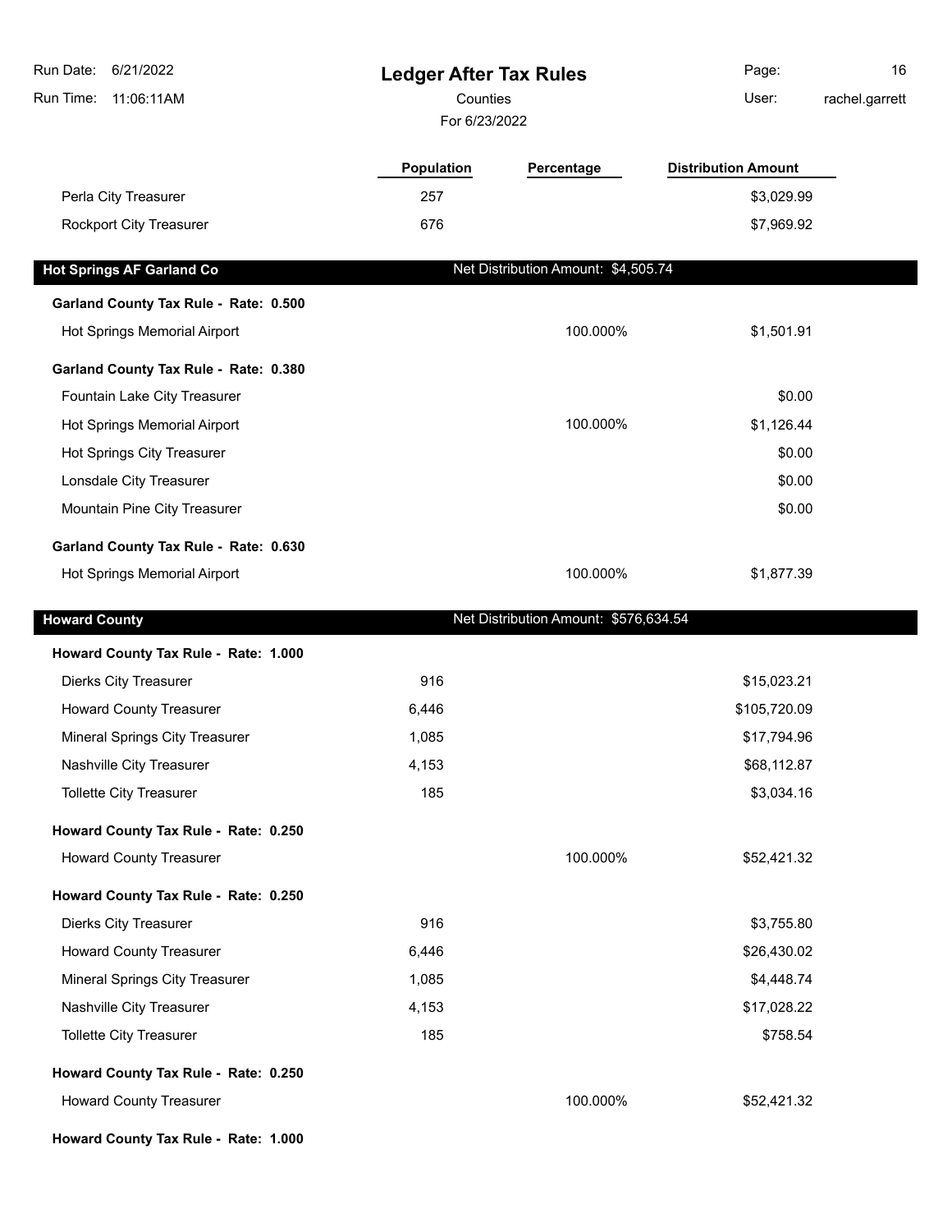| | Population | Percentage | Distribution Amount |
|---|---|---|---|
| Perla City Treasurer | 257 | | $3,029.99 |
| Rockport City Treasurer | 676 | | $7,969.92 |

**Hot Springs AF Garland Co** — Net Distribution Amount: $4,505.74

| | Population | Percentage | Distribution Amount |
|---|---|---|---|
| **Garland County Tax Rule - Rate: 0.500** | | | |
| Hot Springs Memorial Airport | | 100.000% | $1,501.91 |
| **Garland County Tax Rule - Rate: 0.380** | | | |
| Fountain Lake City Treasurer | | | $0.00 |
| Hot Springs Memorial Airport | | 100.000% | $1,126.44 |
| Hot Springs City Treasurer | | | $0.00 |
| Lonsdale City Treasurer | | | $0.00 |
| Mountain Pine City Treasurer | | | $0.00 |
| **Garland County Tax Rule - Rate: 0.630** | | | |
| Hot Springs Memorial Airport | | 100.000% | $1,877.39 |

**Howard County** — Net Distribution Amount: $576,634.54

| | Population | Percentage | Distribution Amount |
|---|---|---|---|
| **Howard County Tax Rule - Rate: 1.000** | | | |
| Dierks City Treasurer | 916 | | $15,023.21 |
| Howard County Treasurer | 6,446 | | $105,720.09 |
| Mineral Springs City Treasurer | 1,085 | | $17,794.96 |
| Nashville City Treasurer | 4,153 | | $68,112.87 |
| Tollette City Treasurer | 185 | | $3,034.16 |
| **Howard County Tax Rule - Rate: 0.250** | | | |
| Howard County Treasurer | | 100.000% | $52,421.32 |
| **Howard County Tax Rule - Rate: 0.250** | | | |
| Dierks City Treasurer | 916 | | $3,755.80 |
| Howard County Treasurer | 6,446 | | $26,430.02 |
| Mineral Springs City Treasurer | 1,085 | | $4,448.74 |
| Nashville City Treasurer | 4,153 | | $17,028.22 |
| Tollette City Treasurer | 185 | | $758.54 |
| **Howard County Tax Rule - Rate: 0.250** | | | |
| Howard County Treasurer | | 100.000% | $52,421.32 |
| **Howard County Tax Rule - Rate: 1.000** | | | |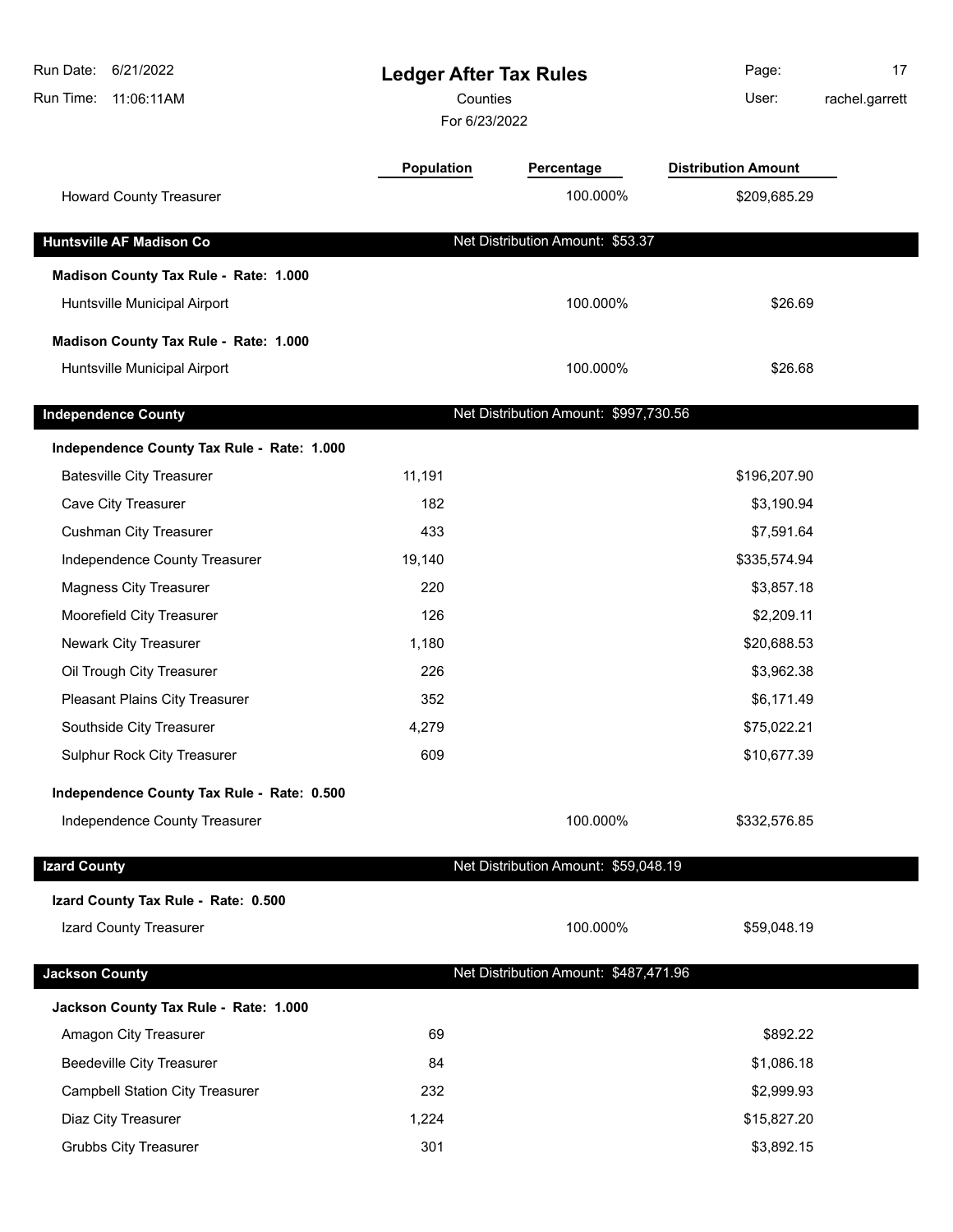# Ledger After Tax Rules

Counties

For 6/23/2022

| | Population | Percentage | Distribution Amount |
|---|---|---|---|
| Howard County Treasurer | | 100.000% | $209,685.29 |
| **Huntsville AF Madison Co** | Net Distribution Amount: $53.37 | | |
| **Madison County Tax Rule - Rate: 1.000** | | | |
| Huntsville Municipal Airport | | 100.000% | $26.69 |
| **Madison County Tax Rule - Rate: 1.000** | | | |
| Huntsville Municipal Airport | | 100.000% | $26.68 |
| **Independence County** | Net Distribution Amount: $997,730.56 | | |
| **Independence County Tax Rule - Rate: 1.000** | | | |
| Batesville City Treasurer | 11,191 | | $196,207.90 |
| Cave City Treasurer | 182 | | $3,190.94 |
| Cushman City Treasurer | 433 | | $7,591.64 |
| Independence County Treasurer | 19,140 | | $335,574.94 |
| Magness City Treasurer | 220 | | $3,857.18 |
| Moorefield City Treasurer | 126 | | $2,209.11 |
| Newark City Treasurer | 1,180 | | $20,688.53 |
| Oil Trough City Treasurer | 226 | | $3,962.38 |
| Pleasant Plains City Treasurer | 352 | | $6,171.49 |
| Southside City Treasurer | 4,279 | | $75,022.21 |
| Sulphur Rock City Treasurer | 609 | | $10,677.39 |
| **Independence County Tax Rule - Rate: 0.500** | | | |
| Independence County Treasurer | | 100.000% | $332,576.85 |
| **Izard County** | Net Distribution Amount: $59,048.19 | | |
| **Izard County Tax Rule - Rate: 0.500** | | | |
| Izard County Treasurer | | 100.000% | $59,048.19 |
| **Jackson County** | Net Distribution Amount: $487,471.96 | | |
| **Jackson County Tax Rule - Rate: 1.000** | | | |
| Amagon City Treasurer | 69 | | $892.22 |
| Beedeville City Treasurer | 84 | | $1,086.18 |
| Campbell Station City Treasurer | 232 | | $2,999.93 |
| Diaz City Treasurer | 1,224 | | $15,827.20 |
| Grubbs City Treasurer | 301 | | $3,892.15 |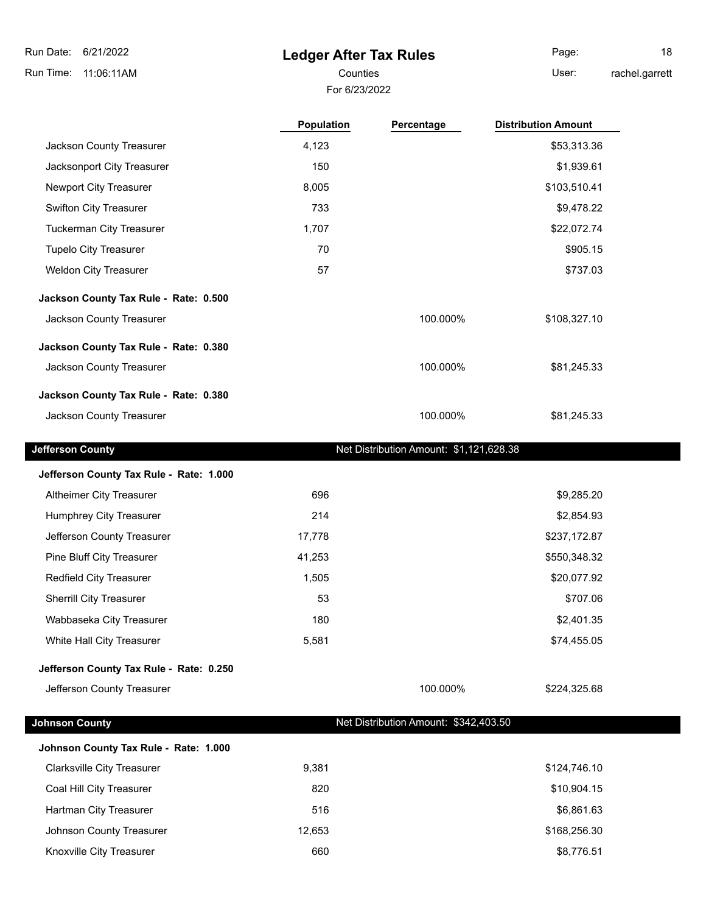# Ledger After Tax Rules

Counties

For 6/23/2022

| | Population | Percentage | Distribution Amount |
|---|---|---|---|
| Jackson County Treasurer | 4,123 | | $53,313.36 |
| Jacksonport City Treasurer | 150 | | $1,939.61 |
| Newport City Treasurer | 8,005 | | $103,510.41 |
| Swifton City Treasurer | 733 | | $9,478.22 |
| Tuckerman City Treasurer | 1,707 | | $22,072.74 |
| Tupelo City Treasurer | 70 | | $905.15 |
| Weldon City Treasurer | 57 | | $737.03 |
| **Jackson County Tax Rule - Rate: 0.500** | | | |
| Jackson County Treasurer | | 100.000% | $108,327.10 |
| **Jackson County Tax Rule - Rate: 0.380** | | | |
| Jackson County Treasurer | | 100.000% | $81,245.33 |
| **Jackson County Tax Rule - Rate: 0.380** | | | |
| Jackson County Treasurer | | 100.000% | $81,245.33 |

## Jefferson County

Net Distribution Amount: $1,121,628.38

| | Population | Percentage | Distribution Amount |
|---|---|---|---|
| **Jefferson County Tax Rule - Rate: 1.000** | | | |
| Altheimer City Treasurer | 696 | | $9,285.20 |
| Humphrey City Treasurer | 214 | | $2,854.93 |
| Jefferson County Treasurer | 17,778 | | $237,172.87 |
| Pine Bluff City Treasurer | 41,253 | | $550,348.32 |
| Redfield City Treasurer | 1,505 | | $20,077.92 |
| Sherrill City Treasurer | 53 | | $707.06 |
| Wabbaseka City Treasurer | 180 | | $2,401.35 |
| White Hall City Treasurer | 5,581 | | $74,455.05 |
| **Jefferson County Tax Rule - Rate: 0.250** | | | |
| Jefferson County Treasurer | | 100.000% | $224,325.68 |

## Johnson County

Net Distribution Amount: $342,403.50

| | Population | Percentage | Distribution Amount |
|---|---|---|---|
| **Johnson County Tax Rule - Rate: 1.000** | | | |
| Clarksville City Treasurer | 9,381 | | $124,746.10 |
| Coal Hill City Treasurer | 820 | | $10,904.15 |
| Hartman City Treasurer | 516 | | $6,861.63 |
| Johnson County Treasurer | 12,653 | | $168,256.30 |
| Knoxville City Treasurer | 660 | | $8,776.51 |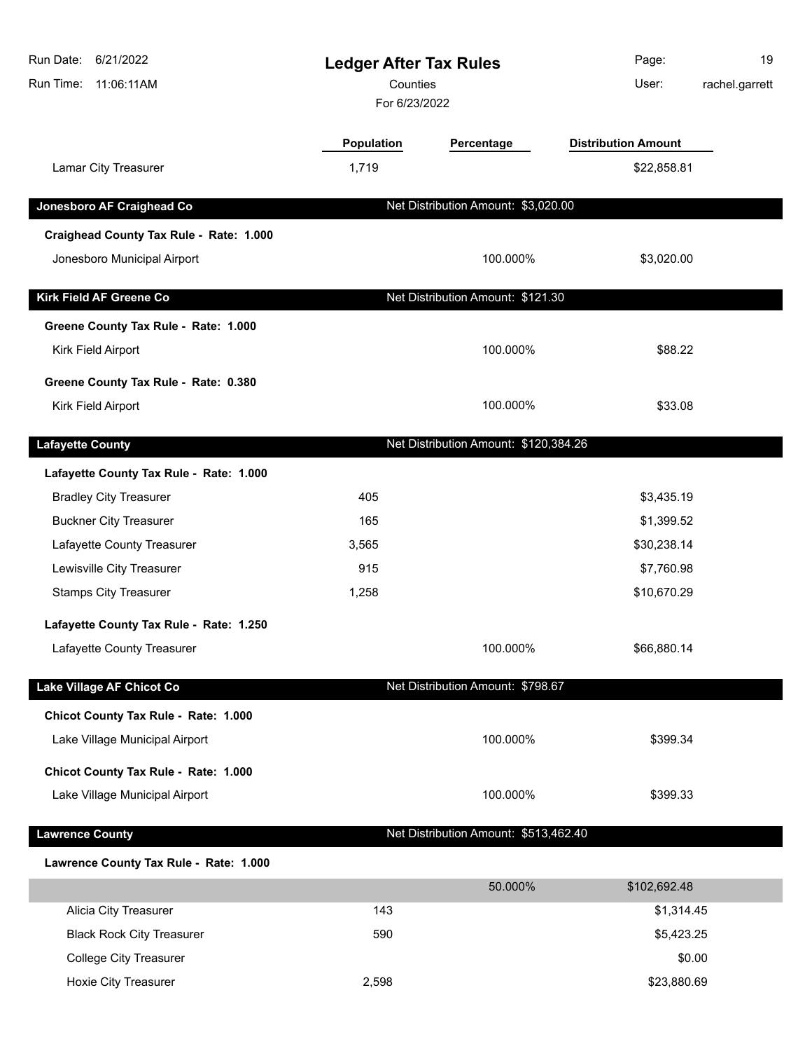# Ledger After Tax Rules

Counties

For 6/23/2022

| | Population | Percentage | Distribution Amount |
|---|---|---|---|
| Lamar City Treasurer | 1,719 | | $22,858.81 |
| **Jonesboro AF Craighead Co** | | Net Distribution Amount: $3,020.00 | |
| **Craighead County Tax Rule - Rate: 1.000** | | | |
| Jonesboro Municipal Airport | | 100.000% | $3,020.00 |
| **Kirk Field AF Greene Co** | | Net Distribution Amount: $121.30 | |
| **Greene County Tax Rule - Rate: 1.000** | | | |
| Kirk Field Airport | | 100.000% | $88.22 |
| **Greene County Tax Rule - Rate: 0.380** | | | |
| Kirk Field Airport | | 100.000% | $33.08 |
| **Lafayette County** | | Net Distribution Amount: $120,384.26 | |
| **Lafayette County Tax Rule - Rate: 1.000** | | | |
| Bradley City Treasurer | 405 | | $3,435.19 |
| Buckner City Treasurer | 165 | | $1,399.52 |
| Lafayette County Treasurer | 3,565 | | $30,238.14 |
| Lewisville City Treasurer | 915 | | $7,760.98 |
| Stamps City Treasurer | 1,258 | | $10,670.29 |
| **Lafayette County Tax Rule - Rate: 1.250** | | | |
| Lafayette County Treasurer | | 100.000% | $66,880.14 |
| **Lake Village AF Chicot Co** | | Net Distribution Amount: $798.67 | |
| **Chicot County Tax Rule - Rate: 1.000** | | | |
| Lake Village Municipal Airport | | 100.000% | $399.34 |
| **Chicot County Tax Rule - Rate: 1.000** | | | |
| Lake Village Municipal Airport | | 100.000% | $399.33 |
| **Lawrence County** | | Net Distribution Amount: $513,462.40 | |
| **Lawrence County Tax Rule - Rate: 1.000** | | | |
| | | 50.000% | $102,692.48 |
| Alicia City Treasurer | 143 | | $1,314.45 |
| Black Rock City Treasurer | 590 | | $5,423.25 |
| College City Treasurer | | | $0.00 |
| Hoxie City Treasurer | 2,598 | | $23,880.69 |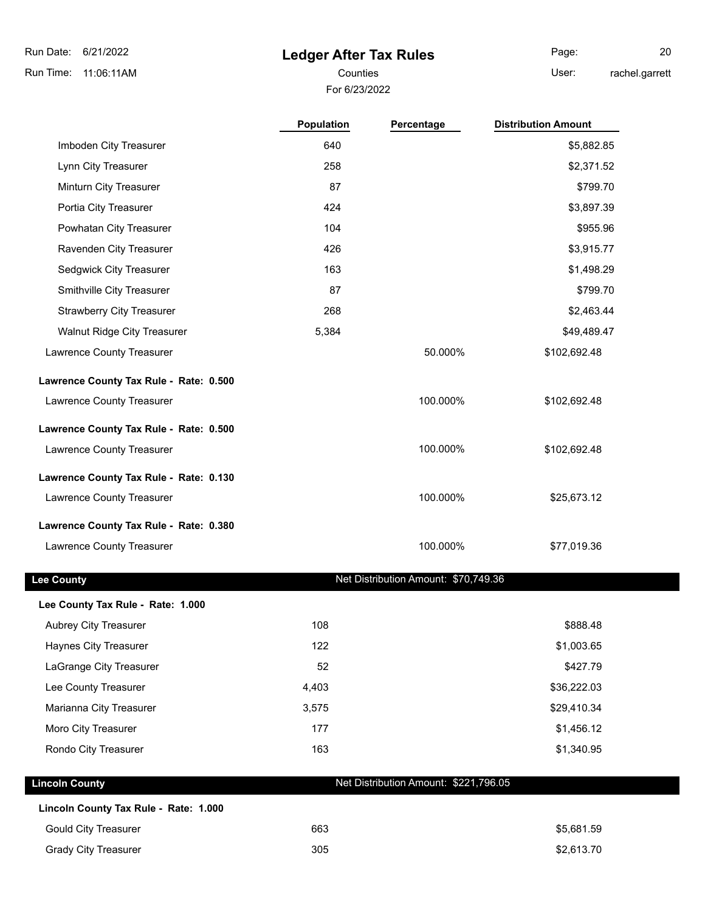# Ledger After Tax Rules

Counties

For 6/23/2022

| | Population | Percentage | Distribution Amount |
|---|---|---|---|
| Imboden City Treasurer | 640 | | $5,882.85 |
| Lynn City Treasurer | 258 | | $2,371.52 |
| Minturn City Treasurer | 87 | | $799.70 |
| Portia City Treasurer | 424 | | $3,897.39 |
| Powhatan City Treasurer | 104 | | $955.96 |
| Ravenden City Treasurer | 426 | | $3,915.77 |
| Sedgwick City Treasurer | 163 | | $1,498.29 |
| Smithville City Treasurer | 87 | | $799.70 |
| Strawberry City Treasurer | 268 | | $2,463.44 |
| Walnut Ridge City Treasurer | 5,384 | | $49,489.47 |
| Lawrence County Treasurer | | 50.000% | $102,692.48 |
| **Lawrence County Tax Rule - Rate: 0.500** | | | |
| Lawrence County Treasurer | | 100.000% | $102,692.48 |
| **Lawrence County Tax Rule - Rate: 0.500** | | | |
| Lawrence County Treasurer | | 100.000% | $102,692.48 |
| **Lawrence County Tax Rule - Rate: 0.130** | | | |
| Lawrence County Treasurer | | 100.000% | $25,673.12 |
| **Lawrence County Tax Rule - Rate: 0.380** | | | |
| Lawrence County Treasurer | | 100.000% | $77,019.36 |

## Lee County

Net Distribution Amount: $70,749.36

| | Population | Percentage | Distribution Amount |
|---|---|---|---|
| **Lee County Tax Rule - Rate: 1.000** | | | |
| Aubrey City Treasurer | 108 | | $888.48 |
| Haynes City Treasurer | 122 | | $1,003.65 |
| LaGrange City Treasurer | 52 | | $427.79 |
| Lee County Treasurer | 4,403 | | $36,222.03 |
| Marianna City Treasurer | 3,575 | | $29,410.34 |
| Moro City Treasurer | 177 | | $1,456.12 |
| Rondo City Treasurer | 163 | | $1,340.95 |

## Lincoln County

Net Distribution Amount: $221,796.05

| | Population | Percentage | Distribution Amount |
|---|---|---|---|
| **Lincoln County Tax Rule - Rate: 1.000** | | | |
| Gould City Treasurer | 663 | | $5,681.59 |
| Grady City Treasurer | 305 | | $2,613.70 |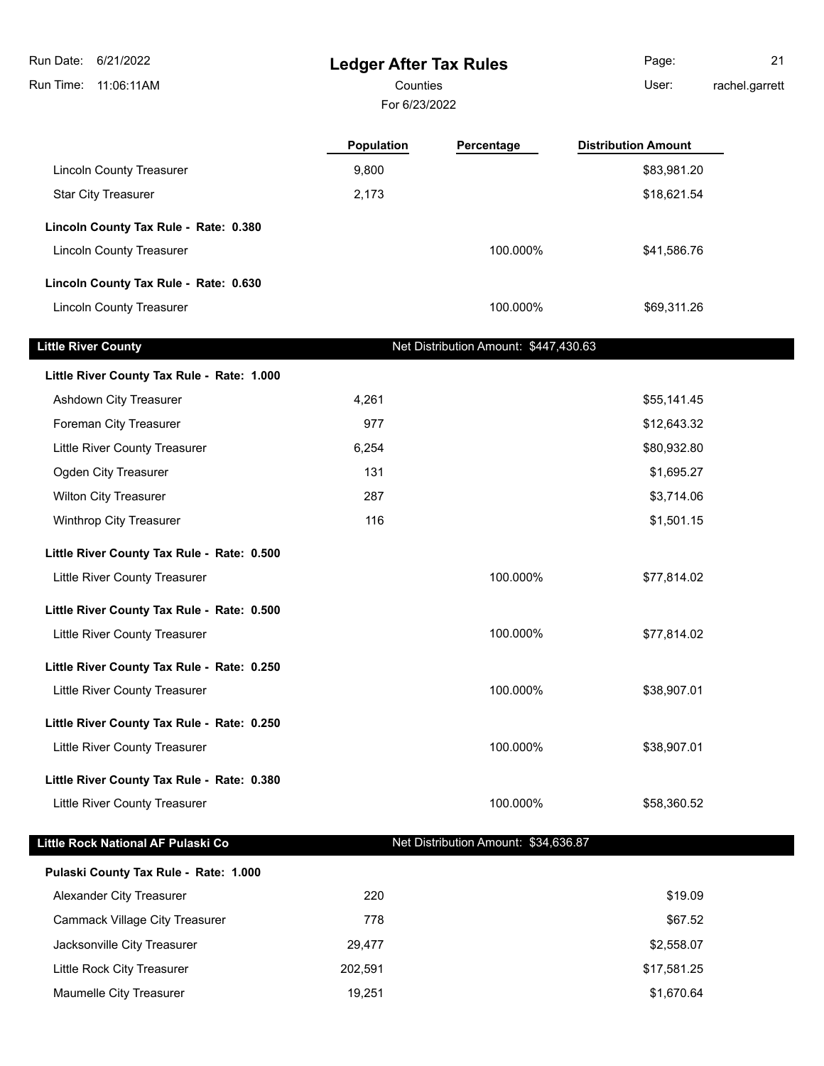# Ledger After Tax Rules

Counties

For 6/23/2022

| | Population | Percentage | Distribution Amount |
|---|---|---|---|
| Lincoln County Treasurer | 9,800 | | $83,981.20 |
| Star City Treasurer | 2,173 | | $18,621.54 |
| **Lincoln County Tax Rule - Rate: 0.380** | | | |
| Lincoln County Treasurer | | 100.000% | $41,586.76 |
| **Lincoln County Tax Rule - Rate: 0.630** | | | |
| Lincoln County Treasurer | | 100.000% | $69,311.26 |

## Little River County — Net Distribution Amount: $447,430.63

| | Population | Percentage | Distribution Amount |
|---|---|---|---|
| **Little River County Tax Rule - Rate: 1.000** | | | |
| Ashdown City Treasurer | 4,261 | | $55,141.45 |
| Foreman City Treasurer | 977 | | $12,643.32 |
| Little River County Treasurer | 6,254 | | $80,932.80 |
| Ogden City Treasurer | 131 | | $1,695.27 |
| Wilton City Treasurer | 287 | | $3,714.06 |
| Winthrop City Treasurer | 116 | | $1,501.15 |
| **Little River County Tax Rule - Rate: 0.500** | | | |
| Little River County Treasurer | | 100.000% | $77,814.02 |
| **Little River County Tax Rule - Rate: 0.500** | | | |
| Little River County Treasurer | | 100.000% | $77,814.02 |
| **Little River County Tax Rule - Rate: 0.250** | | | |
| Little River County Treasurer | | 100.000% | $38,907.01 |
| **Little River County Tax Rule - Rate: 0.250** | | | |
| Little River County Treasurer | | 100.000% | $38,907.01 |
| **Little River County Tax Rule - Rate: 0.380** | | | |
| Little River County Treasurer | | 100.000% | $58,360.52 |

## Little Rock National AF Pulaski Co — Net Distribution Amount: $34,636.87

| | Population | Percentage | Distribution Amount |
|---|---|---|---|
| **Pulaski County Tax Rule - Rate: 1.000** | | | |
| Alexander City Treasurer | 220 | | $19.09 |
| Cammack Village City Treasurer | 778 | | $67.52 |
| Jacksonville City Treasurer | 29,477 | | $2,558.07 |
| Little Rock City Treasurer | 202,591 | | $17,581.25 |
| Maumelle City Treasurer | 19,251 | | $1,670.64 |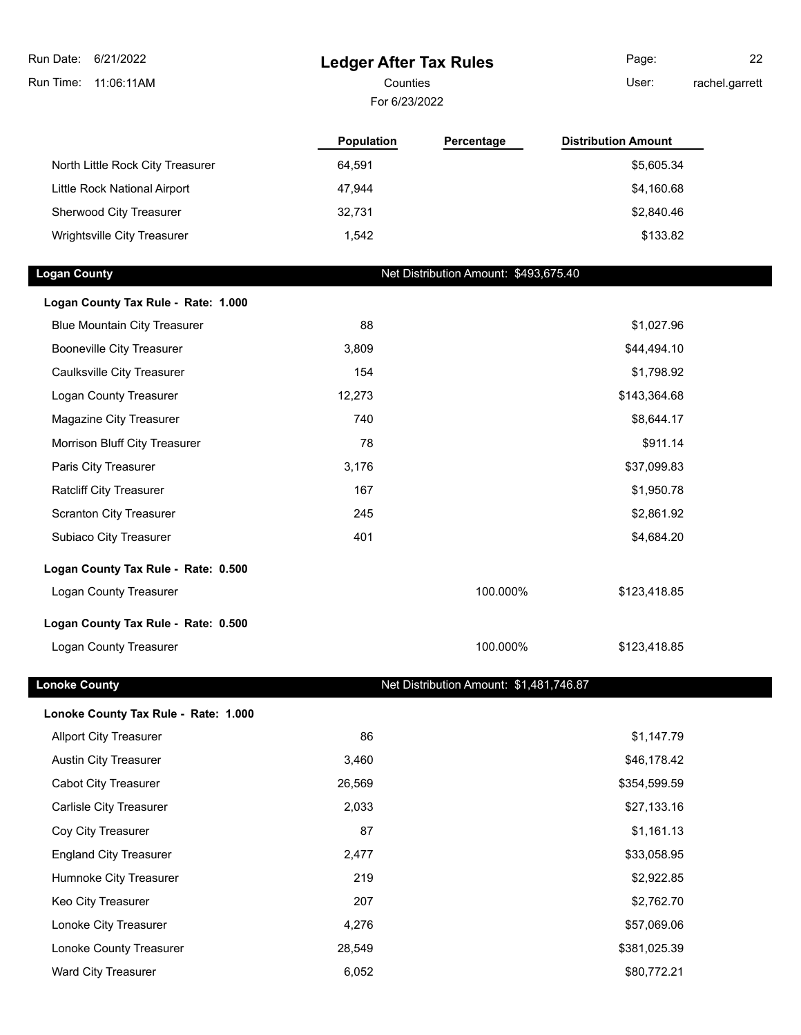# Ledger After Tax Rules

Counties

For 6/23/2022

| | Population | Percentage | Distribution Amount |
|---|---|---|---|
| North Little Rock City Treasurer | 64,591 | | $5,605.34 |
| Little Rock National Airport | 47,944 | | $4,160.68 |
| Sherwood City Treasurer | 32,731 | | $2,840.46 |
| Wrightsville City Treasurer | 1,542 | | $133.82 |

## Logan County

Net Distribution Amount: $493,675.40

| | Population | Percentage | Distribution Amount |
|---|---|---|---|
| **Logan County Tax Rule - Rate: 1.000** | | | |
| Blue Mountain City Treasurer | 88 | | $1,027.96 |
| Booneville City Treasurer | 3,809 | | $44,494.10 |
| Caulksville City Treasurer | 154 | | $1,798.92 |
| Logan County Treasurer | 12,273 | | $143,364.68 |
| Magazine City Treasurer | 740 | | $8,644.17 |
| Morrison Bluff City Treasurer | 78 | | $911.14 |
| Paris City Treasurer | 3,176 | | $37,099.83 |
| Ratcliff City Treasurer | 167 | | $1,950.78 |
| Scranton City Treasurer | 245 | | $2,861.92 |
| Subiaco City Treasurer | 401 | | $4,684.20 |
| **Logan County Tax Rule - Rate: 0.500** | | | |
| Logan County Treasurer | | 100.000% | $123,418.85 |
| **Logan County Tax Rule - Rate: 0.500** | | | |
| Logan County Treasurer | | 100.000% | $123,418.85 |

## Lonoke County

Net Distribution Amount: $1,481,746.87

| | Population | Percentage | Distribution Amount |
|---|---|---|---|
| **Lonoke County Tax Rule - Rate: 1.000** | | | |
| Allport City Treasurer | 86 | | $1,147.79 |
| Austin City Treasurer | 3,460 | | $46,178.42 |
| Cabot City Treasurer | 26,569 | | $354,599.59 |
| Carlisle City Treasurer | 2,033 | | $27,133.16 |
| Coy City Treasurer | 87 | | $1,161.13 |
| England City Treasurer | 2,477 | | $33,058.95 |
| Humnoke City Treasurer | 219 | | $2,922.85 |
| Keo City Treasurer | 207 | | $2,762.70 |
| Lonoke City Treasurer | 4,276 | | $57,069.06 |
| Lonoke County Treasurer | 28,549 | | $381,025.39 |
| Ward City Treasurer | 6,052 | | $80,772.21 |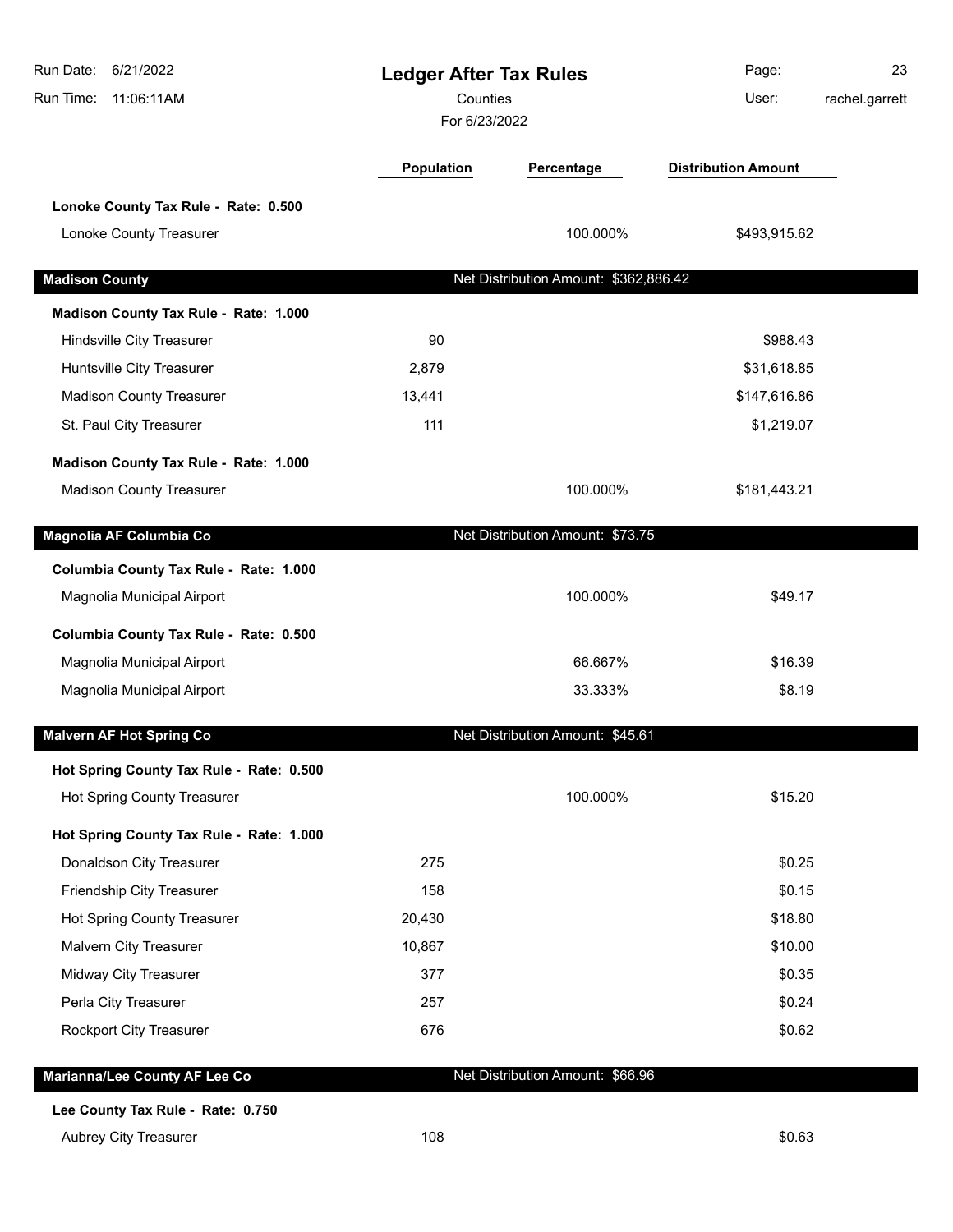# Ledger After Tax Rules

Counties

For 6/23/2022

Run Date: 6/21/2022
Run Time: 11:06:11AM
User: rachel.garrett

| | Population | Percentage | Distribution Amount |
|---|---|---|---|
| **Lonoke County Tax Rule - Rate: 0.500** | | | |
| Lonoke County Treasurer | | 100.000% | $493,915.62 |
| **Madison County** | | Net Distribution Amount: $362,886.42 | |
| **Madison County Tax Rule - Rate: 1.000** | | | |
| Hindsville City Treasurer | 90 | | $988.43 |
| Huntsville City Treasurer | 2,879 | | $31,618.85 |
| Madison County Treasurer | 13,441 | | $147,616.86 |
| St. Paul City Treasurer | 111 | | $1,219.07 |
| **Madison County Tax Rule - Rate: 1.000** | | | |
| Madison County Treasurer | | 100.000% | $181,443.21 |
| **Magnolia AF Columbia Co** | | Net Distribution Amount: $73.75 | |
| **Columbia County Tax Rule - Rate: 1.000** | | | |
| Magnolia Municipal Airport | | 100.000% | $49.17 |
| **Columbia County Tax Rule - Rate: 0.500** | | | |
| Magnolia Municipal Airport | | 66.667% | $16.39 |
| Magnolia Municipal Airport | | 33.333% | $8.19 |
| **Malvern AF Hot Spring Co** | | Net Distribution Amount: $45.61 | |
| **Hot Spring County Tax Rule - Rate: 0.500** | | | |
| Hot Spring County Treasurer | | 100.000% | $15.20 |
| **Hot Spring County Tax Rule - Rate: 1.000** | | | |
| Donaldson City Treasurer | 275 | | $0.25 |
| Friendship City Treasurer | 158 | | $0.15 |
| Hot Spring County Treasurer | 20,430 | | $18.80 |
| Malvern City Treasurer | 10,867 | | $10.00 |
| Midway City Treasurer | 377 | | $0.35 |
| Perla City Treasurer | 257 | | $0.24 |
| Rockport City Treasurer | 676 | | $0.62 |
| **Marianna/Lee County AF Lee Co** | | Net Distribution Amount: $66.96 | |
| **Lee County Tax Rule - Rate: 0.750** | | | |
| Aubrey City Treasurer | 108 | | $0.63 |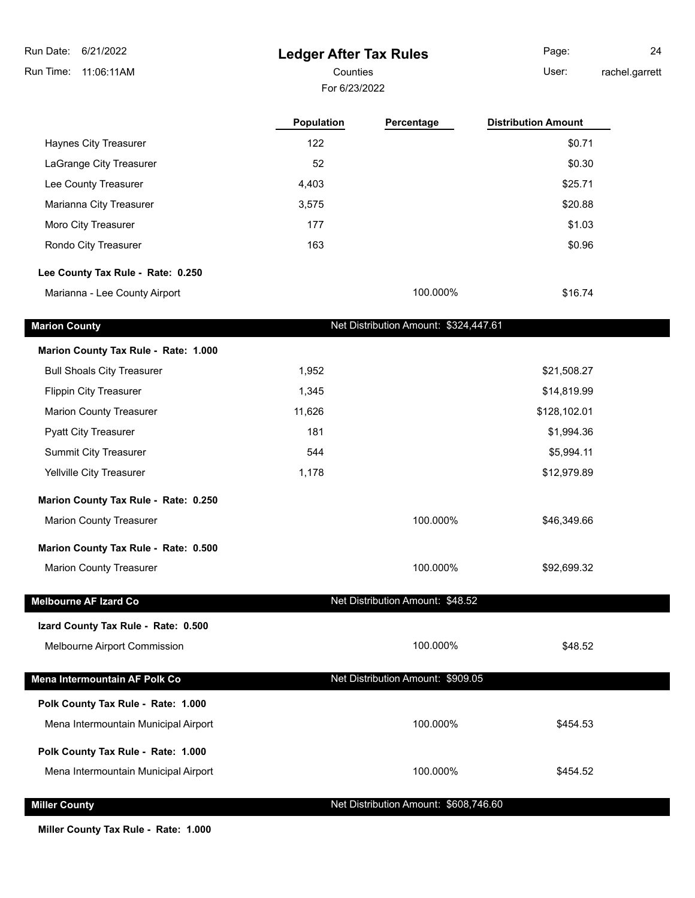# Ledger After Tax Rules

Counties

For 6/23/2022

| | Population | Percentage | Distribution Amount |
|---|---|---|---|
| Haynes City Treasurer | 122 | | $0.71 |
| LaGrange City Treasurer | 52 | | $0.30 |
| Lee County Treasurer | 4,403 | | $25.71 |
| Marianna City Treasurer | 3,575 | | $20.88 |
| Moro City Treasurer | 177 | | $1.03 |
| Rondo City Treasurer | 163 | | $0.96 |
| **Lee County Tax Rule - Rate: 0.250** | | | |
| Marianna - Lee County Airport | | 100.000% | $16.74 |
| **Marion County** | | **Net Distribution Amount: $324,447.61** | |
| **Marion County Tax Rule - Rate: 1.000** | | | |
| Bull Shoals City Treasurer | 1,952 | | $21,508.27 |
| Flippin City Treasurer | 1,345 | | $14,819.99 |
| Marion County Treasurer | 11,626 | | $128,102.01 |
| Pyatt City Treasurer | 181 | | $1,994.36 |
| Summit City Treasurer | 544 | | $5,994.11 |
| Yellville City Treasurer | 1,178 | | $12,979.89 |
| **Marion County Tax Rule - Rate: 0.250** | | | |
| Marion County Treasurer | | 100.000% | $46,349.66 |
| **Marion County Tax Rule - Rate: 0.500** | | | |
| Marion County Treasurer | | 100.000% | $92,699.32 |
| **Melbourne AF Izard Co** | | **Net Distribution Amount: $48.52** | |
| **Izard County Tax Rule - Rate: 0.500** | | | |
| Melbourne Airport Commission | | 100.000% | $48.52 |
| **Mena Intermountain AF Polk Co** | | **Net Distribution Amount: $909.05** | |
| **Polk County Tax Rule - Rate: 1.000** | | | |
| Mena Intermountain Municipal Airport | | 100.000% | $454.53 |
| **Polk County Tax Rule - Rate: 1.000** | | | |
| Mena Intermountain Municipal Airport | | 100.000% | $454.52 |
| **Miller County** | | **Net Distribution Amount: $608,746.60** | |
| **Miller County Tax Rule - Rate: 1.000** | | | |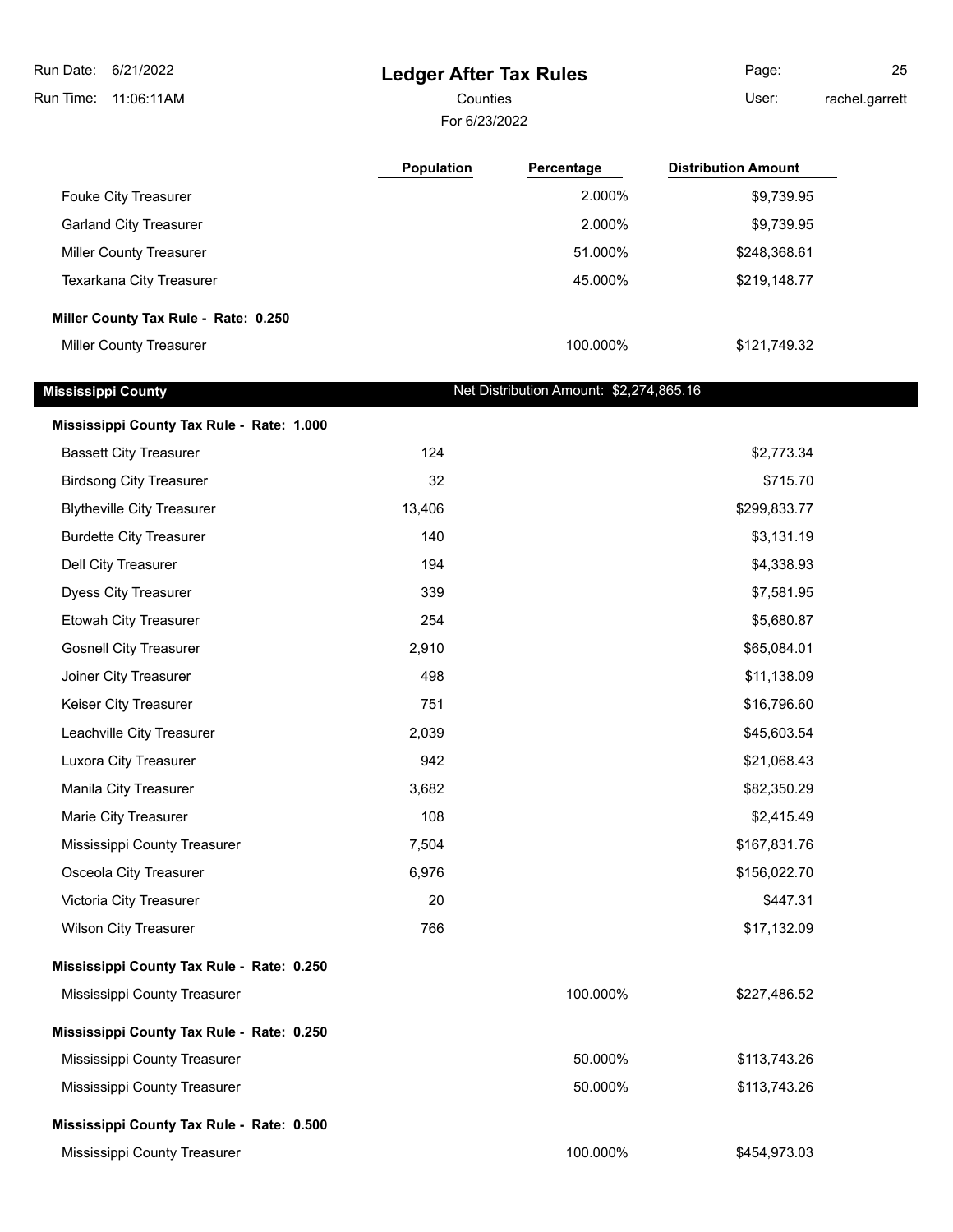# Ledger After Tax Rules

Counties

For 6/23/2022

| | Population | Percentage | Distribution Amount |
|---|---|---|---|
| Fouke City Treasurer | | 2.000% | $9,739.95 |
| Garland City Treasurer | | 2.000% | $9,739.95 |
| Miller County Treasurer | | 51.000% | $248,368.61 |
| Texarkana City Treasurer | | 45.000% | $219,148.77 |
| **Miller County Tax Rule - Rate: 0.250** | | | |
| Miller County Treasurer | | 100.000% | $121,749.32 |

## Mississippi County

Net Distribution Amount: $2,274,865.16

| | Population | Percentage | Distribution Amount |
|---|---|---|---|
| **Mississippi County Tax Rule - Rate: 1.000** | | | |
| Bassett City Treasurer | 124 | | $2,773.34 |
| Birdsong City Treasurer | 32 | | $715.70 |
| Blytheville City Treasurer | 13,406 | | $299,833.77 |
| Burdette City Treasurer | 140 | | $3,131.19 |
| Dell City Treasurer | 194 | | $4,338.93 |
| Dyess City Treasurer | 339 | | $7,581.95 |
| Etowah City Treasurer | 254 | | $5,680.87 |
| Gosnell City Treasurer | 2,910 | | $65,084.01 |
| Joiner City Treasurer | 498 | | $11,138.09 |
| Keiser City Treasurer | 751 | | $16,796.60 |
| Leachville City Treasurer | 2,039 | | $45,603.54 |
| Luxora City Treasurer | 942 | | $21,068.43 |
| Manila City Treasurer | 3,682 | | $82,350.29 |
| Marie City Treasurer | 108 | | $2,415.49 |
| Mississippi County Treasurer | 7,504 | | $167,831.76 |
| Osceola City Treasurer | 6,976 | | $156,022.70 |
| Victoria City Treasurer | 20 | | $447.31 |
| Wilson City Treasurer | 766 | | $17,132.09 |
| **Mississippi County Tax Rule - Rate: 0.250** | | | |
| Mississippi County Treasurer | | 100.000% | $227,486.52 |
| **Mississippi County Tax Rule - Rate: 0.250** | | | |
| Mississippi County Treasurer | | 50.000% | $113,743.26 |
| Mississippi County Treasurer | | 50.000% | $113,743.26 |
| **Mississippi County Tax Rule - Rate: 0.500** | | | |
| Mississippi County Treasurer | | 100.000% | $454,973.03 |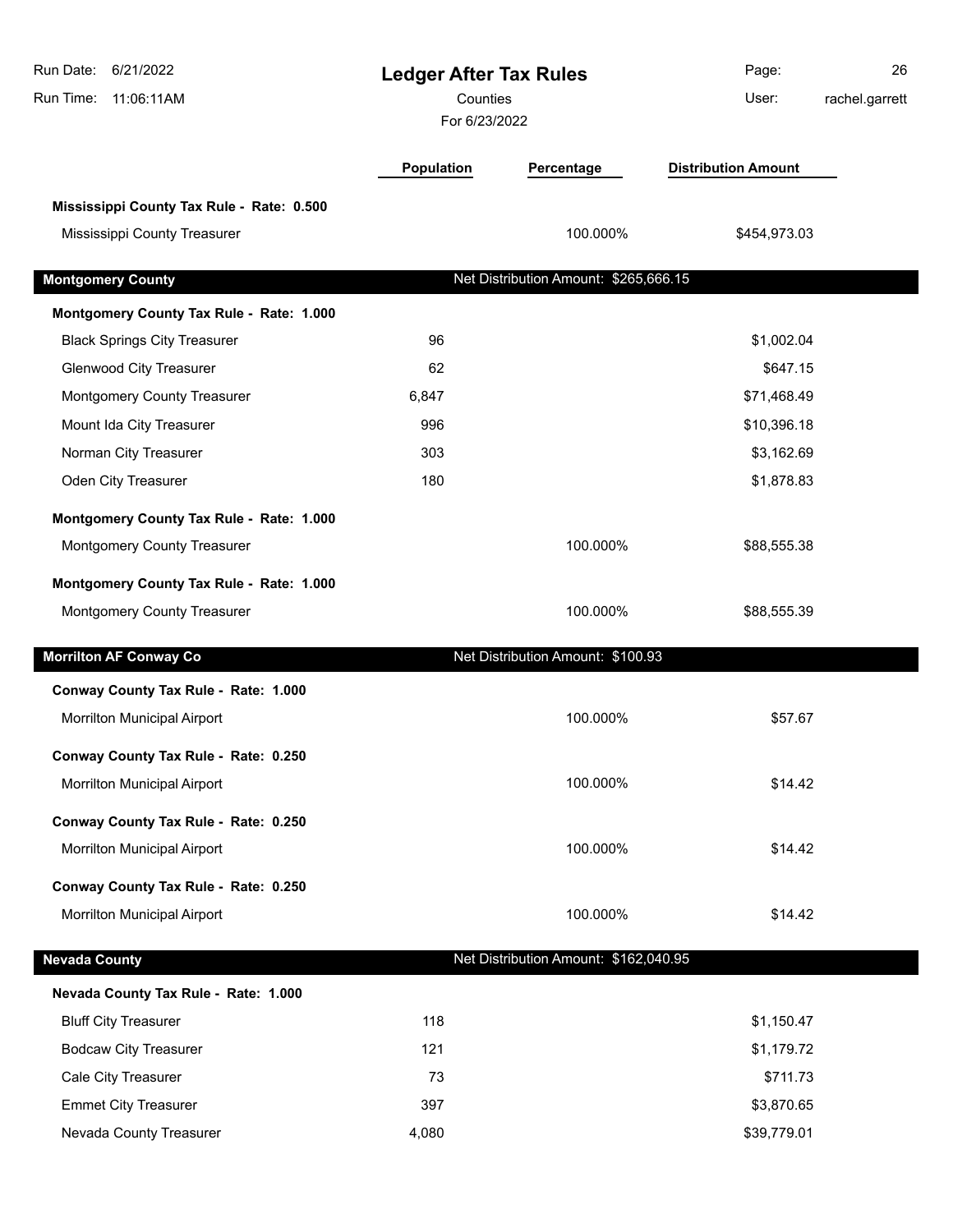# Ledger After Tax Rules

Counties

For 6/23/2022

| | Population | Percentage | Distribution Amount |
|---|---|---|---|
| **Mississippi County Tax Rule - Rate: 0.500** | | | |
| Mississippi County Treasurer | | 100.000% | $454,973.03 |
| **Montgomery County** | | Net Distribution Amount: $265,666.15 | |
| **Montgomery County Tax Rule - Rate: 1.000** | | | |
| Black Springs City Treasurer | 96 | | $1,002.04 |
| Glenwood City Treasurer | 62 | | $647.15 |
| Montgomery County Treasurer | 6,847 | | $71,468.49 |
| Mount Ida City Treasurer | 996 | | $10,396.18 |
| Norman City Treasurer | 303 | | $3,162.69 |
| Oden City Treasurer | 180 | | $1,878.83 |
| **Montgomery County Tax Rule - Rate: 1.000** | | | |
| Montgomery County Treasurer | | 100.000% | $88,555.38 |
| **Montgomery County Tax Rule - Rate: 1.000** | | | |
| Montgomery County Treasurer | | 100.000% | $88,555.39 |
| **Morrilton AF Conway Co** | | Net Distribution Amount: $100.93 | |
| **Conway County Tax Rule - Rate: 1.000** | | | |
| Morrilton Municipal Airport | | 100.000% | $57.67 |
| **Conway County Tax Rule - Rate: 0.250** | | | |
| Morrilton Municipal Airport | | 100.000% | $14.42 |
| **Conway County Tax Rule - Rate: 0.250** | | | |
| Morrilton Municipal Airport | | 100.000% | $14.42 |
| **Conway County Tax Rule - Rate: 0.250** | | | |
| Morrilton Municipal Airport | | 100.000% | $14.42 |
| **Nevada County** | | Net Distribution Amount: $162,040.95 | |
| **Nevada County Tax Rule - Rate: 1.000** | | | |
| Bluff City Treasurer | 118 | | $1,150.47 |
| Bodcaw City Treasurer | 121 | | $1,179.72 |
| Cale City Treasurer | 73 | | $711.73 |
| Emmet City Treasurer | 397 | | $3,870.65 |
| Nevada County Treasurer | 4,080 | | $39,779.01 |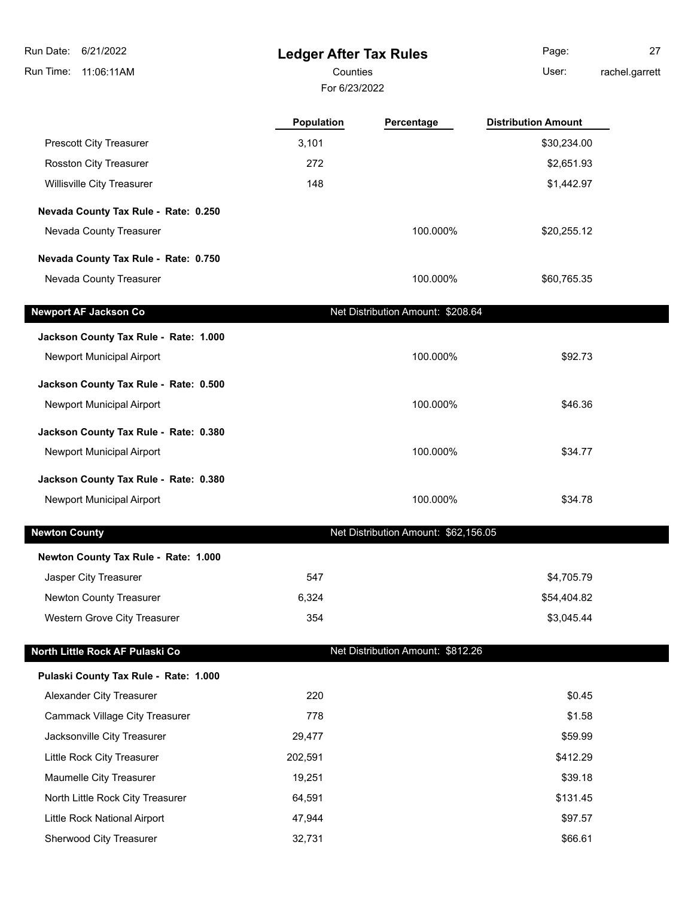| | Population | Percentage | Distribution Amount |
|---|---|---|---|
| Prescott City Treasurer | 3,101 | | $30,234.00 |
| Rosston City Treasurer | 272 | | $2,651.93 |
| Willisville City Treasurer | 148 | | $1,442.97 |
| **Nevada County Tax Rule - Rate: 0.250** | | | |
| Nevada County Treasurer | | 100.000% | $20,255.12 |
| **Nevada County Tax Rule - Rate: 0.750** | | | |
| Nevada County Treasurer | | 100.000% | $60,765.35 |

## Newport AF Jackson Co

Net Distribution Amount: $208.64

| | Population | Percentage | Distribution Amount |
|---|---|---|---|
| **Jackson County Tax Rule - Rate: 1.000** | | | |
| Newport Municipal Airport | | 100.000% | $92.73 |
| **Jackson County Tax Rule - Rate: 0.500** | | | |
| Newport Municipal Airport | | 100.000% | $46.36 |
| **Jackson County Tax Rule - Rate: 0.380** | | | |
| Newport Municipal Airport | | 100.000% | $34.77 |
| **Jackson County Tax Rule - Rate: 0.380** | | | |
| Newport Municipal Airport | | 100.000% | $34.78 |

## Newton County

Net Distribution Amount: $62,156.05

| | Population | Percentage | Distribution Amount |
|---|---|---|---|
| **Newton County Tax Rule - Rate: 1.000** | | | |
| Jasper City Treasurer | 547 | | $4,705.79 |
| Newton County Treasurer | 6,324 | | $54,404.82 |
| Western Grove City Treasurer | 354 | | $3,045.44 |

## North Little Rock AF Pulaski Co

Net Distribution Amount: $812.26

| | Population | Percentage | Distribution Amount |
|---|---|---|---|
| **Pulaski County Tax Rule - Rate: 1.000** | | | |
| Alexander City Treasurer | 220 | | $0.45 |
| Cammack Village City Treasurer | 778 | | $1.58 |
| Jacksonville City Treasurer | 29,477 | | $59.99 |
| Little Rock City Treasurer | 202,591 | | $412.29 |
| Maumelle City Treasurer | 19,251 | | $39.18 |
| North Little Rock City Treasurer | 64,591 | | $131.45 |
| Little Rock National Airport | 47,944 | | $97.57 |
| Sherwood City Treasurer | 32,731 | | $66.61 |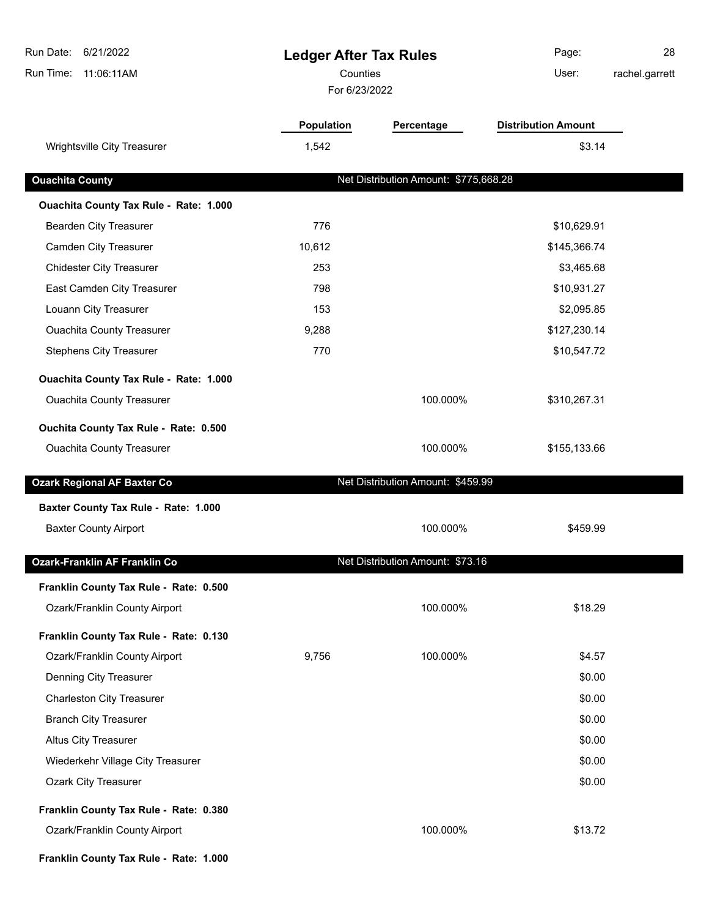# Ledger After Tax Rules

Counties

For 6/23/2022

| | Population | Percentage | Distribution Amount |
|---|---|---|---|
| Wrightsville City Treasurer | 1,542 | | $3.14 |
| **Ouachita County** | | Net Distribution Amount: $775,668.28 | |
| **Ouachita County Tax Rule - Rate: 1.000** | | | |
| Bearden City Treasurer | 776 | | $10,629.91 |
| Camden City Treasurer | 10,612 | | $145,366.74 |
| Chidester City Treasurer | 253 | | $3,465.68 |
| East Camden City Treasurer | 798 | | $10,931.27 |
| Louann City Treasurer | 153 | | $2,095.85 |
| Ouachita County Treasurer | 9,288 | | $127,230.14 |
| Stephens City Treasurer | 770 | | $10,547.72 |
| **Ouachita County Tax Rule - Rate: 1.000** | | | |
| Ouachita County Treasurer | | 100.000% | $310,267.31 |
| **Ouchita County Tax Rule - Rate: 0.500** | | | |
| Ouachita County Treasurer | | 100.000% | $155,133.66 |
| **Ozark Regional AF Baxter Co** | | Net Distribution Amount: $459.99 | |
| **Baxter County Tax Rule - Rate: 1.000** | | | |
| Baxter County Airport | | 100.000% | $459.99 |
| **Ozark-Franklin AF Franklin Co** | | Net Distribution Amount: $73.16 | |
| **Franklin County Tax Rule - Rate: 0.500** | | | |
| Ozark/Franklin County Airport | | 100.000% | $18.29 |
| **Franklin County Tax Rule - Rate: 0.130** | | | |
| Ozark/Franklin County Airport | 9,756 | 100.000% | $4.57 |
| Denning City Treasurer | | | $0.00 |
| Charleston City Treasurer | | | $0.00 |
| Branch City Treasurer | | | $0.00 |
| Altus City Treasurer | | | $0.00 |
| Wiederkehr Village City Treasurer | | | $0.00 |
| Ozark City Treasurer | | | $0.00 |
| **Franklin County Tax Rule - Rate: 0.380** | | | |
| Ozark/Franklin County Airport | | 100.000% | $13.72 |
| **Franklin County Tax Rule - Rate: 1.000** | | | |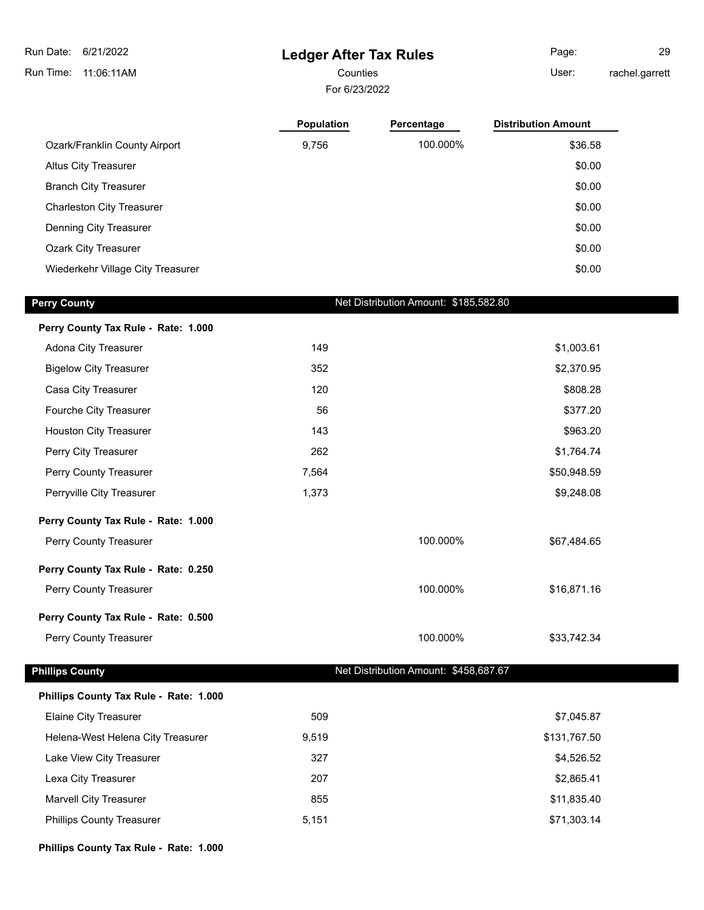| | Population | Percentage | Distribution Amount |
|---|---|---|---|
| Ozark/Franklin County Airport | 9,756 | 100.000% | $36.58 |
| Altus City Treasurer | | | $0.00 |
| Branch City Treasurer | | | $0.00 |
| Charleston City Treasurer | | | $0.00 |
| Denning City Treasurer | | | $0.00 |
| Ozark City Treasurer | | | $0.00 |
| Wiederkehr Village City Treasurer | | | $0.00 |

## Perry County

Net Distribution Amount: $185,582.80

| | Population | Percentage | Distribution Amount |
|---|---|---|---|
| **Perry County Tax Rule - Rate: 1.000** | | | |
| Adona City Treasurer | 149 | | $1,003.61 |
| Bigelow City Treasurer | 352 | | $2,370.95 |
| Casa City Treasurer | 120 | | $808.28 |
| Fourche City Treasurer | 56 | | $377.20 |
| Houston City Treasurer | 143 | | $963.20 |
| Perry City Treasurer | 262 | | $1,764.74 |
| Perry County Treasurer | 7,564 | | $50,948.59 |
| Perryville City Treasurer | 1,373 | | $9,248.08 |
| **Perry County Tax Rule - Rate: 1.000** | | | |
| Perry County Treasurer | | 100.000% | $67,484.65 |
| **Perry County Tax Rule - Rate: 0.250** | | | |
| Perry County Treasurer | | 100.000% | $16,871.16 |
| **Perry County Tax Rule - Rate: 0.500** | | | |
| Perry County Treasurer | | 100.000% | $33,742.34 |

## Phillips County

Net Distribution Amount: $458,687.67

| | Population | Percentage | Distribution Amount |
|---|---|---|---|
| **Phillips County Tax Rule - Rate: 1.000** | | | |
| Elaine City Treasurer | 509 | | $7,045.87 |
| Helena-West Helena City Treasurer | 9,519 | | $131,767.50 |
| Lake View City Treasurer | 327 | | $4,526.52 |
| Lexa City Treasurer | 207 | | $2,865.41 |
| Marvell City Treasurer | 855 | | $11,835.40 |
| Phillips County Treasurer | 5,151 | | $71,303.14 |
| **Phillips County Tax Rule - Rate: 1.000** | | | |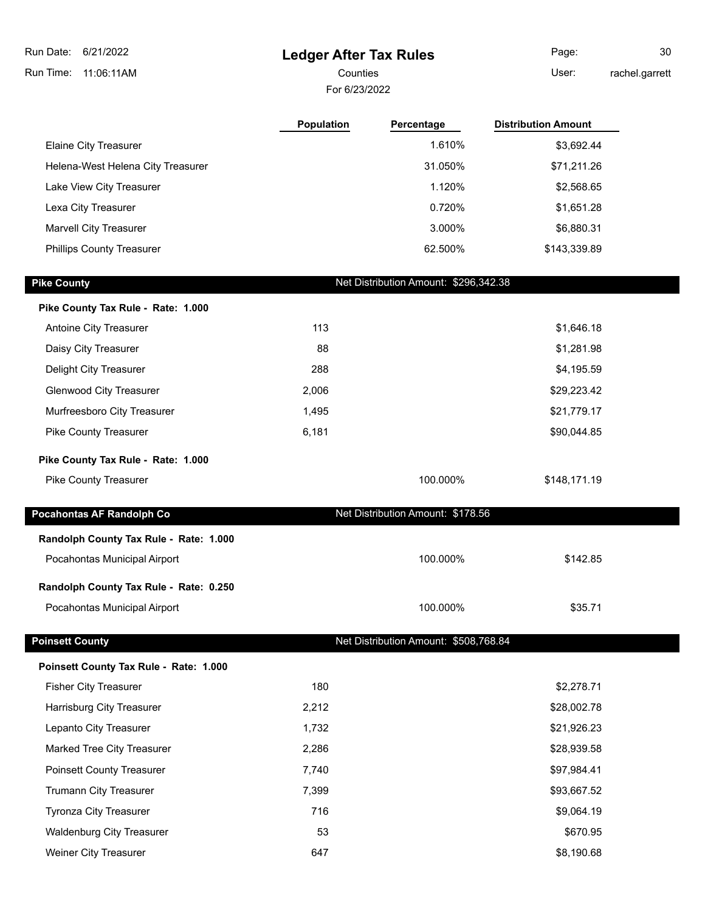| | Population | Percentage | Distribution Amount |
|---|---|---|---|
| Elaine City Treasurer | | 1.610% | $3,692.44 |
| Helena-West Helena City Treasurer | | 31.050% | $71,211.26 |
| Lake View City Treasurer | | 1.120% | $2,568.65 |
| Lexa City Treasurer | | 0.720% | $1,651.28 |
| Marvell City Treasurer | | 3.000% | $6,880.31 |
| Phillips County Treasurer | | 62.500% | $143,339.89 |

## Pike County

Net Distribution Amount: $296,342.38

**Pike County Tax Rule - Rate: 1.000**

| | Population | Percentage | Distribution Amount |
|---|---|---|---|
| Antoine City Treasurer | 113 | | $1,646.18 |
| Daisy City Treasurer | 88 | | $1,281.98 |
| Delight City Treasurer | 288 | | $4,195.59 |
| Glenwood City Treasurer | 2,006 | | $29,223.42 |
| Murfreesboro City Treasurer | 1,495 | | $21,779.17 |
| Pike County Treasurer | 6,181 | | $90,044.85 |

**Pike County Tax Rule - Rate: 1.000**

| | Population | Percentage | Distribution Amount |
|---|---|---|---|
| Pike County Treasurer | | 100.000% | $148,171.19 |

## Pocahontas AF Randolph Co

Net Distribution Amount: $178.56

**Randolph County Tax Rule - Rate: 1.000**

| | Population | Percentage | Distribution Amount |
|---|---|---|---|
| Pocahontas Municipal Airport | | 100.000% | $142.85 |

**Randolph County Tax Rule - Rate: 0.250**

| | Population | Percentage | Distribution Amount |
|---|---|---|---|
| Pocahontas Municipal Airport | | 100.000% | $35.71 |

## Poinsett County

Net Distribution Amount: $508,768.84

**Poinsett County Tax Rule - Rate: 1.000**

| | Population | Percentage | Distribution Amount |
|---|---|---|---|
| Fisher City Treasurer | 180 | | $2,278.71 |
| Harrisburg City Treasurer | 2,212 | | $28,002.78 |
| Lepanto City Treasurer | 1,732 | | $21,926.23 |
| Marked Tree City Treasurer | 2,286 | | $28,939.58 |
| Poinsett County Treasurer | 7,740 | | $97,984.41 |
| Trumann City Treasurer | 7,399 | | $93,667.52 |
| Tyronza City Treasurer | 716 | | $9,064.19 |
| Waldenburg City Treasurer | 53 | | $670.95 |
| Weiner City Treasurer | 647 | | $8,190.68 |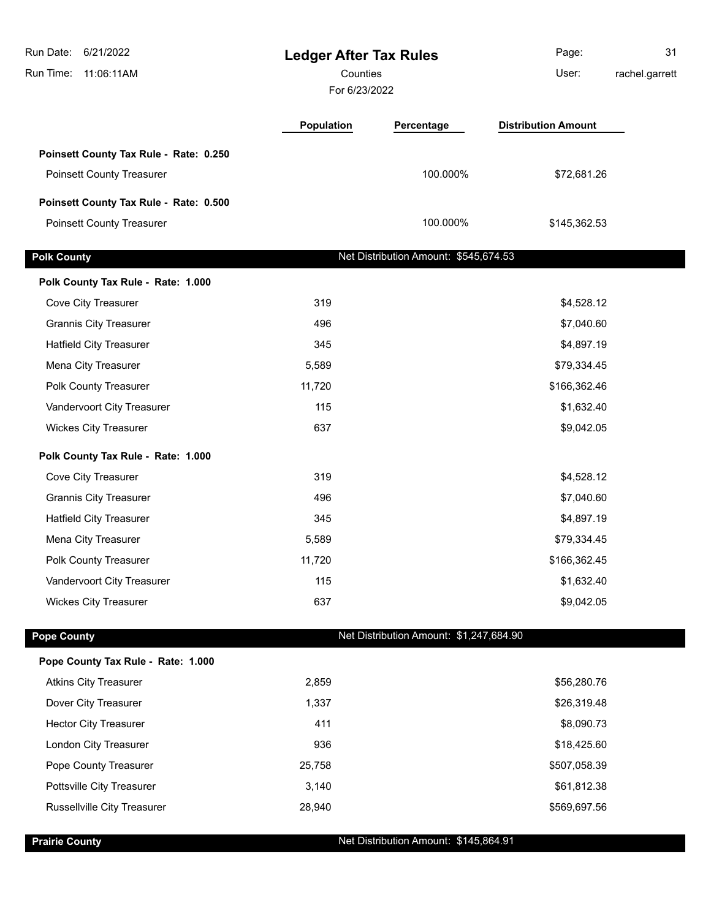# Ledger After Tax Rules

Counties

For 6/23/2022

Run Date: 6/21/2022
Run Time: 11:06:11AM
User: rachel.garrett

| | Population | Percentage | Distribution Amount |
|---|---|---|---|
| **Poinsett County Tax Rule - Rate: 0.250** | | | |
| Poinsett County Treasurer | | 100.000% | $72,681.26 |
| **Poinsett County Tax Rule - Rate: 0.500** | | | |
| Poinsett County Treasurer | | 100.000% | $145,362.53 |

## Polk County

Net Distribution Amount: $545,674.53

| | Population | Percentage | Distribution Amount |
|---|---|---|---|
| **Polk County Tax Rule - Rate: 1.000** | | | |
| Cove City Treasurer | 319 | | $4,528.12 |
| Grannis City Treasurer | 496 | | $7,040.60 |
| Hatfield City Treasurer | 345 | | $4,897.19 |
| Mena City Treasurer | 5,589 | | $79,334.45 |
| Polk County Treasurer | 11,720 | | $166,362.46 |
| Vandervoort City Treasurer | 115 | | $1,632.40 |
| Wickes City Treasurer | 637 | | $9,042.05 |
| **Polk County Tax Rule - Rate: 1.000** | | | |
| Cove City Treasurer | 319 | | $4,528.12 |
| Grannis City Treasurer | 496 | | $7,040.60 |
| Hatfield City Treasurer | 345 | | $4,897.19 |
| Mena City Treasurer | 5,589 | | $79,334.45 |
| Polk County Treasurer | 11,720 | | $166,362.45 |
| Vandervoort City Treasurer | 115 | | $1,632.40 |
| Wickes City Treasurer | 637 | | $9,042.05 |

## Pope County

Net Distribution Amount: $1,247,684.90

| | Population | Percentage | Distribution Amount |
|---|---|---|---|
| **Pope County Tax Rule - Rate: 1.000** | | | |
| Atkins City Treasurer | 2,859 | | $56,280.76 |
| Dover City Treasurer | 1,337 | | $26,319.48 |
| Hector City Treasurer | 411 | | $8,090.73 |
| London City Treasurer | 936 | | $18,425.60 |
| Pope County Treasurer | 25,758 | | $507,058.39 |
| Pottsville City Treasurer | 3,140 | | $61,812.38 |
| Russellville City Treasurer | 28,940 | | $569,697.56 |

## Prairie County

Net Distribution Amount: $145,864.91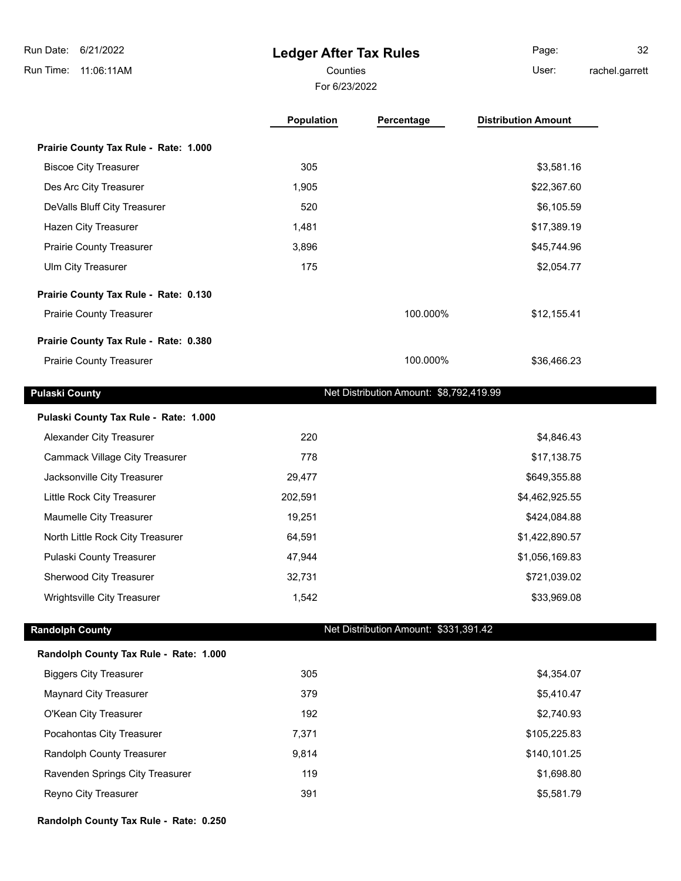# Ledger After Tax Rules

Counties

For 6/23/2022

| | Population | Percentage | Distribution Amount |
|---|---|---|---|
| **Prairie County Tax Rule - Rate: 1.000** | | | |
| Biscoe City Treasurer | 305 | | $3,581.16 |
| Des Arc City Treasurer | 1,905 | | $22,367.60 |
| DeValls Bluff City Treasurer | 520 | | $6,105.59 |
| Hazen City Treasurer | 1,481 | | $17,389.19 |
| Prairie County Treasurer | 3,896 | | $45,744.96 |
| Ulm City Treasurer | 175 | | $2,054.77 |
| **Prairie County Tax Rule - Rate: 0.130** | | | |
| Prairie County Treasurer | | 100.000% | $12,155.41 |
| **Prairie County Tax Rule - Rate: 0.380** | | | |
| Prairie County Treasurer | | 100.000% | $36,466.23 |

## Pulaski County

Net Distribution Amount: $8,792,419.99

| | Population | Percentage | Distribution Amount |
|---|---|---|---|
| **Pulaski County Tax Rule - Rate: 1.000** | | | |
| Alexander City Treasurer | 220 | | $4,846.43 |
| Cammack Village City Treasurer | 778 | | $17,138.75 |
| Jacksonville City Treasurer | 29,477 | | $649,355.88 |
| Little Rock City Treasurer | 202,591 | | $4,462,925.55 |
| Maumelle City Treasurer | 19,251 | | $424,084.88 |
| North Little Rock City Treasurer | 64,591 | | $1,422,890.57 |
| Pulaski County Treasurer | 47,944 | | $1,056,169.83 |
| Sherwood City Treasurer | 32,731 | | $721,039.02 |
| Wrightsville City Treasurer | 1,542 | | $33,969.08 |

## Randolph County

Net Distribution Amount: $331,391.42

| | Population | Percentage | Distribution Amount |
|---|---|---|---|
| **Randolph County Tax Rule - Rate: 1.000** | | | |
| Biggers City Treasurer | 305 | | $4,354.07 |
| Maynard City Treasurer | 379 | | $5,410.47 |
| O'Kean City Treasurer | 192 | | $2,740.93 |
| Pocahontas City Treasurer | 7,371 | | $105,225.83 |
| Randolph County Treasurer | 9,814 | | $140,101.25 |
| Ravenden Springs City Treasurer | 119 | | $1,698.80 |
| Reyno City Treasurer | 391 | | $5,581.79 |

**Randolph County Tax Rule - Rate: 0.250**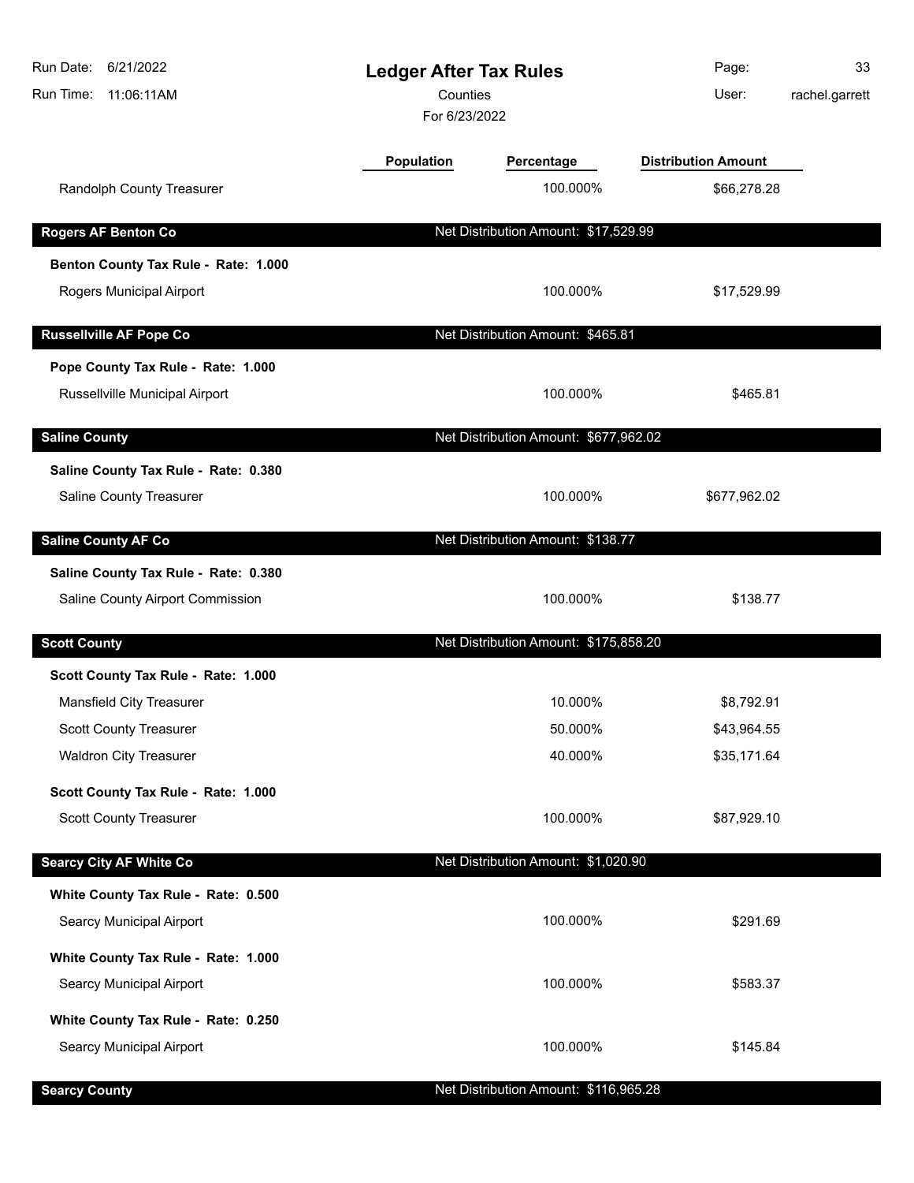# Ledger After Tax Rules

Counties

For 6/23/2022

| | Population | Percentage | Distribution Amount |
|---|---|---|---|
| Randolph County Treasurer | | 100.000% | $66,278.28 |

## Rogers AF Benton Co

Net Distribution Amount: $17,529.99

**Benton County Tax Rule - Rate: 1.000**

| | Population | Percentage | Distribution Amount |
|---|---|---|---|
| Rogers Municipal Airport | | 100.000% | $17,529.99 |

## Russellville AF Pope Co

Net Distribution Amount: $465.81

**Pope County Tax Rule - Rate: 1.000**

| | Population | Percentage | Distribution Amount |
|---|---|---|---|
| Russellville Municipal Airport | | 100.000% | $465.81 |

## Saline County

Net Distribution Amount: $677,962.02

**Saline County Tax Rule - Rate: 0.380**

| | Population | Percentage | Distribution Amount |
|---|---|---|---|
| Saline County Treasurer | | 100.000% | $677,962.02 |

## Saline County AF Co

Net Distribution Amount: $138.77

**Saline County Tax Rule - Rate: 0.380**

| | Population | Percentage | Distribution Amount |
|---|---|---|---|
| Saline County Airport Commission | | 100.000% | $138.77 |

## Scott County

Net Distribution Amount: $175,858.20

**Scott County Tax Rule - Rate: 1.000**

| | Population | Percentage | Distribution Amount |
|---|---|---|---|
| Mansfield City Treasurer | | 10.000% | $8,792.91 |
| Scott County Treasurer | | 50.000% | $43,964.55 |
| Waldron City Treasurer | | 40.000% | $35,171.64 |

**Scott County Tax Rule - Rate: 1.000**

| | Population | Percentage | Distribution Amount |
|---|---|---|---|
| Scott County Treasurer | | 100.000% | $87,929.10 |

## Searcy City AF White Co

Net Distribution Amount: $1,020.90

**White County Tax Rule - Rate: 0.500**

| | Population | Percentage | Distribution Amount |
|---|---|---|---|
| Searcy Municipal Airport | | 100.000% | $291.69 |

**White County Tax Rule - Rate: 1.000**

| | Population | Percentage | Distribution Amount |
|---|---|---|---|
| Searcy Municipal Airport | | 100.000% | $583.37 |

**White County Tax Rule - Rate: 0.250**

| | Population | Percentage | Distribution Amount |
|---|---|---|---|
| Searcy Municipal Airport | | 100.000% | $145.84 |

## Searcy County

Net Distribution Amount: $116,965.28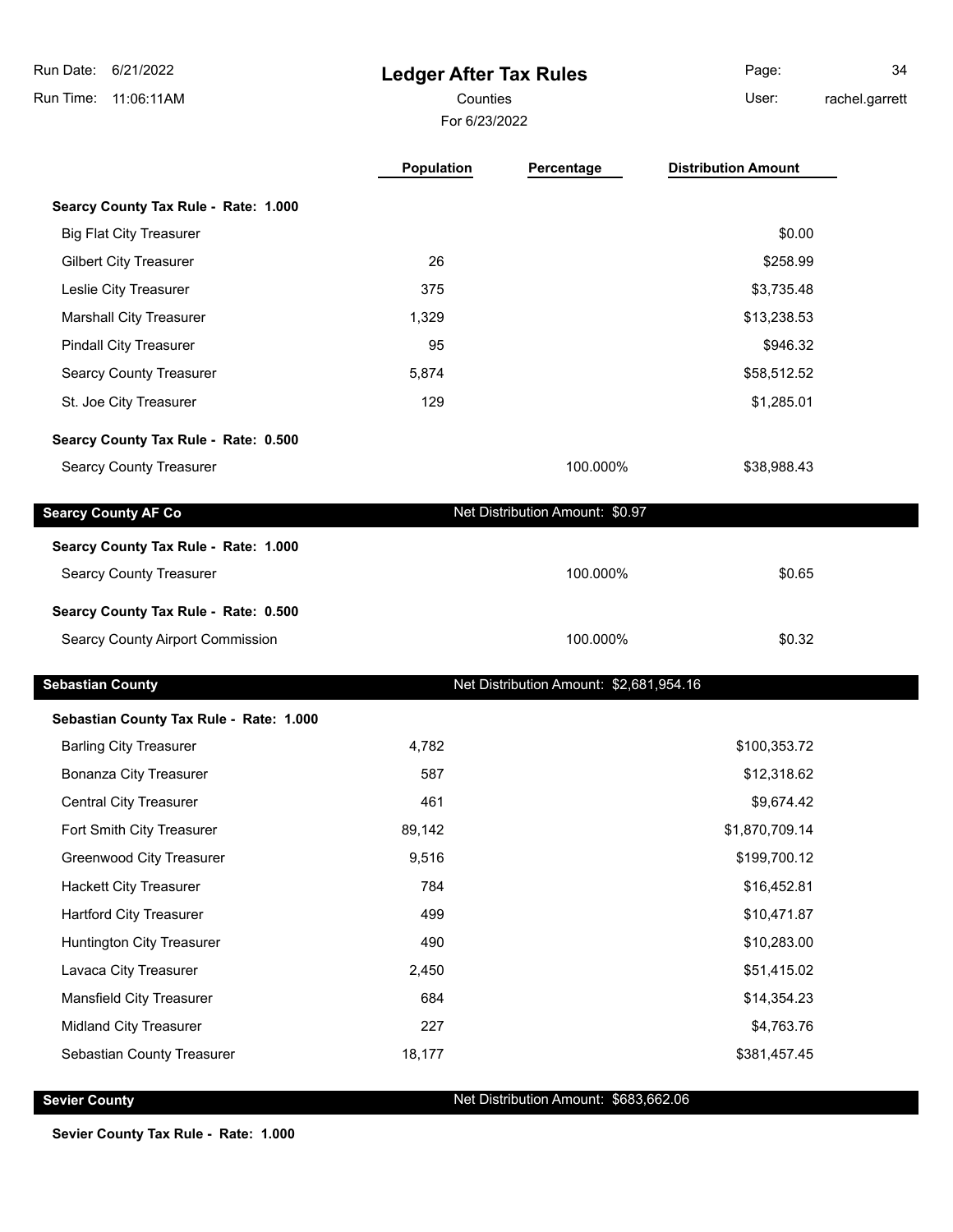# Ledger After Tax Rules

Counties

For 6/23/2022

| | Population | Percentage | Distribution Amount |
|---|---|---|---|
| **Searcy County Tax Rule - Rate: 1.000** | | | |
| Big Flat City Treasurer | | | $0.00 |
| Gilbert City Treasurer | 26 | | $258.99 |
| Leslie City Treasurer | 375 | | $3,735.48 |
| Marshall City Treasurer | 1,329 | | $13,238.53 |
| Pindall City Treasurer | 95 | | $946.32 |
| Searcy County Treasurer | 5,874 | | $58,512.52 |
| St. Joe City Treasurer | 129 | | $1,285.01 |
| **Searcy County Tax Rule - Rate: 0.500** | | | |
| Searcy County Treasurer | | 100.000% | $38,988.43 |
| **Searcy County AF Co** | | Net Distribution Amount: $0.97 | |
| **Searcy County Tax Rule - Rate: 1.000** | | | |
| Searcy County Treasurer | | 100.000% | $0.65 |
| **Searcy County Tax Rule - Rate: 0.500** | | | |
| Searcy County Airport Commission | | 100.000% | $0.32 |
| **Sebastian County** | | Net Distribution Amount: $2,681,954.16 | |
| **Sebastian County Tax Rule - Rate: 1.000** | | | |
| Barling City Treasurer | 4,782 | | $100,353.72 |
| Bonanza City Treasurer | 587 | | $12,318.62 |
| Central City Treasurer | 461 | | $9,674.42 |
| Fort Smith City Treasurer | 89,142 | | $1,870,709.14 |
| Greenwood City Treasurer | 9,516 | | $199,700.12 |
| Hackett City Treasurer | 784 | | $16,452.81 |
| Hartford City Treasurer | 499 | | $10,471.87 |
| Huntington City Treasurer | 490 | | $10,283.00 |
| Lavaca City Treasurer | 2,450 | | $51,415.02 |
| Mansfield City Treasurer | 684 | | $14,354.23 |
| Midland City Treasurer | 227 | | $4,763.76 |
| Sebastian County Treasurer | 18,177 | | $381,457.45 |
| **Sevier County** | | Net Distribution Amount: $683,662.06 | |
| **Sevier County Tax Rule - Rate: 1.000** | | | |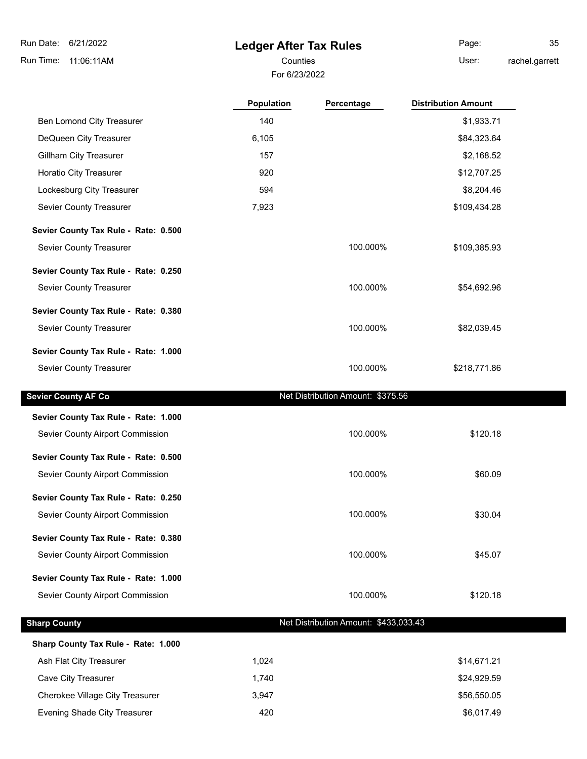## Ledger After Tax Rules

Counties

For 6/23/2022

| | Population | Percentage | Distribution Amount |
|---|---|---|---|
| Ben Lomond City Treasurer | 140 | | $1,933.71 |
| DeQueen City Treasurer | 6,105 | | $84,323.64 |
| Gillham City Treasurer | 157 | | $2,168.52 |
| Horatio City Treasurer | 920 | | $12,707.25 |
| Lockesburg City Treasurer | 594 | | $8,204.46 |
| Sevier County Treasurer | 7,923 | | $109,434.28 |
| **Sevier County Tax Rule - Rate: 0.500** | | | |
| Sevier County Treasurer | | 100.000% | $109,385.93 |
| **Sevier County Tax Rule - Rate: 0.250** | | | |
| Sevier County Treasurer | | 100.000% | $54,692.96 |
| **Sevier County Tax Rule - Rate: 0.380** | | | |
| Sevier County Treasurer | | 100.000% | $82,039.45 |
| **Sevier County Tax Rule - Rate: 1.000** | | | |
| Sevier County Treasurer | | 100.000% | $218,771.86 |

### Sevier County AF Co — Net Distribution Amount: $375.56

| | Population | Percentage | Distribution Amount |
|---|---|---|---|
| **Sevier County Tax Rule - Rate: 1.000** | | | |
| Sevier County Airport Commission | | 100.000% | $120.18 |
| **Sevier County Tax Rule - Rate: 0.500** | | | |
| Sevier County Airport Commission | | 100.000% | $60.09 |
| **Sevier County Tax Rule - Rate: 0.250** | | | |
| Sevier County Airport Commission | | 100.000% | $30.04 |
| **Sevier County Tax Rule - Rate: 0.380** | | | |
| Sevier County Airport Commission | | 100.000% | $45.07 |
| **Sevier County Tax Rule - Rate: 1.000** | | | |
| Sevier County Airport Commission | | 100.000% | $120.18 |

### Sharp County — Net Distribution Amount: $433,033.43

| | Population | Percentage | Distribution Amount |
|---|---|---|---|
| **Sharp County Tax Rule - Rate: 1.000** | | | |
| Ash Flat City Treasurer | 1,024 | | $14,671.21 |
| Cave City Treasurer | 1,740 | | $24,929.59 |
| Cherokee Village City Treasurer | 3,947 | | $56,550.05 |
| Evening Shade City Treasurer | 420 | | $6,017.49 |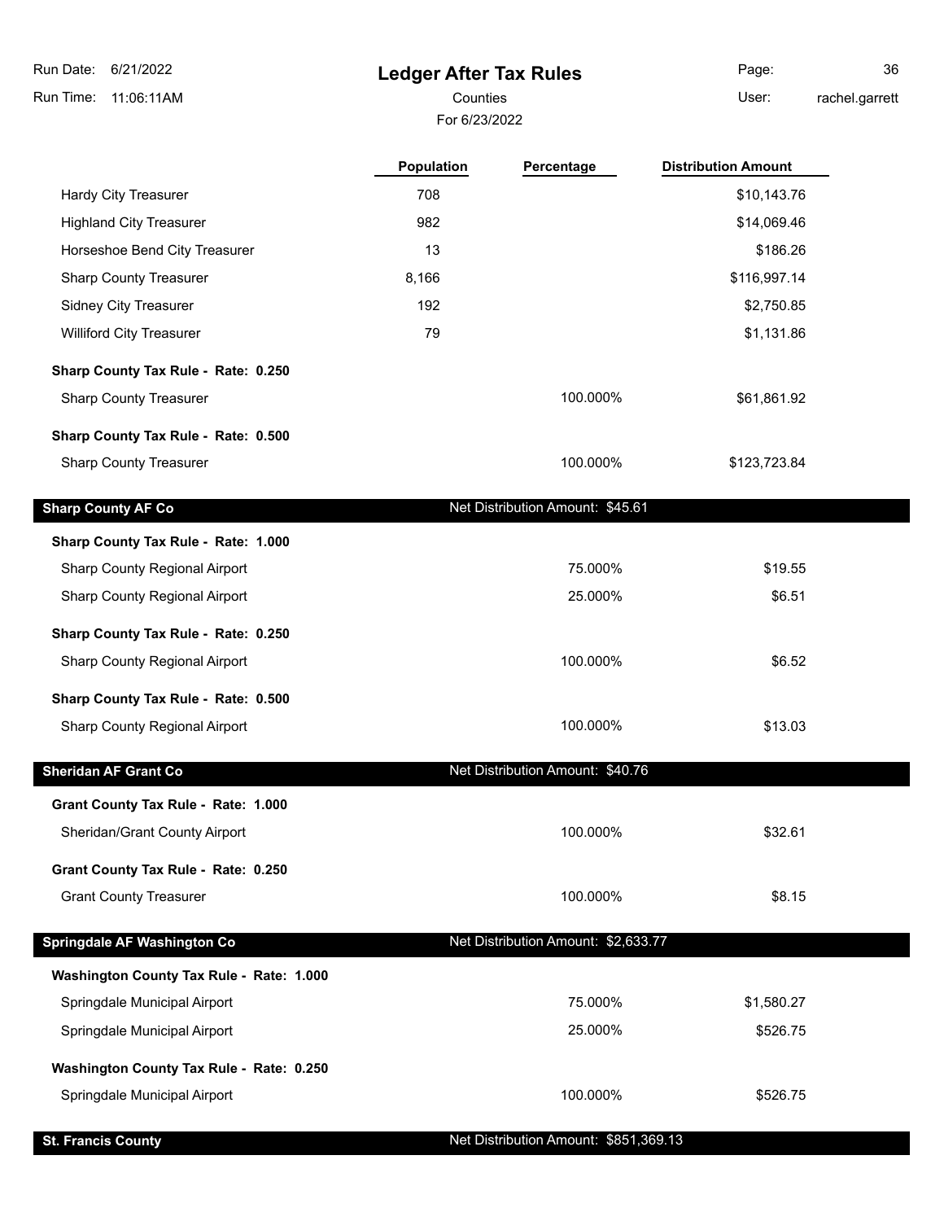| | Population | Percentage | Distribution Amount |
|---|---|---|---|
| Hardy City Treasurer | 708 | | $10,143.76 |
| Highland City Treasurer | 982 | | $14,069.46 |
| Horseshoe Bend City Treasurer | 13 | | $186.26 |
| Sharp County Treasurer | 8,166 | | $116,997.14 |
| Sidney City Treasurer | 192 | | $2,750.85 |
| Williford City Treasurer | 79 | | $1,131.86 |
| **Sharp County Tax Rule - Rate: 0.250** | | | |
| Sharp County Treasurer | | 100.000% | $61,861.92 |
| **Sharp County Tax Rule - Rate: 0.500** | | | |
| Sharp County Treasurer | | 100.000% | $123,723.84 |
| **Sharp County AF Co** | | Net Distribution Amount: $45.61 | |
| **Sharp County Tax Rule - Rate: 1.000** | | | |
| Sharp County Regional Airport | | 75.000% | $19.55 |
| Sharp County Regional Airport | | 25.000% | $6.51 |
| **Sharp County Tax Rule - Rate: 0.250** | | | |
| Sharp County Regional Airport | | 100.000% | $6.52 |
| **Sharp County Tax Rule - Rate: 0.500** | | | |
| Sharp County Regional Airport | | 100.000% | $13.03 |
| **Sheridan AF Grant Co** | | Net Distribution Amount: $40.76 | |
| **Grant County Tax Rule - Rate: 1.000** | | | |
| Sheridan/Grant County Airport | | 100.000% | $32.61 |
| **Grant County Tax Rule - Rate: 0.250** | | | |
| Grant County Treasurer | | 100.000% | $8.15 |
| **Springdale AF Washington Co** | | Net Distribution Amount: $2,633.77 | |
| **Washington County Tax Rule - Rate: 1.000** | | | |
| Springdale Municipal Airport | | 75.000% | $1,580.27 |
| Springdale Municipal Airport | | 25.000% | $526.75 |
| **Washington County Tax Rule - Rate: 0.250** | | | |
| Springdale Municipal Airport | | 100.000% | $526.75 |
| **St. Francis County** | | Net Distribution Amount: $851,369.13 | |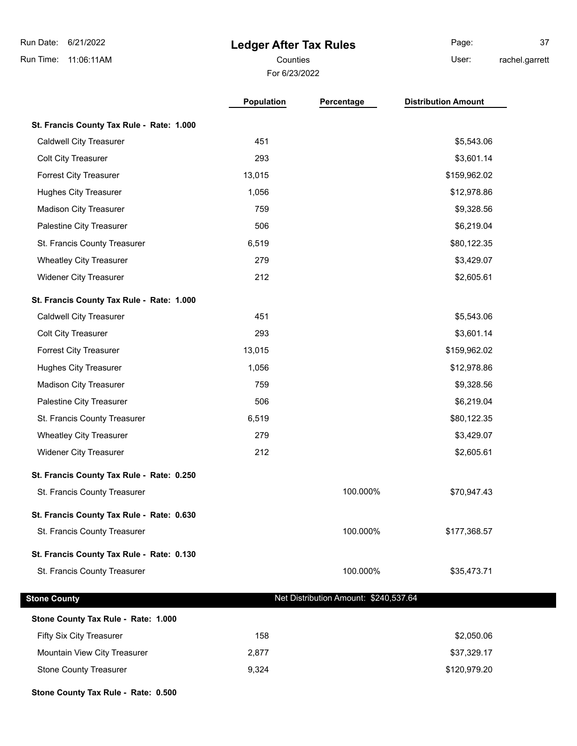# Ledger After Tax Rules

Counties

For 6/23/2022

| | Population | Percentage | Distribution Amount |
|---|---|---|---|
| **St. Francis County Tax Rule - Rate: 1.000** | | | |
| Caldwell City Treasurer | 451 | | $5,543.06 |
| Colt City Treasurer | 293 | | $3,601.14 |
| Forrest City Treasurer | 13,015 | | $159,962.02 |
| Hughes City Treasurer | 1,056 | | $12,978.86 |
| Madison City Treasurer | 759 | | $9,328.56 |
| Palestine City Treasurer | 506 | | $6,219.04 |
| St. Francis County Treasurer | 6,519 | | $80,122.35 |
| Wheatley City Treasurer | 279 | | $3,429.07 |
| Widener City Treasurer | 212 | | $2,605.61 |
| **St. Francis County Tax Rule - Rate: 1.000** | | | |
| Caldwell City Treasurer | 451 | | $5,543.06 |
| Colt City Treasurer | 293 | | $3,601.14 |
| Forrest City Treasurer | 13,015 | | $159,962.02 |
| Hughes City Treasurer | 1,056 | | $12,978.86 |
| Madison City Treasurer | 759 | | $9,328.56 |
| Palestine City Treasurer | 506 | | $6,219.04 |
| St. Francis County Treasurer | 6,519 | | $80,122.35 |
| Wheatley City Treasurer | 279 | | $3,429.07 |
| Widener City Treasurer | 212 | | $2,605.61 |
| **St. Francis County Tax Rule - Rate: 0.250** | | | |
| St. Francis County Treasurer | | 100.000% | $70,947.43 |
| **St. Francis County Tax Rule - Rate: 0.630** | | | |
| St. Francis County Treasurer | | 100.000% | $177,368.57 |
| **St. Francis County Tax Rule - Rate: 0.130** | | | |
| St. Francis County Treasurer | | 100.000% | $35,473.71 |

## Stone County

Net Distribution Amount: $240,537.64

| | Population | Percentage | Distribution Amount |
|---|---|---|---|
| **Stone County Tax Rule - Rate: 1.000** | | | |
| Fifty Six City Treasurer | 158 | | $2,050.06 |
| Mountain View City Treasurer | 2,877 | | $37,329.17 |
| Stone County Treasurer | 9,324 | | $120,979.20 |
| **Stone County Tax Rule - Rate: 0.500** | | | |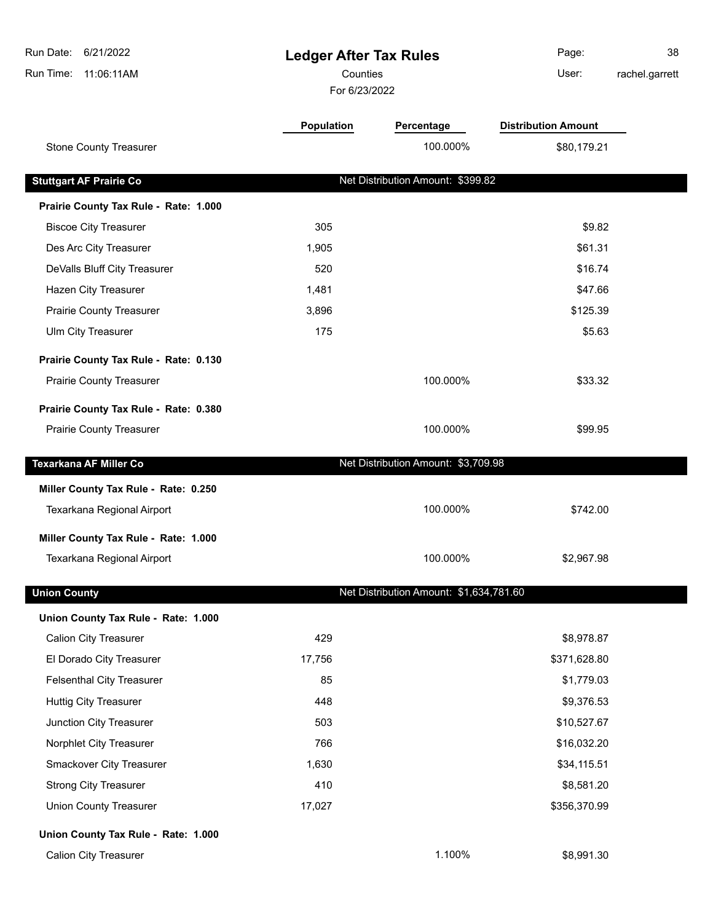# Ledger After Tax Rules

Counties

For 6/23/2022

| | Population | Percentage | Distribution Amount |
| --- | --- | --- | --- |
| Stone County Treasurer | | 100.000% | $80,179.21 |
| **Stuttgart AF Prairie Co** | | Net Distribution Amount: $399.82 | |
| **Prairie County Tax Rule - Rate: 1.000** | | | |
| Biscoe City Treasurer | 305 | | $9.82 |
| Des Arc City Treasurer | 1,905 | | $61.31 |
| DeValls Bluff City Treasurer | 520 | | $16.74 |
| Hazen City Treasurer | 1,481 | | $47.66 |
| Prairie County Treasurer | 3,896 | | $125.39 |
| Ulm City Treasurer | 175 | | $5.63 |
| **Prairie County Tax Rule - Rate: 0.130** | | | |
| Prairie County Treasurer | | 100.000% | $33.32 |
| **Prairie County Tax Rule - Rate: 0.380** | | | |
| Prairie County Treasurer | | 100.000% | $99.95 |
| **Texarkana AF Miller Co** | | Net Distribution Amount: $3,709.98 | |
| **Miller County Tax Rule - Rate: 0.250** | | | |
| Texarkana Regional Airport | | 100.000% | $742.00 |
| **Miller County Tax Rule - Rate: 1.000** | | | |
| Texarkana Regional Airport | | 100.000% | $2,967.98 |
| **Union County** | | Net Distribution Amount: $1,634,781.60 | |
| **Union County Tax Rule - Rate: 1.000** | | | |
| Calion City Treasurer | 429 | | $8,978.87 |
| El Dorado City Treasurer | 17,756 | | $371,628.80 |
| Felsenthal City Treasurer | 85 | | $1,779.03 |
| Huttig City Treasurer | 448 | | $9,376.53 |
| Junction City Treasurer | 503 | | $10,527.67 |
| Norphlet City Treasurer | 766 | | $16,032.20 |
| Smackover City Treasurer | 1,630 | | $34,115.51 |
| Strong City Treasurer | 410 | | $8,581.20 |
| Union County Treasurer | 17,027 | | $356,370.99 |
| **Union County Tax Rule - Rate: 1.000** | | | |
| Calion City Treasurer | | 1.100% | $8,991.30 |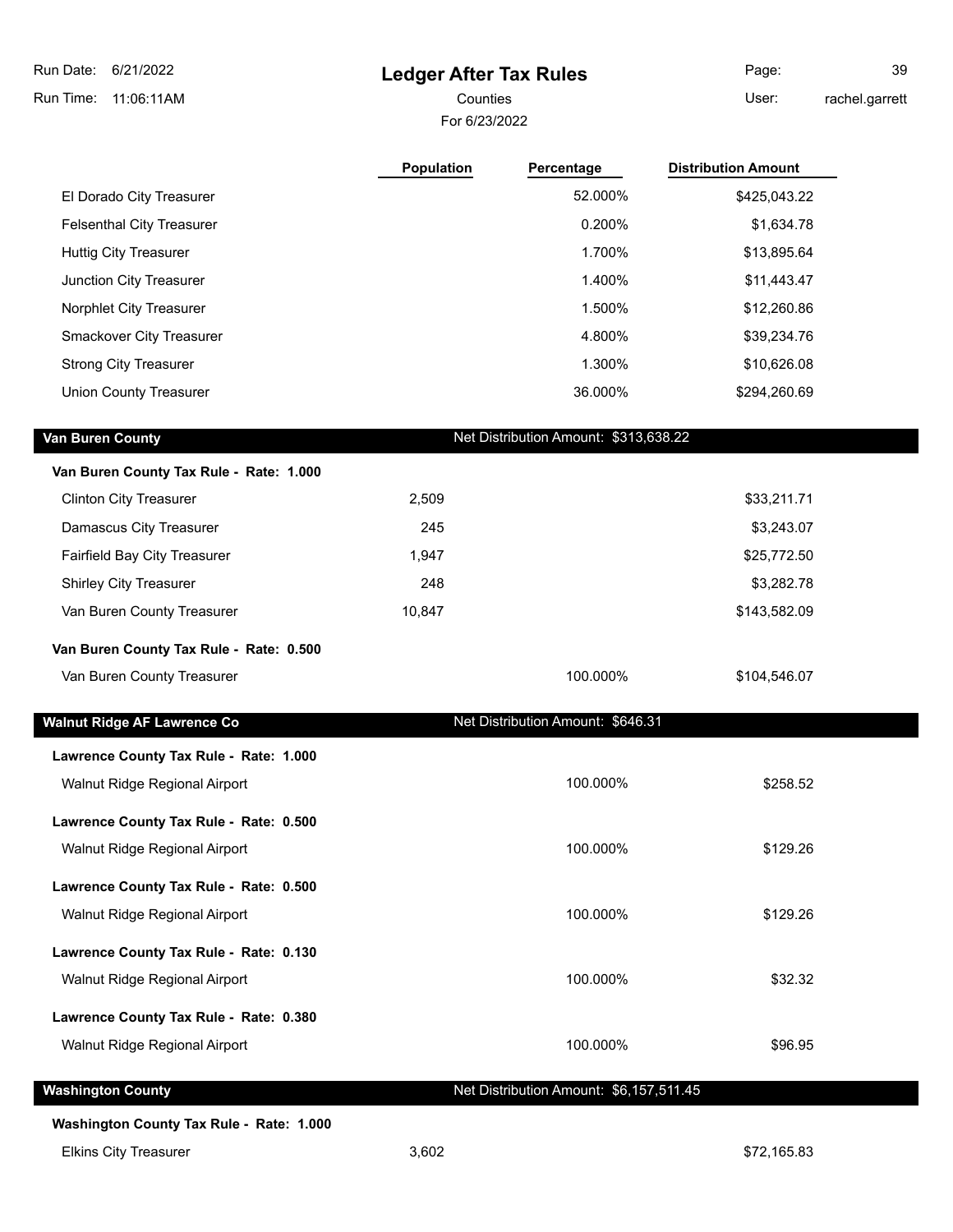# Ledger After Tax Rules

Counties

For 6/23/2022

| | Population | Percentage | Distribution Amount |
|---|---|---|---|
| El Dorado City Treasurer | | 52.000% | $425,043.22 |
| Felsenthal City Treasurer | | 0.200% | $1,634.78 |
| Huttig City Treasurer | | 1.700% | $13,895.64 |
| Junction City Treasurer | | 1.400% | $11,443.47 |
| Norphlet City Treasurer | | 1.500% | $12,260.86 |
| Smackover City Treasurer | | 4.800% | $39,234.76 |
| Strong City Treasurer | | 1.300% | $10,626.08 |
| Union County Treasurer | | 36.000% | $294,260.69 |

## Van Buren County

Net Distribution Amount: $313,638.22

**Van Buren County Tax Rule - Rate: 1.000**

| | Population | Percentage | Distribution Amount |
|---|---|---|---|
| Clinton City Treasurer | 2,509 | | $33,211.71 |
| Damascus City Treasurer | 245 | | $3,243.07 |
| Fairfield Bay City Treasurer | 1,947 | | $25,772.50 |
| Shirley City Treasurer | 248 | | $3,282.78 |
| Van Buren County Treasurer | 10,847 | | $143,582.09 |

**Van Buren County Tax Rule - Rate: 0.500**

| | Population | Percentage | Distribution Amount |
|---|---|---|---|
| Van Buren County Treasurer | | 100.000% | $104,546.07 |

## Walnut Ridge AF Lawrence Co

Net Distribution Amount: $646.31

**Lawrence County Tax Rule - Rate: 1.000**

| | Population | Percentage | Distribution Amount |
|---|---|---|---|
| Walnut Ridge Regional Airport | | 100.000% | $258.52 |

**Lawrence County Tax Rule - Rate: 0.500**

| | Population | Percentage | Distribution Amount |
|---|---|---|---|
| Walnut Ridge Regional Airport | | 100.000% | $129.26 |

**Lawrence County Tax Rule - Rate: 0.500**

| | Population | Percentage | Distribution Amount |
|---|---|---|---|
| Walnut Ridge Regional Airport | | 100.000% | $129.26 |

**Lawrence County Tax Rule - Rate: 0.130**

| | Population | Percentage | Distribution Amount |
|---|---|---|---|
| Walnut Ridge Regional Airport | | 100.000% | $32.32 |

**Lawrence County Tax Rule - Rate: 0.380**

| | Population | Percentage | Distribution Amount |
|---|---|---|---|
| Walnut Ridge Regional Airport | | 100.000% | $96.95 |

## Washington County

Net Distribution Amount: $6,157,511.45

**Washington County Tax Rule - Rate: 1.000**

| | Population | Percentage | Distribution Amount |
|---|---|---|---|
| Elkins City Treasurer | 3,602 | | $72,165.83 |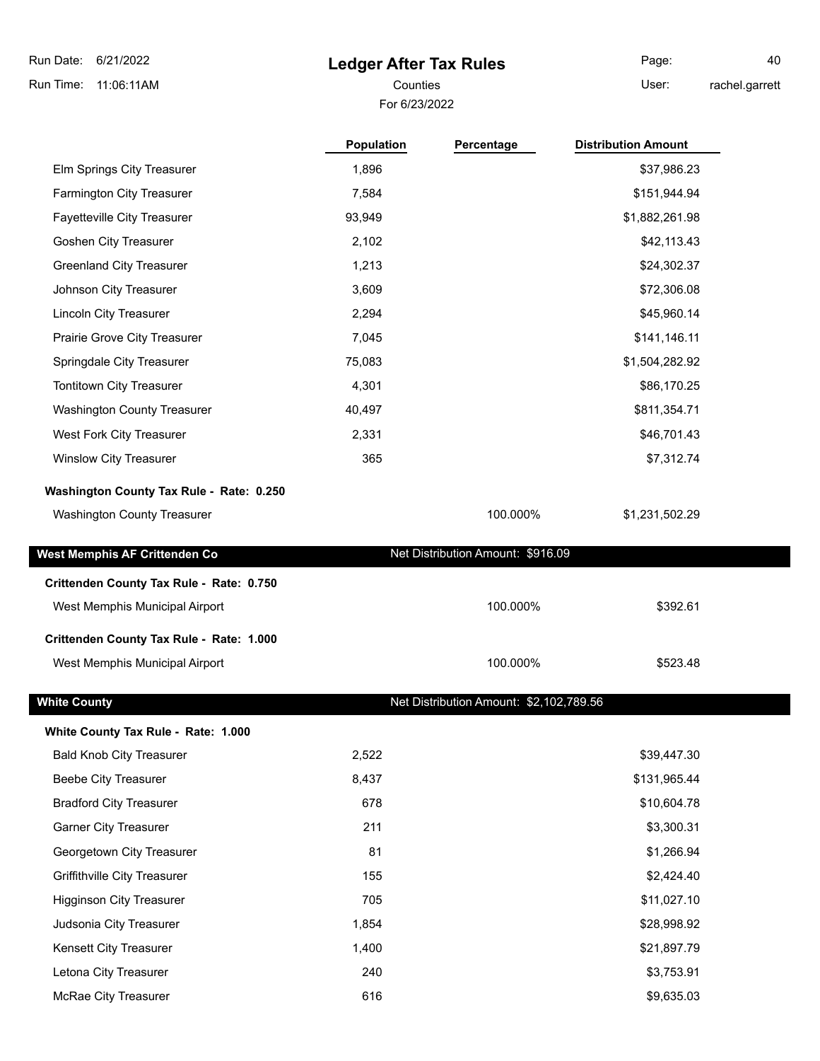# Ledger After Tax Rules

Counties

For 6/23/2022

| | Population | Percentage | Distribution Amount |
|---|---|---|---|
| Elm Springs City Treasurer | 1,896 | | $37,986.23 |
| Farmington City Treasurer | 7,584 | | $151,944.94 |
| Fayetteville City Treasurer | 93,949 | | $1,882,261.98 |
| Goshen City Treasurer | 2,102 | | $42,113.43 |
| Greenland City Treasurer | 1,213 | | $24,302.37 |
| Johnson City Treasurer | 3,609 | | $72,306.08 |
| Lincoln City Treasurer | 2,294 | | $45,960.14 |
| Prairie Grove City Treasurer | 7,045 | | $141,146.11 |
| Springdale City Treasurer | 75,083 | | $1,504,282.92 |
| Tontitown City Treasurer | 4,301 | | $86,170.25 |
| Washington County Treasurer | 40,497 | | $811,354.71 |
| West Fork City Treasurer | 2,331 | | $46,701.43 |
| Winslow City Treasurer | 365 | | $7,312.74 |
| **Washington County Tax Rule - Rate: 0.250** | | | |
| Washington County Treasurer | | 100.000% | $1,231,502.29 |

## West Memphis AF Crittenden Co

Net Distribution Amount: $916.09

| | Population | Percentage | Distribution Amount |
|---|---|---|---|
| **Crittenden County Tax Rule - Rate: 0.750** | | | |
| West Memphis Municipal Airport | | 100.000% | $392.61 |
| **Crittenden County Tax Rule - Rate: 1.000** | | | |
| West Memphis Municipal Airport | | 100.000% | $523.48 |

## White County

Net Distribution Amount: $2,102,789.56

| | Population | Percentage | Distribution Amount |
|---|---|---|---|
| **White County Tax Rule - Rate: 1.000** | | | |
| Bald Knob City Treasurer | 2,522 | | $39,447.30 |
| Beebe City Treasurer | 8,437 | | $131,965.44 |
| Bradford City Treasurer | 678 | | $10,604.78 |
| Garner City Treasurer | 211 | | $3,300.31 |
| Georgetown City Treasurer | 81 | | $1,266.94 |
| Griffithville City Treasurer | 155 | | $2,424.40 |
| Higginson City Treasurer | 705 | | $11,027.10 |
| Judsonia City Treasurer | 1,854 | | $28,998.92 |
| Kensett City Treasurer | 1,400 | | $21,897.79 |
| Letona City Treasurer | 240 | | $3,753.91 |
| McRae City Treasurer | 616 | | $9,635.03 |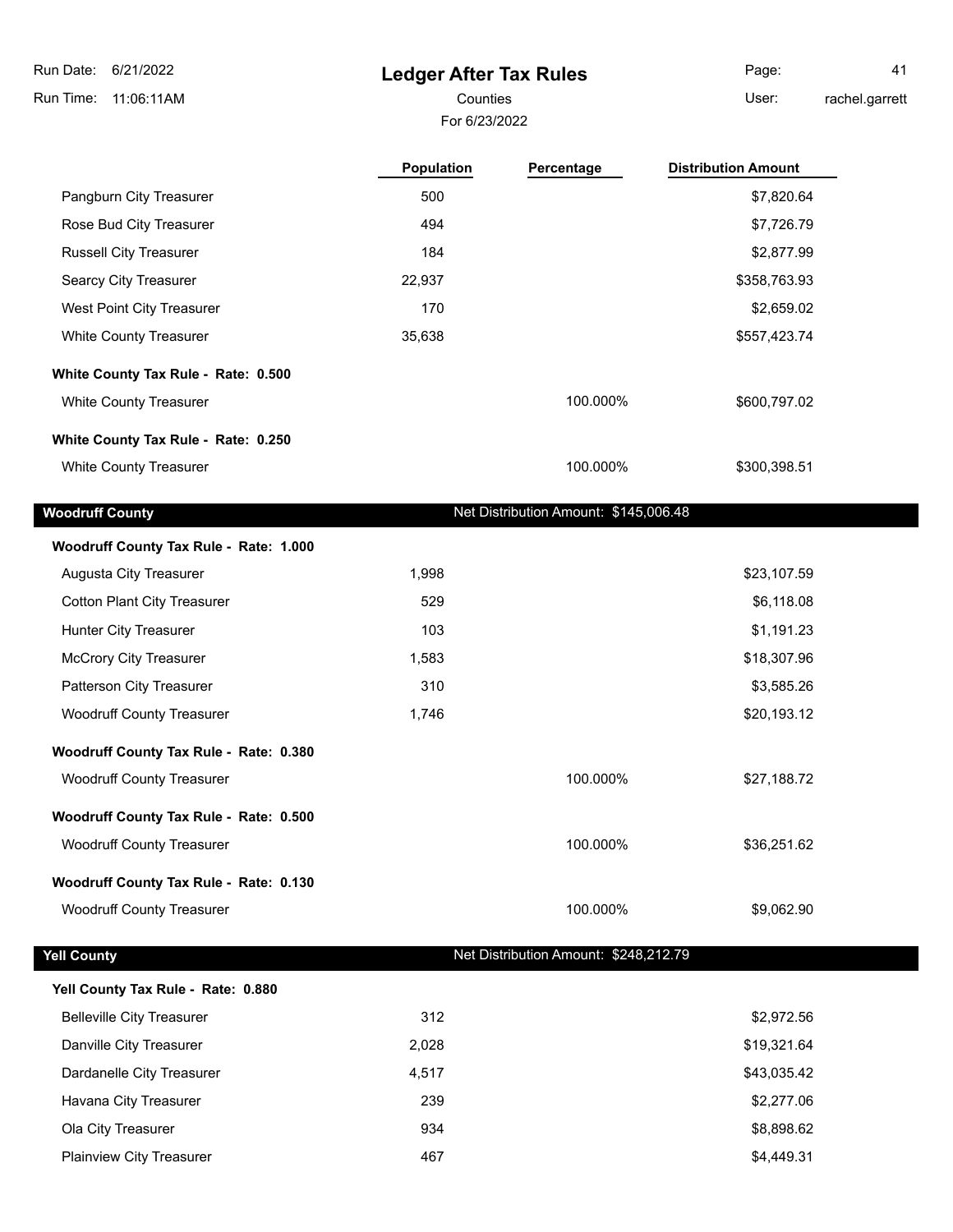# Ledger After Tax Rules

Counties

For 6/23/2022

| | Population | Percentage | Distribution Amount |
|---|---|---|---|
| Pangburn City Treasurer | 500 | | $7,820.64 |
| Rose Bud City Treasurer | 494 | | $7,726.79 |
| Russell City Treasurer | 184 | | $2,877.99 |
| Searcy City Treasurer | 22,937 | | $358,763.93 |
| West Point City Treasurer | 170 | | $2,659.02 |
| White County Treasurer | 35,638 | | $557,423.74 |
| **White County Tax Rule - Rate: 0.500** | | | |
| White County Treasurer | | 100.000% | $600,797.02 |
| **White County Tax Rule - Rate: 0.250** | | | |
| White County Treasurer | | 100.000% | $300,398.51 |

## Woodruff County

Net Distribution Amount: $145,006.48

| | Population | Percentage | Distribution Amount |
|---|---|---|---|
| **Woodruff County Tax Rule - Rate: 1.000** | | | |
| Augusta City Treasurer | 1,998 | | $23,107.59 |
| Cotton Plant City Treasurer | 529 | | $6,118.08 |
| Hunter City Treasurer | 103 | | $1,191.23 |
| McCrory City Treasurer | 1,583 | | $18,307.96 |
| Patterson City Treasurer | 310 | | $3,585.26 |
| Woodruff County Treasurer | 1,746 | | $20,193.12 |
| **Woodruff County Tax Rule - Rate: 0.380** | | | |
| Woodruff County Treasurer | | 100.000% | $27,188.72 |
| **Woodruff County Tax Rule - Rate: 0.500** | | | |
| Woodruff County Treasurer | | 100.000% | $36,251.62 |
| **Woodruff County Tax Rule - Rate: 0.130** | | | |
| Woodruff County Treasurer | | 100.000% | $9,062.90 |

## Yell County

Net Distribution Amount: $248,212.79

| | Population | Percentage | Distribution Amount |
|---|---|---|---|
| **Yell County Tax Rule - Rate: 0.880** | | | |
| Belleville City Treasurer | 312 | | $2,972.56 |
| Danville City Treasurer | 2,028 | | $19,321.64 |
| Dardanelle City Treasurer | 4,517 | | $43,035.42 |
| Havana City Treasurer | 239 | | $2,277.06 |
| Ola City Treasurer | 934 | | $8,898.62 |
| Plainview City Treasurer | 467 | | $4,449.31 |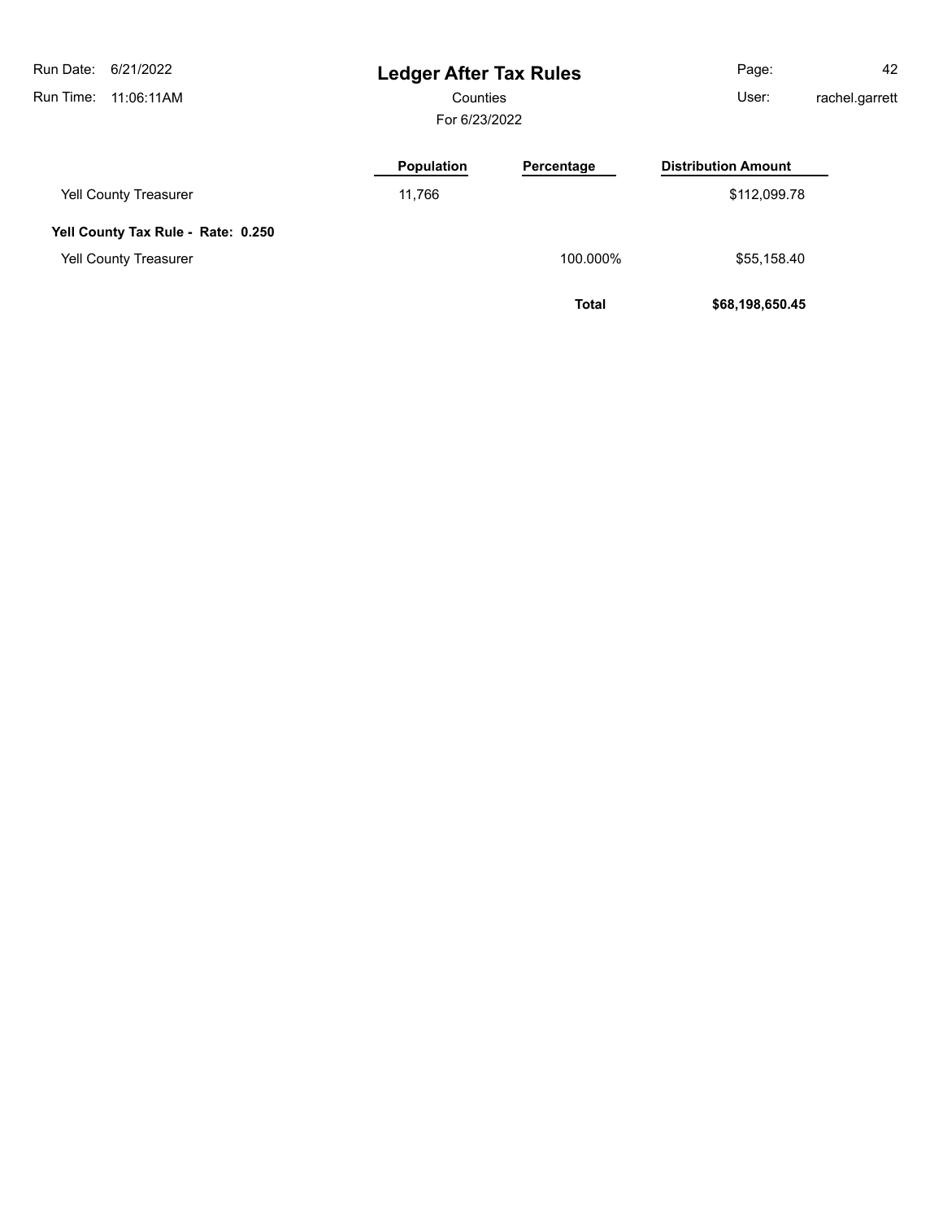| | Population | Percentage | Distribution Amount |
|---|---|---|---|
| Yell County Treasurer | 11,766 | | $112,099.78 |
| **Yell County Tax Rule - Rate: 0.250** | | | |
| Yell County Treasurer | | 100.000% | $55,158.40 |
| | | **Total** | **$68,198,650.45** |